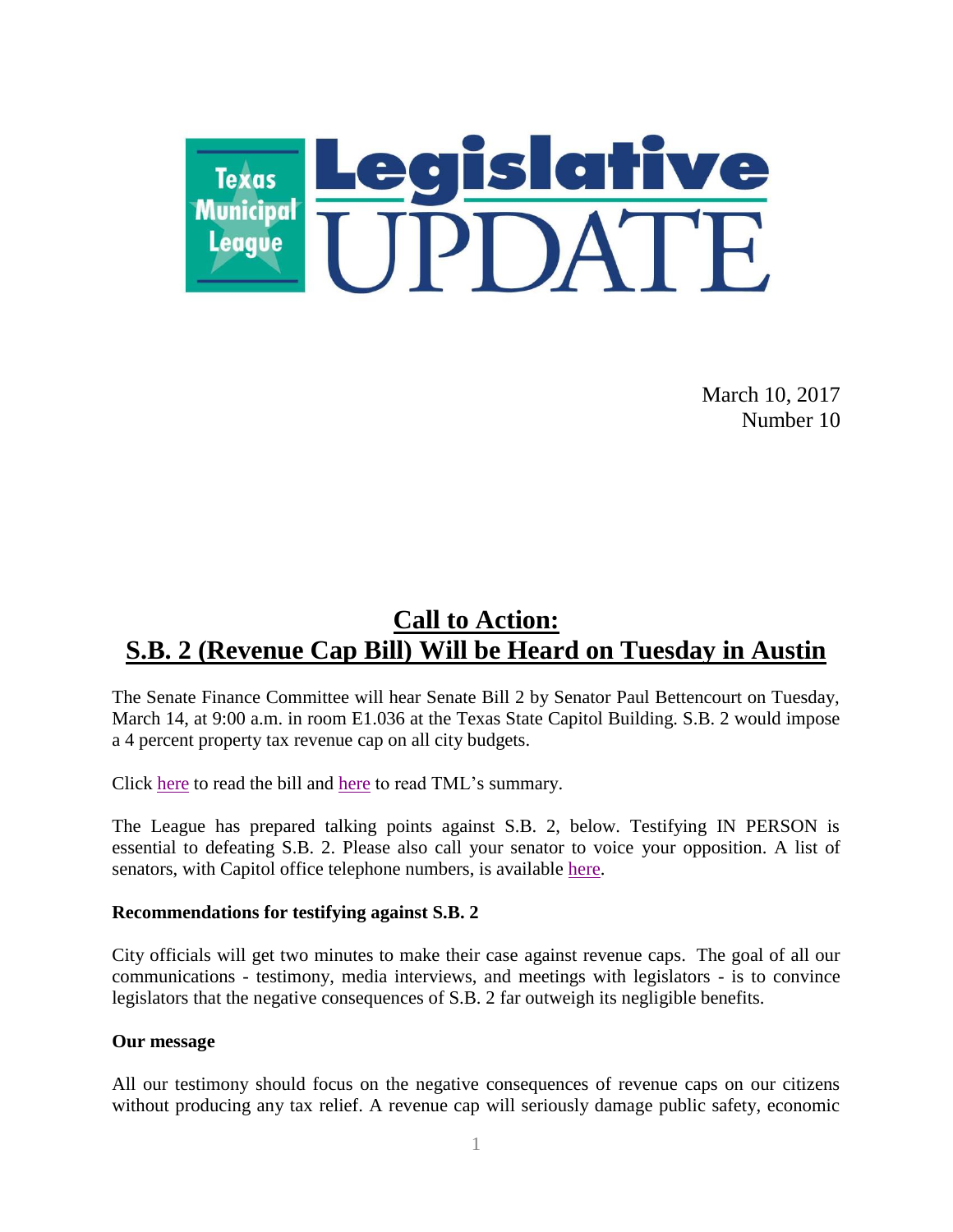# Texas Municipal League Legislative UPDATE

March 10, 2017
Number 10

## Call to Action: S.B. 2 (Revenue Cap Bill) Will be Heard on Tuesday in Austin

The Senate Finance Committee will hear Senate Bill 2 by Senator Paul Bettencourt on Tuesday, March 14, at 9:00 a.m. in room E1.036 at the Texas State Capitol Building. S.B. 2 would impose a 4 percent property tax revenue cap on all city budgets.

Click here to read the bill and here to read TML's summary.

The League has prepared talking points against S.B. 2, below. Testifying IN PERSON is essential to defeating S.B. 2. Please also call your senator to voice your opposition. A list of senators, with Capitol office telephone numbers, is available here.

**Recommendations for testifying against S.B. 2**

City officials will get two minutes to make their case against revenue caps. The goal of all our communications - testimony, media interviews, and meetings with legislators - is to convince legislators that the negative consequences of S.B. 2 far outweigh its negligible benefits.

**Our message**

All our testimony should focus on the negative consequences of revenue caps on our citizens without producing any tax relief. A revenue cap will seriously damage public safety, economic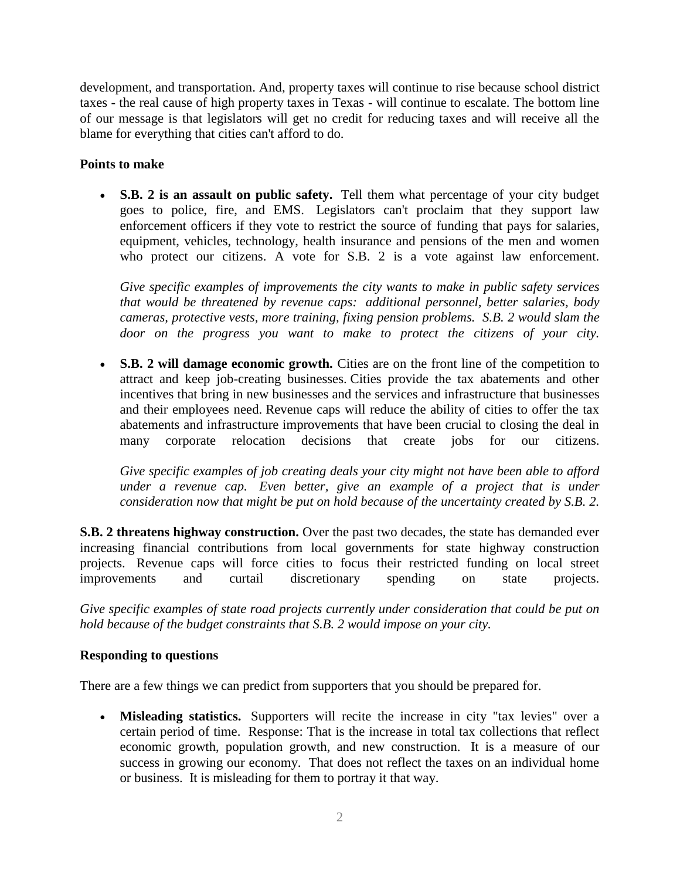development, and transportation. And, property taxes will continue to rise because school district taxes - the real cause of high property taxes in Texas - will continue to escalate. The bottom line of our message is that legislators will get no credit for reducing taxes and will receive all the blame for everything that cities can't afford to do.

**Points to make**

- **S.B. 2 is an assault on public safety.** Tell them what percentage of your city budget goes to police, fire, and EMS. Legislators can't proclaim that they support law enforcement officers if they vote to restrict the source of funding that pays for salaries, equipment, vehicles, technology, health insurance and pensions of the men and women who protect our citizens. A vote for S.B. 2 is a vote against law enforcement.

  *Give specific examples of improvements the city wants to make in public safety services that would be threatened by revenue caps: additional personnel, better salaries, body cameras, protective vests, more training, fixing pension problems. S.B. 2 would slam the door on the progress you want to make to protect the citizens of your city.*

- **S.B. 2 will damage economic growth.** Cities are on the front line of the competition to attract and keep job-creating businesses. Cities provide the tax abatements and other incentives that bring in new businesses and the services and infrastructure that businesses and their employees need. Revenue caps will reduce the ability of cities to offer the tax abatements and infrastructure improvements that have been crucial to closing the deal in many corporate relocation decisions that create jobs for our citizens.

  *Give specific examples of job creating deals your city might not have been able to afford under a revenue cap. Even better, give an example of a project that is under consideration now that might be put on hold because of the uncertainty created by S.B. 2.*

**S.B. 2 threatens highway construction.** Over the past two decades, the state has demanded ever increasing financial contributions from local governments for state highway construction projects. Revenue caps will force cities to focus their restricted funding on local street improvements and curtail discretionary spending on state projects.

*Give specific examples of state road projects currently under consideration that could be put on hold because of the budget constraints that S.B. 2 would impose on your city.*

**Responding to questions**

There are a few things we can predict from supporters that you should be prepared for.

- **Misleading statistics.** Supporters will recite the increase in city "tax levies" over a certain period of time. Response: That is the increase in total tax collections that reflect economic growth, population growth, and new construction. It is a measure of our success in growing our economy. That does not reflect the taxes on an individual home or business. It is misleading for them to portray it that way.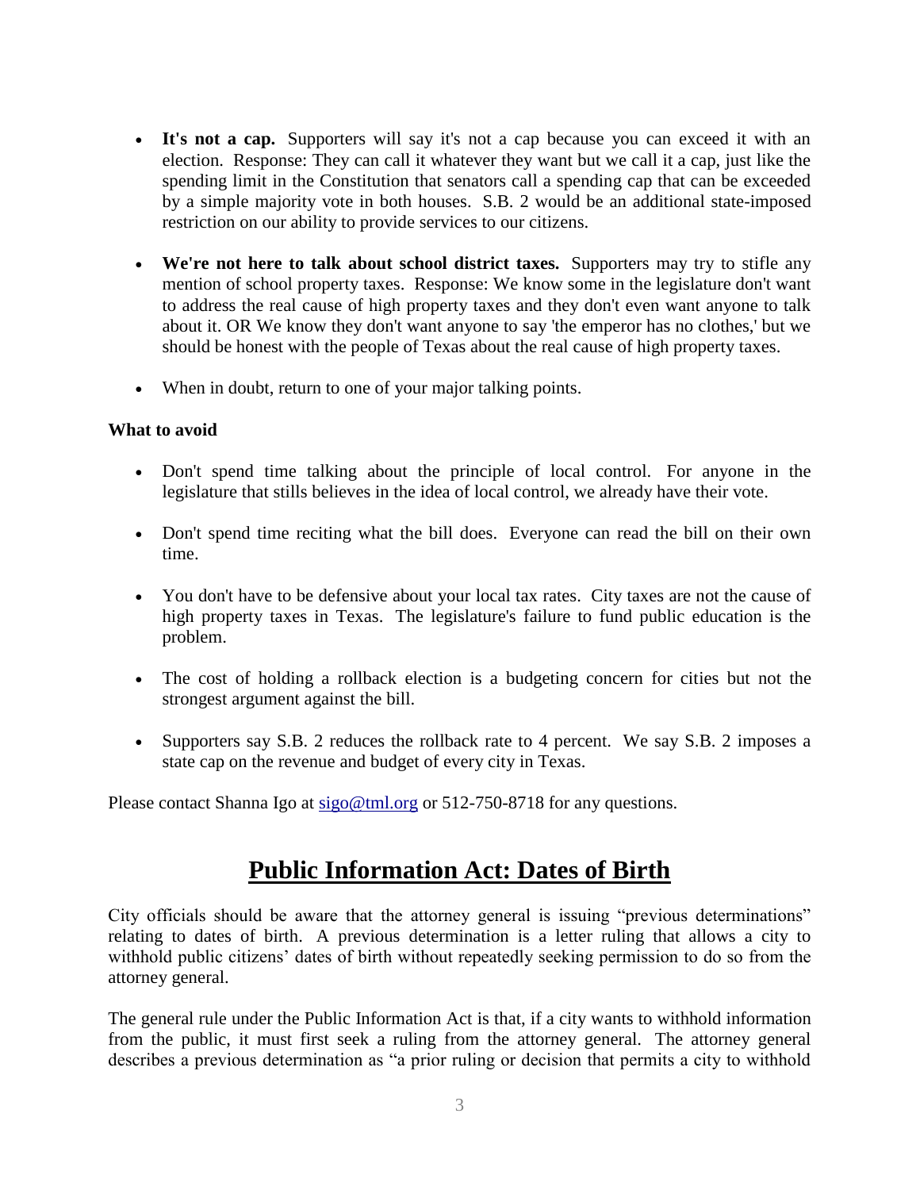- **It's not a cap.** Supporters will say it's not a cap because you can exceed it with an election. Response: They can call it whatever they want but we call it a cap, just like the spending limit in the Constitution that senators call a spending cap that can be exceeded by a simple majority vote in both houses. S.B. 2 would be an additional state-imposed restriction on our ability to provide services to our citizens.

- **We're not here to talk about school district taxes.** Supporters may try to stifle any mention of school property taxes. Response: We know some in the legislature don't want to address the real cause of high property taxes and they don't even want anyone to talk about it. OR We know they don't want anyone to say 'the emperor has no clothes,' but we should be honest with the people of Texas about the real cause of high property taxes.

- When in doubt, return to one of your major talking points.

**What to avoid**

- Don't spend time talking about the principle of local control. For anyone in the legislature that stills believes in the idea of local control, we already have their vote.

- Don't spend time reciting what the bill does. Everyone can read the bill on their own time.

- You don't have to be defensive about your local tax rates. City taxes are not the cause of high property taxes in Texas. The legislature's failure to fund public education is the problem.

- The cost of holding a rollback election is a budgeting concern for cities but not the strongest argument against the bill.

- Supporters say S.B. 2 reduces the rollback rate to 4 percent. We say S.B. 2 imposes a state cap on the revenue and budget of every city in Texas.

Please contact Shanna Igo at sigo@tml.org or 512-750-8718 for any questions.

# Public Information Act: Dates of Birth

City officials should be aware that the attorney general is issuing "previous determinations" relating to dates of birth. A previous determination is a letter ruling that allows a city to withhold public citizens' dates of birth without repeatedly seeking permission to do so from the attorney general.

The general rule under the Public Information Act is that, if a city wants to withhold information from the public, it must first seek a ruling from the attorney general. The attorney general describes a previous determination as "a prior ruling or decision that permits a city to withhold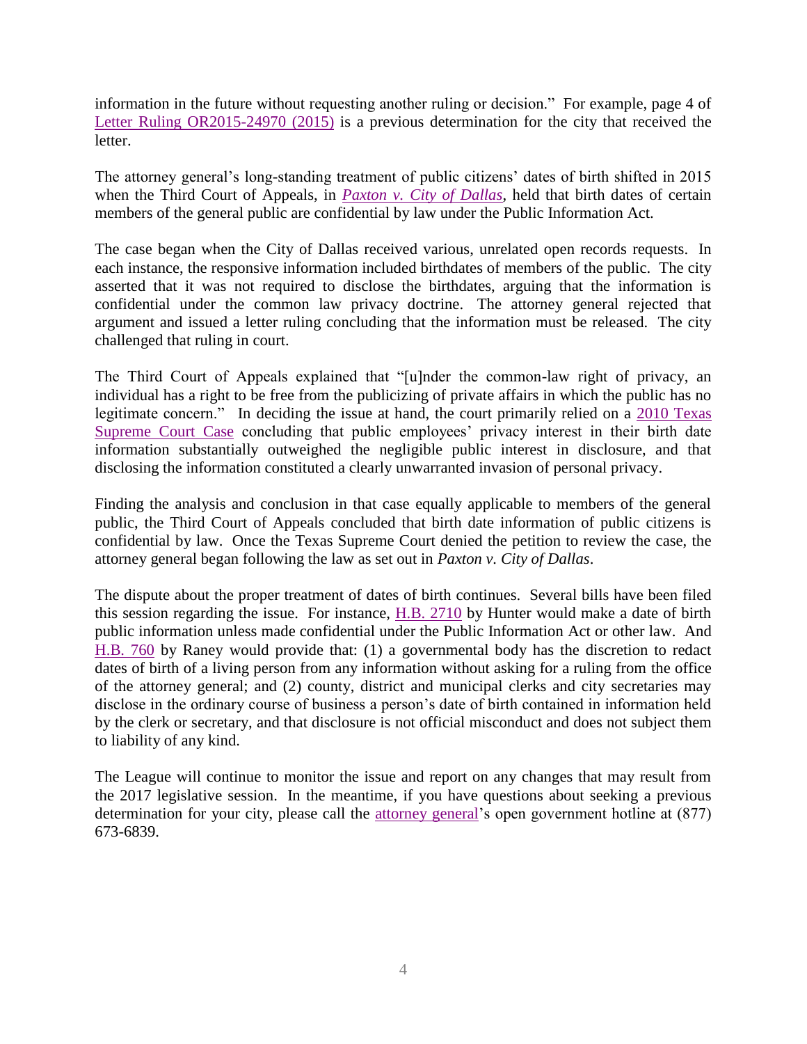information in the future without requesting another ruling or decision." For example, page 4 of Letter Ruling OR2015-24970 (2015) is a previous determination for the city that received the letter.

The attorney general's long-standing treatment of public citizens' dates of birth shifted in 2015 when the Third Court of Appeals, in *Paxton v. City of Dallas*, held that birth dates of certain members of the general public are confidential by law under the Public Information Act.

The case began when the City of Dallas received various, unrelated open records requests. In each instance, the responsive information included birthdates of members of the public. The city asserted that it was not required to disclose the birthdates, arguing that the information is confidential under the common law privacy doctrine. The attorney general rejected that argument and issued a letter ruling concluding that the information must be released. The city challenged that ruling in court.

The Third Court of Appeals explained that "[u]nder the common-law right of privacy, an individual has a right to be free from the publicizing of private affairs in which the public has no legitimate concern." In deciding the issue at hand, the court primarily relied on a 2010 Texas Supreme Court Case concluding that public employees' privacy interest in their birth date information substantially outweighed the negligible public interest in disclosure, and that disclosing the information constituted a clearly unwarranted invasion of personal privacy.

Finding the analysis and conclusion in that case equally applicable to members of the general public, the Third Court of Appeals concluded that birth date information of public citizens is confidential by law. Once the Texas Supreme Court denied the petition to review the case, the attorney general began following the law as set out in *Paxton v. City of Dallas*.

The dispute about the proper treatment of dates of birth continues. Several bills have been filed this session regarding the issue. For instance, H.B. 2710 by Hunter would make a date of birth public information unless made confidential under the Public Information Act or other law. And H.B. 760 by Raney would provide that: (1) a governmental body has the discretion to redact dates of birth of a living person from any information without asking for a ruling from the office of the attorney general; and (2) county, district and municipal clerks and city secretaries may disclose in the ordinary course of business a person's date of birth contained in information held by the clerk or secretary, and that disclosure is not official misconduct and does not subject them to liability of any kind.

The League will continue to monitor the issue and report on any changes that may result from the 2017 legislative session. In the meantime, if you have questions about seeking a previous determination for your city, please call the attorney general's open government hotline at (877) 673-6839.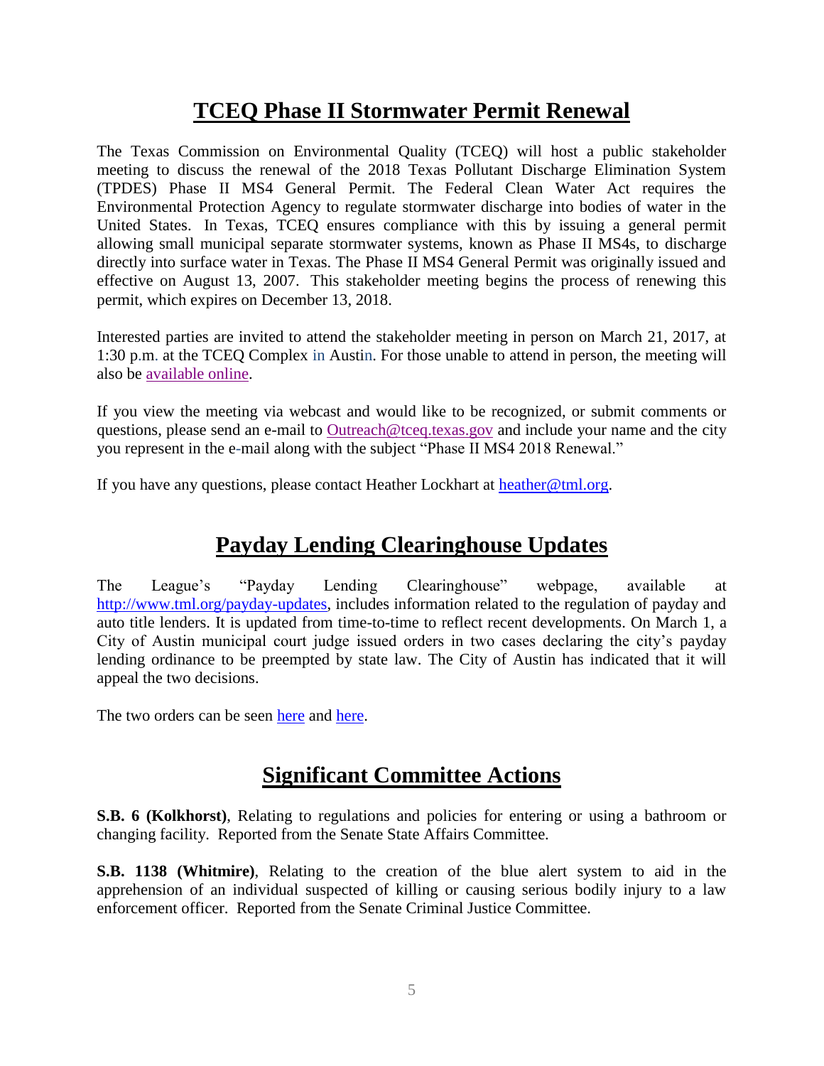## TCEQ Phase II Stormwater Permit Renewal

The Texas Commission on Environmental Quality (TCEQ) will host a public stakeholder meeting to discuss the renewal of the 2018 Texas Pollutant Discharge Elimination System (TPDES) Phase II MS4 General Permit. The Federal Clean Water Act requires the Environmental Protection Agency to regulate stormwater discharge into bodies of water in the United States. In Texas, TCEQ ensures compliance with this by issuing a general permit allowing small municipal separate stormwater systems, known as Phase II MS4s, to discharge directly into surface water in Texas. The Phase II MS4 General Permit was originally issued and effective on August 13, 2007. This stakeholder meeting begins the process of renewing this permit, which expires on December 13, 2018.

Interested parties are invited to attend the stakeholder meeting in person on March 21, 2017, at 1:30 p.m. at the TCEQ Complex in Austin. For those unable to attend in person, the meeting will also be available online.

If you view the meeting via webcast and would like to be recognized, or submit comments or questions, please send an e-mail to Outreach@tceq.texas.gov and include your name and the city you represent in the e-mail along with the subject "Phase II MS4 2018 Renewal."

If you have any questions, please contact Heather Lockhart at heather@tml.org.

## Payday Lending Clearinghouse Updates

The League's "Payday Lending Clearinghouse" webpage, available at http://www.tml.org/payday-updates, includes information related to the regulation of payday and auto title lenders. It is updated from time-to-time to reflect recent developments. On March 1, a City of Austin municipal court judge issued orders in two cases declaring the city's payday lending ordinance to be preempted by state law. The City of Austin has indicated that it will appeal the two decisions.

The two orders can be seen here and here.

## Significant Committee Actions

**S.B. 6 (Kolkhorst)**, Relating to regulations and policies for entering or using a bathroom or changing facility. Reported from the Senate State Affairs Committee.

**S.B. 1138 (Whitmire)**, Relating to the creation of the blue alert system to aid in the apprehension of an individual suspected of killing or causing serious bodily injury to a law enforcement officer. Reported from the Senate Criminal Justice Committee.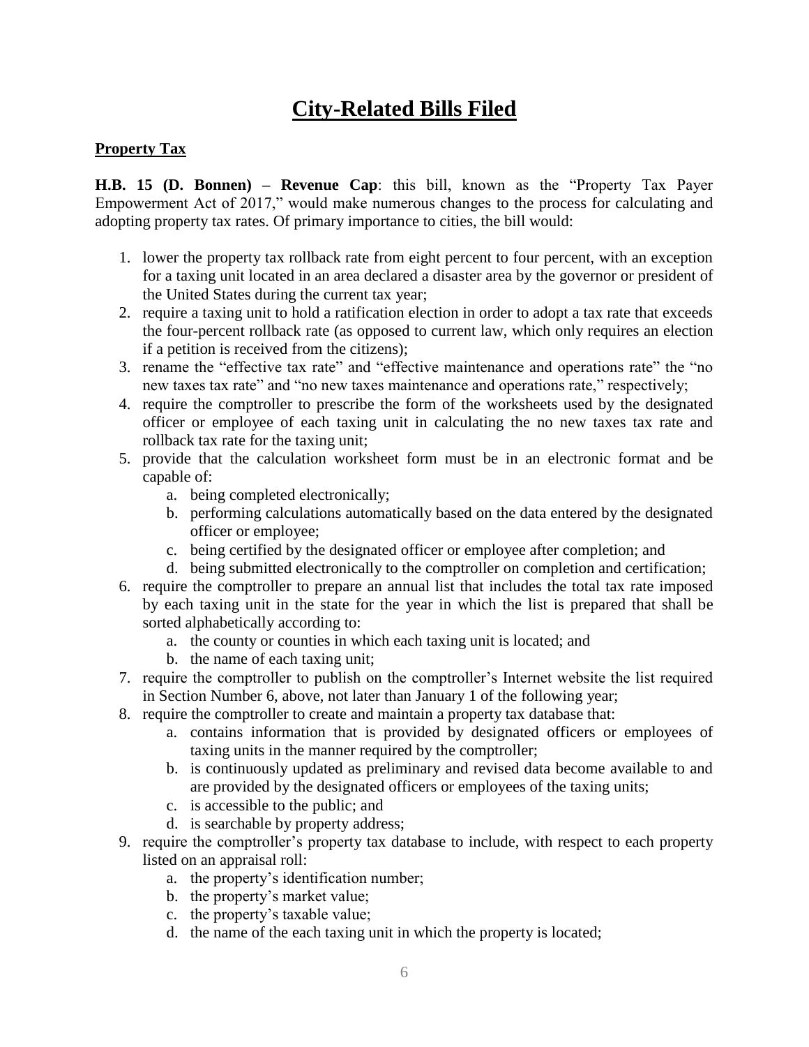# City-Related Bills Filed

## Property Tax

**H.B. 15 (D. Bonnen) – Revenue Cap**: this bill, known as the "Property Tax Payer Empowerment Act of 2017," would make numerous changes to the process for calculating and adopting property tax rates. Of primary importance to cities, the bill would:

1. lower the property tax rollback rate from eight percent to four percent, with an exception for a taxing unit located in an area declared a disaster area by the governor or president of the United States during the current tax year;
2. require a taxing unit to hold a ratification election in order to adopt a tax rate that exceeds the four-percent rollback rate (as opposed to current law, which only requires an election if a petition is received from the citizens);
3. rename the "effective tax rate" and "effective maintenance and operations rate" the "no new taxes tax rate" and "no new taxes maintenance and operations rate," respectively;
4. require the comptroller to prescribe the form of the worksheets used by the designated officer or employee of each taxing unit in calculating the no new taxes tax rate and rollback tax rate for the taxing unit;
5. provide that the calculation worksheet form must be in an electronic format and be capable of:
   a. being completed electronically;
   b. performing calculations automatically based on the data entered by the designated officer or employee;
   c. being certified by the designated officer or employee after completion; and
   d. being submitted electronically to the comptroller on completion and certification;
6. require the comptroller to prepare an annual list that includes the total tax rate imposed by each taxing unit in the state for the year in which the list is prepared that shall be sorted alphabetically according to:
   a. the county or counties in which each taxing unit is located; and
   b. the name of each taxing unit;
7. require the comptroller to publish on the comptroller's Internet website the list required in Section Number 6, above, not later than January 1 of the following year;
8. require the comptroller to create and maintain a property tax database that:
   a. contains information that is provided by designated officers or employees of taxing units in the manner required by the comptroller;
   b. is continuously updated as preliminary and revised data become available to and are provided by the designated officers or employees of the taxing units;
   c. is accessible to the public; and
   d. is searchable by property address;
9. require the comptroller's property tax database to include, with respect to each property listed on an appraisal roll:
   a. the property's identification number;
   b. the property's market value;
   c. the property's taxable value;
   d. the name of the each taxing unit in which the property is located;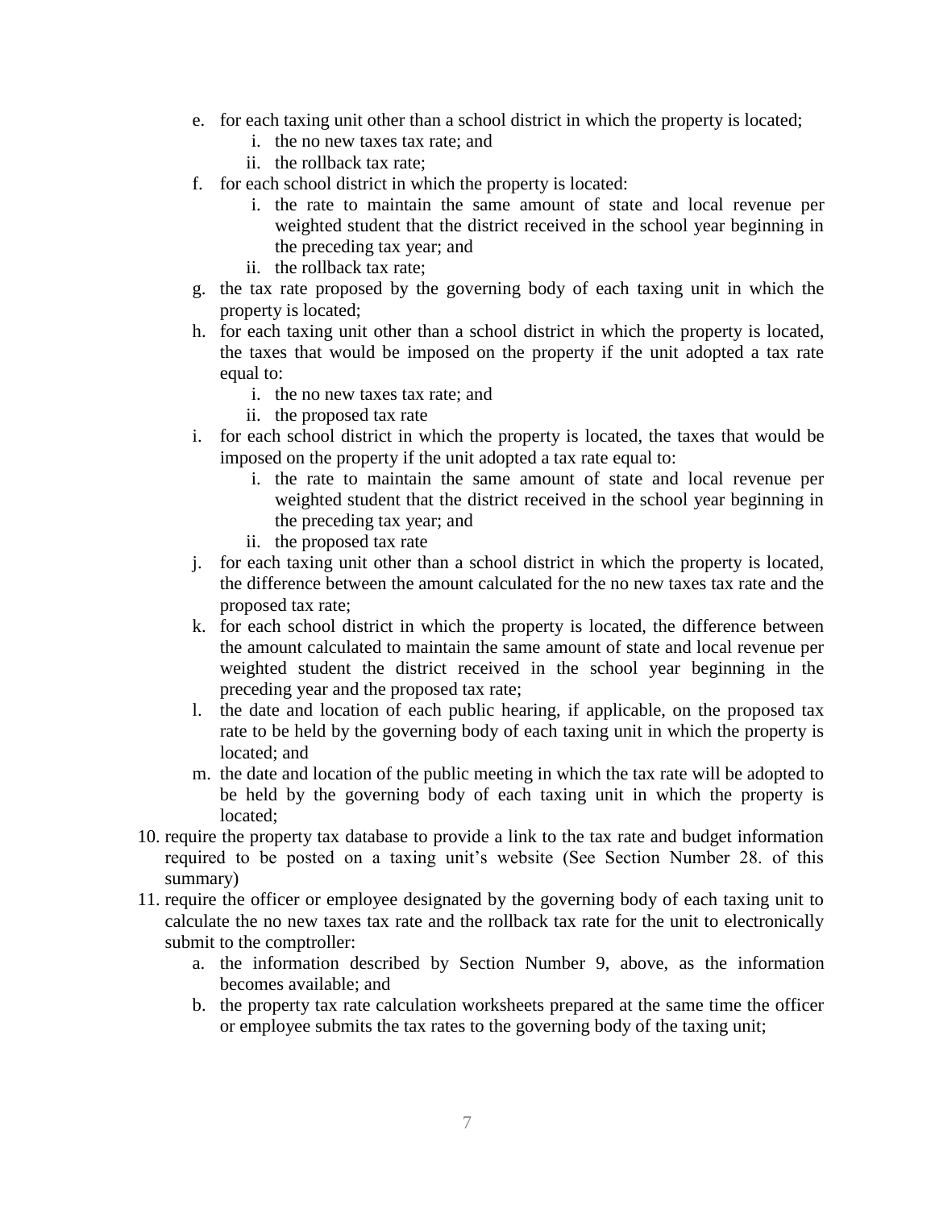e. for each taxing unit other than a school district in which the property is located;
      i. the no new taxes tax rate; and
      ii. the rollback tax rate;
   f. for each school district in which the property is located:
      i. the rate to maintain the same amount of state and local revenue per weighted student that the district received in the school year beginning in the preceding tax year; and
      ii. the rollback tax rate;
   g. the tax rate proposed by the governing body of each taxing unit in which the property is located;
   h. for each taxing unit other than a school district in which the property is located, the taxes that would be imposed on the property if the unit adopted a tax rate equal to:
      i. the no new taxes tax rate; and
      ii. the proposed tax rate
   i. for each school district in which the property is located, the taxes that would be imposed on the property if the unit adopted a tax rate equal to:
      i. the rate to maintain the same amount of state and local revenue per weighted student that the district received in the school year beginning in the preceding tax year; and
      ii. the proposed tax rate
   j. for each taxing unit other than a school district in which the property is located, the difference between the amount calculated for the no new taxes tax rate and the proposed tax rate;
   k. for each school district in which the property is located, the difference between the amount calculated to maintain the same amount of state and local revenue per weighted student the district received in the school year beginning in the preceding year and the proposed tax rate;
   l. the date and location of each public hearing, if applicable, on the proposed tax rate to be held by the governing body of each taxing unit in which the property is located; and
   m. the date and location of the public meeting in which the tax rate will be adopted to be held by the governing body of each taxing unit in which the property is located;

10. require the property tax database to provide a link to the tax rate and budget information required to be posted on a taxing unit's website (See Section Number 28. of this summary)
11. require the officer or employee designated by the governing body of each taxing unit to calculate the no new taxes tax rate and the rollback tax rate for the unit to electronically submit to the comptroller:
    a. the information described by Section Number 9, above, as the information becomes available; and
    b. the property tax rate calculation worksheets prepared at the same time the officer or employee submits the tax rates to the governing body of the taxing unit;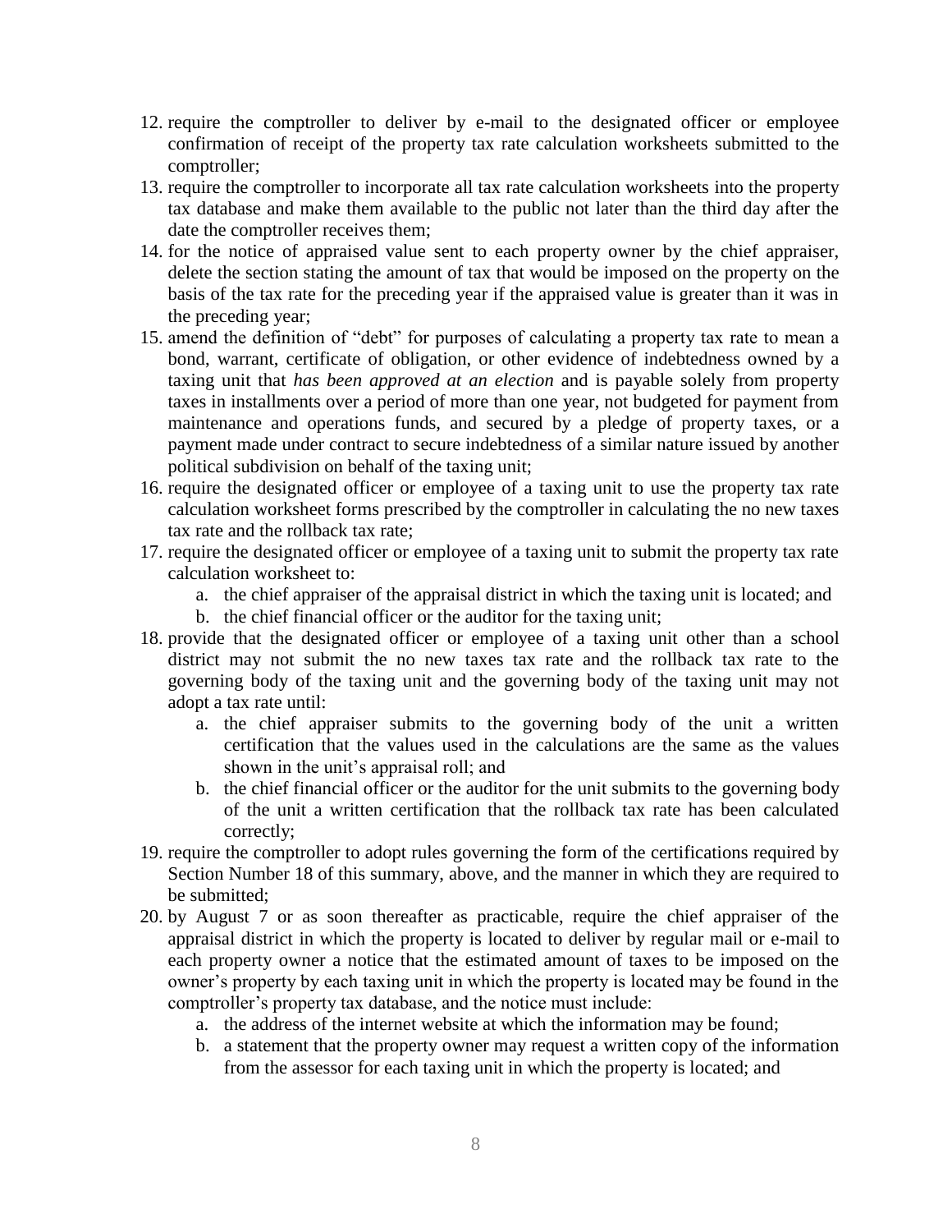12. require the comptroller to deliver by e-mail to the designated officer or employee confirmation of receipt of the property tax rate calculation worksheets submitted to the comptroller;
13. require the comptroller to incorporate all tax rate calculation worksheets into the property tax database and make them available to the public not later than the third day after the date the comptroller receives them;
14. for the notice of appraised value sent to each property owner by the chief appraiser, delete the section stating the amount of tax that would be imposed on the property on the basis of the tax rate for the preceding year if the appraised value is greater than it was in the preceding year;
15. amend the definition of "debt" for purposes of calculating a property tax rate to mean a bond, warrant, certificate of obligation, or other evidence of indebtedness owned by a taxing unit that *has been approved at an election* and is payable solely from property taxes in installments over a period of more than one year, not budgeted for payment from maintenance and operations funds, and secured by a pledge of property taxes, or a payment made under contract to secure indebtedness of a similar nature issued by another political subdivision on behalf of the taxing unit;
16. require the designated officer or employee of a taxing unit to use the property tax rate calculation worksheet forms prescribed by the comptroller in calculating the no new taxes tax rate and the rollback tax rate;
17. require the designated officer or employee of a taxing unit to submit the property tax rate calculation worksheet to:
    a. the chief appraiser of the appraisal district in which the taxing unit is located; and
    b. the chief financial officer or the auditor for the taxing unit;
18. provide that the designated officer or employee of a taxing unit other than a school district may not submit the no new taxes tax rate and the rollback tax rate to the governing body of the taxing unit and the governing body of the taxing unit may not adopt a tax rate until:
    a. the chief appraiser submits to the governing body of the unit a written certification that the values used in the calculations are the same as the values shown in the unit's appraisal roll; and
    b. the chief financial officer or the auditor for the unit submits to the governing body of the unit a written certification that the rollback tax rate has been calculated correctly;
19. require the comptroller to adopt rules governing the form of the certifications required by Section Number 18 of this summary, above, and the manner in which they are required to be submitted;
20. by August 7 or as soon thereafter as practicable, require the chief appraiser of the appraisal district in which the property is located to deliver by regular mail or e-mail to each property owner a notice that the estimated amount of taxes to be imposed on the owner's property by each taxing unit in which the property is located may be found in the comptroller's property tax database, and the notice must include:
    a. the address of the internet website at which the information may be found;
    b. a statement that the property owner may request a written copy of the information from the assessor for each taxing unit in which the property is located; and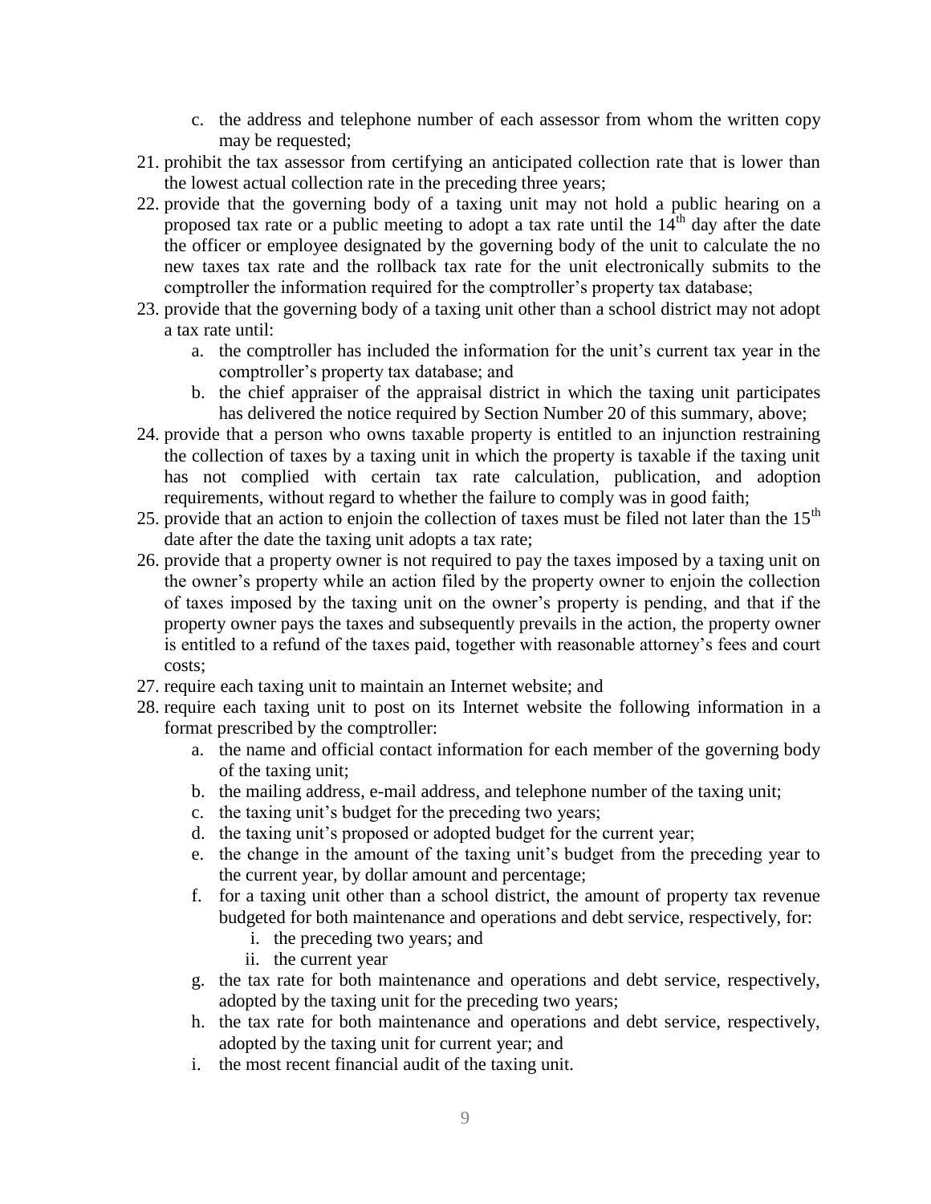c. the address and telephone number of each assessor from whom the written copy may be requested;

21. prohibit the tax assessor from certifying an anticipated collection rate that is lower than the lowest actual collection rate in the preceding three years;
22. provide that the governing body of a taxing unit may not hold a public hearing on a proposed tax rate or a public meeting to adopt a tax rate until the 14th day after the date the officer or employee designated by the governing body of the unit to calculate the no new taxes tax rate and the rollback tax rate for the unit electronically submits to the comptroller the information required for the comptroller's property tax database;
23. provide that the governing body of a taxing unit other than a school district may not adopt a tax rate until:
    a. the comptroller has included the information for the unit's current tax year in the comptroller's property tax database; and
    b. the chief appraiser of the appraisal district in which the taxing unit participates has delivered the notice required by Section Number 20 of this summary, above;
24. provide that a person who owns taxable property is entitled to an injunction restraining the collection of taxes by a taxing unit in which the property is taxable if the taxing unit has not complied with certain tax rate calculation, publication, and adoption requirements, without regard to whether the failure to comply was in good faith;
25. provide that an action to enjoin the collection of taxes must be filed not later than the 15th date after the date the taxing unit adopts a tax rate;
26. provide that a property owner is not required to pay the taxes imposed by a taxing unit on the owner's property while an action filed by the property owner to enjoin the collection of taxes imposed by the taxing unit on the owner's property is pending, and that if the property owner pays the taxes and subsequently prevails in the action, the property owner is entitled to a refund of the taxes paid, together with reasonable attorney's fees and court costs;
27. require each taxing unit to maintain an Internet website; and
28. require each taxing unit to post on its Internet website the following information in a format prescribed by the comptroller:
    a. the name and official contact information for each member of the governing body of the taxing unit;
    b. the mailing address, e-mail address, and telephone number of the taxing unit;
    c. the taxing unit's budget for the preceding two years;
    d. the taxing unit's proposed or adopted budget for the current year;
    e. the change in the amount of the taxing unit's budget from the preceding year to the current year, by dollar amount and percentage;
    f. for a taxing unit other than a school district, the amount of property tax revenue budgeted for both maintenance and operations and debt service, respectively, for:
        i. the preceding two years; and
        ii. the current year
    g. the tax rate for both maintenance and operations and debt service, respectively, adopted by the taxing unit for the preceding two years;
    h. the tax rate for both maintenance and operations and debt service, respectively, adopted by the taxing unit for current year; and
    i. the most recent financial audit of the taxing unit.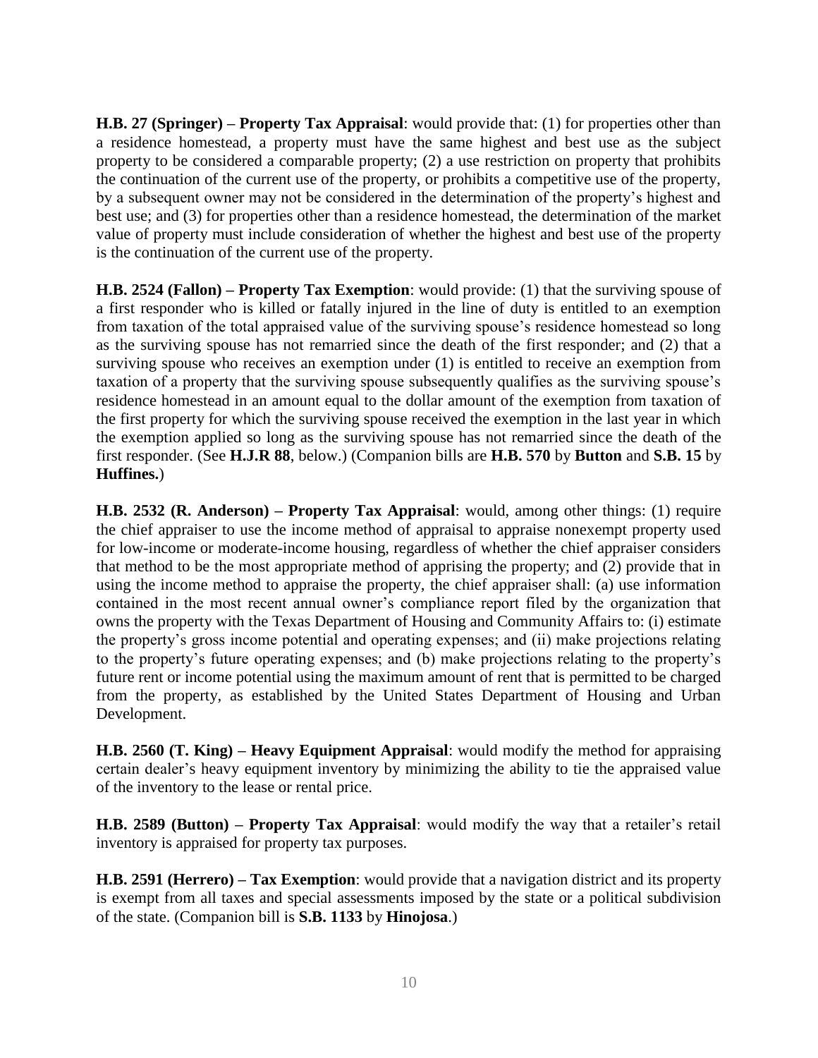**H.B. 27 (Springer) – Property Tax Appraisal**: would provide that: (1) for properties other than a residence homestead, a property must have the same highest and best use as the subject property to be considered a comparable property; (2) a use restriction on property that prohibits the continuation of the current use of the property, or prohibits a competitive use of the property, by a subsequent owner may not be considered in the determination of the property's highest and best use; and (3) for properties other than a residence homestead, the determination of the market value of property must include consideration of whether the highest and best use of the property is the continuation of the current use of the property.

**H.B. 2524 (Fallon) – Property Tax Exemption**: would provide: (1) that the surviving spouse of a first responder who is killed or fatally injured in the line of duty is entitled to an exemption from taxation of the total appraised value of the surviving spouse's residence homestead so long as the surviving spouse has not remarried since the death of the first responder; and (2) that a surviving spouse who receives an exemption under (1) is entitled to receive an exemption from taxation of a property that the surviving spouse subsequently qualifies as the surviving spouse's residence homestead in an amount equal to the dollar amount of the exemption from taxation of the first property for which the surviving spouse received the exemption in the last year in which the exemption applied so long as the surviving spouse has not remarried since the death of the first responder. (See **H.J.R 88**, below.) (Companion bills are **H.B. 570** by **Button** and **S.B. 15** by **Huffines.**)

**H.B. 2532 (R. Anderson) – Property Tax Appraisal**: would, among other things: (1) require the chief appraiser to use the income method of appraisal to appraise nonexempt property used for low-income or moderate-income housing, regardless of whether the chief appraiser considers that method to be the most appropriate method of apprising the property; and (2) provide that in using the income method to appraise the property, the chief appraiser shall: (a) use information contained in the most recent annual owner's compliance report filed by the organization that owns the property with the Texas Department of Housing and Community Affairs to: (i) estimate the property's gross income potential and operating expenses; and (ii) make projections relating to the property's future operating expenses; and (b) make projections relating to the property's future rent or income potential using the maximum amount of rent that is permitted to be charged from the property, as established by the United States Department of Housing and Urban Development.

**H.B. 2560 (T. King) – Heavy Equipment Appraisal**: would modify the method for appraising certain dealer's heavy equipment inventory by minimizing the ability to tie the appraised value of the inventory to the lease or rental price.

**H.B. 2589 (Button) – Property Tax Appraisal**: would modify the way that a retailer's retail inventory is appraised for property tax purposes.

**H.B. 2591 (Herrero) – Tax Exemption**: would provide that a navigation district and its property is exempt from all taxes and special assessments imposed by the state or a political subdivision of the state. (Companion bill is **S.B. 1133** by **Hinojosa**.)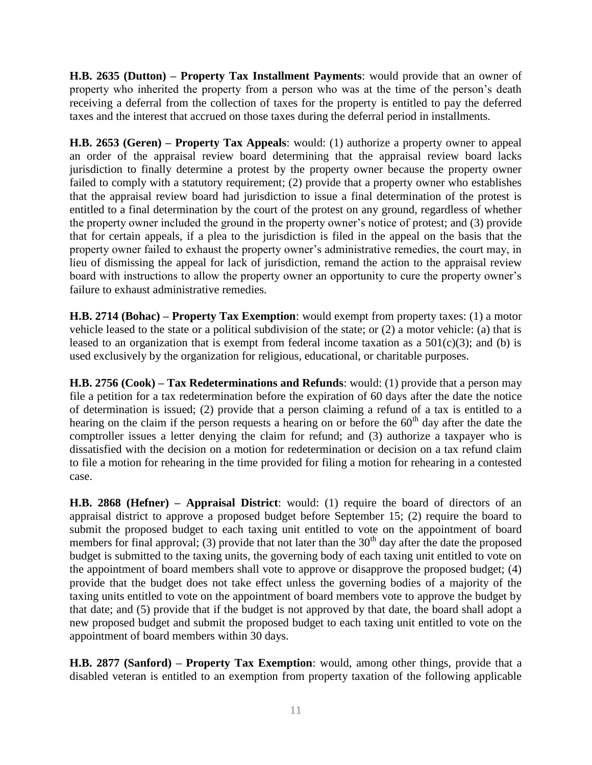**H.B. 2635 (Dutton) – Property Tax Installment Payments**: would provide that an owner of property who inherited the property from a person who was at the time of the person's death receiving a deferral from the collection of taxes for the property is entitled to pay the deferred taxes and the interest that accrued on those taxes during the deferral period in installments.

**H.B. 2653 (Geren) – Property Tax Appeals**: would: (1) authorize a property owner to appeal an order of the appraisal review board determining that the appraisal review board lacks jurisdiction to finally determine a protest by the property owner because the property owner failed to comply with a statutory requirement; (2) provide that a property owner who establishes that the appraisal review board had jurisdiction to issue a final determination of the protest is entitled to a final determination by the court of the protest on any ground, regardless of whether the property owner included the ground in the property owner's notice of protest; and (3) provide that for certain appeals, if a plea to the jurisdiction is filed in the appeal on the basis that the property owner failed to exhaust the property owner's administrative remedies, the court may, in lieu of dismissing the appeal for lack of jurisdiction, remand the action to the appraisal review board with instructions to allow the property owner an opportunity to cure the property owner's failure to exhaust administrative remedies.

**H.B. 2714 (Bohac) – Property Tax Exemption**: would exempt from property taxes: (1) a motor vehicle leased to the state or a political subdivision of the state; or (2) a motor vehicle: (a) that is leased to an organization that is exempt from federal income taxation as a 501(c)(3); and (b) is used exclusively by the organization for religious, educational, or charitable purposes.

**H.B. 2756 (Cook) – Tax Redeterminations and Refunds**: would: (1) provide that a person may file a petition for a tax redetermination before the expiration of 60 days after the date the notice of determination is issued; (2) provide that a person claiming a refund of a tax is entitled to a hearing on the claim if the person requests a hearing on or before the 60th day after the date the comptroller issues a letter denying the claim for refund; and (3) authorize a taxpayer who is dissatisfied with the decision on a motion for redetermination or decision on a tax refund claim to file a motion for rehearing in the time provided for filing a motion for rehearing in a contested case.

**H.B. 2868 (Hefner) – Appraisal District**: would: (1) require the board of directors of an appraisal district to approve a proposed budget before September 15; (2) require the board to submit the proposed budget to each taxing unit entitled to vote on the appointment of board members for final approval; (3) provide that not later than the 30th day after the date the proposed budget is submitted to the taxing units, the governing body of each taxing unit entitled to vote on the appointment of board members shall vote to approve or disapprove the proposed budget; (4) provide that the budget does not take effect unless the governing bodies of a majority of the taxing units entitled to vote on the appointment of board members vote to approve the budget by that date; and (5) provide that if the budget is not approved by that date, the board shall adopt a new proposed budget and submit the proposed budget to each taxing unit entitled to vote on the appointment of board members within 30 days.

**H.B. 2877 (Sanford) – Property Tax Exemption**: would, among other things, provide that a disabled veteran is entitled to an exemption from property taxation of the following applicable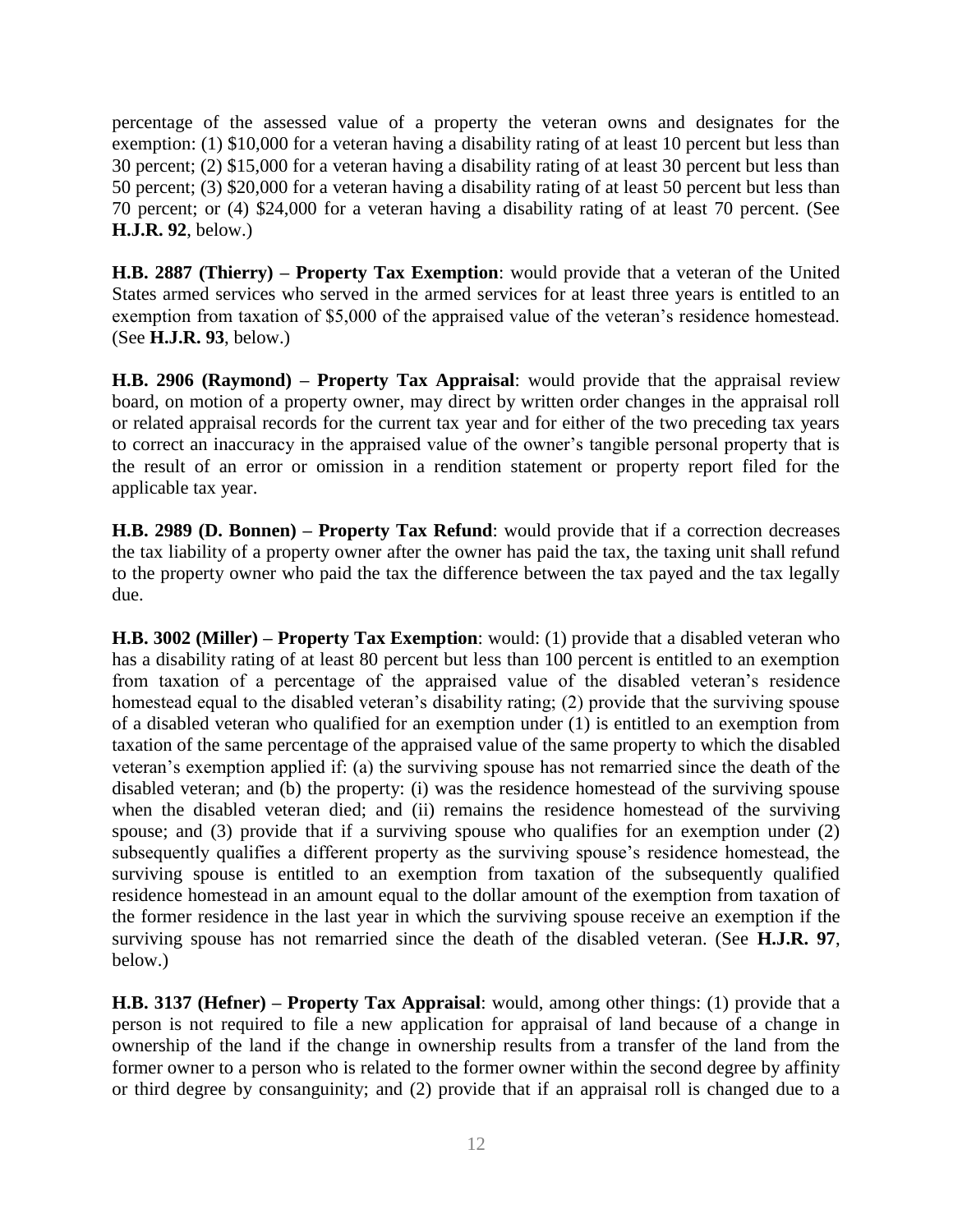percentage of the assessed value of a property the veteran owns and designates for the exemption: (1) $10,000 for a veteran having a disability rating of at least 10 percent but less than 30 percent; (2) $15,000 for a veteran having a disability rating of at least 30 percent but less than 50 percent; (3) $20,000 for a veteran having a disability rating of at least 50 percent but less than 70 percent; or (4) $24,000 for a veteran having a disability rating of at least 70 percent. (See **H.J.R. 92**, below.)

**H.B. 2887 (Thierry) – Property Tax Exemption**: would provide that a veteran of the United States armed services who served in the armed services for at least three years is entitled to an exemption from taxation of $5,000 of the appraised value of the veteran's residence homestead. (See **H.J.R. 93**, below.)

**H.B. 2906 (Raymond) – Property Tax Appraisal**: would provide that the appraisal review board, on motion of a property owner, may direct by written order changes in the appraisal roll or related appraisal records for the current tax year and for either of the two preceding tax years to correct an inaccuracy in the appraised value of the owner's tangible personal property that is the result of an error or omission in a rendition statement or property report filed for the applicable tax year.

**H.B. 2989 (D. Bonnen) – Property Tax Refund**: would provide that if a correction decreases the tax liability of a property owner after the owner has paid the tax, the taxing unit shall refund to the property owner who paid the tax the difference between the tax payed and the tax legally due.

**H.B. 3002 (Miller) – Property Tax Exemption**: would: (1) provide that a disabled veteran who has a disability rating of at least 80 percent but less than 100 percent is entitled to an exemption from taxation of a percentage of the appraised value of the disabled veteran's residence homestead equal to the disabled veteran's disability rating; (2) provide that the surviving spouse of a disabled veteran who qualified for an exemption under (1) is entitled to an exemption from taxation of the same percentage of the appraised value of the same property to which the disabled veteran's exemption applied if: (a) the surviving spouse has not remarried since the death of the disabled veteran; and (b) the property: (i) was the residence homestead of the surviving spouse when the disabled veteran died; and (ii) remains the residence homestead of the surviving spouse; and (3) provide that if a surviving spouse who qualifies for an exemption under (2) subsequently qualifies a different property as the surviving spouse's residence homestead, the surviving spouse is entitled to an exemption from taxation of the subsequently qualified residence homestead in an amount equal to the dollar amount of the exemption from taxation of the former residence in the last year in which the surviving spouse receive an exemption if the surviving spouse has not remarried since the death of the disabled veteran. (See **H.J.R. 97**, below.)

**H.B. 3137 (Hefner) – Property Tax Appraisal**: would, among other things: (1) provide that a person is not required to file a new application for appraisal of land because of a change in ownership of the land if the change in ownership results from a transfer of the land from the former owner to a person who is related to the former owner within the second degree by affinity or third degree by consanguinity; and (2) provide that if an appraisal roll is changed due to a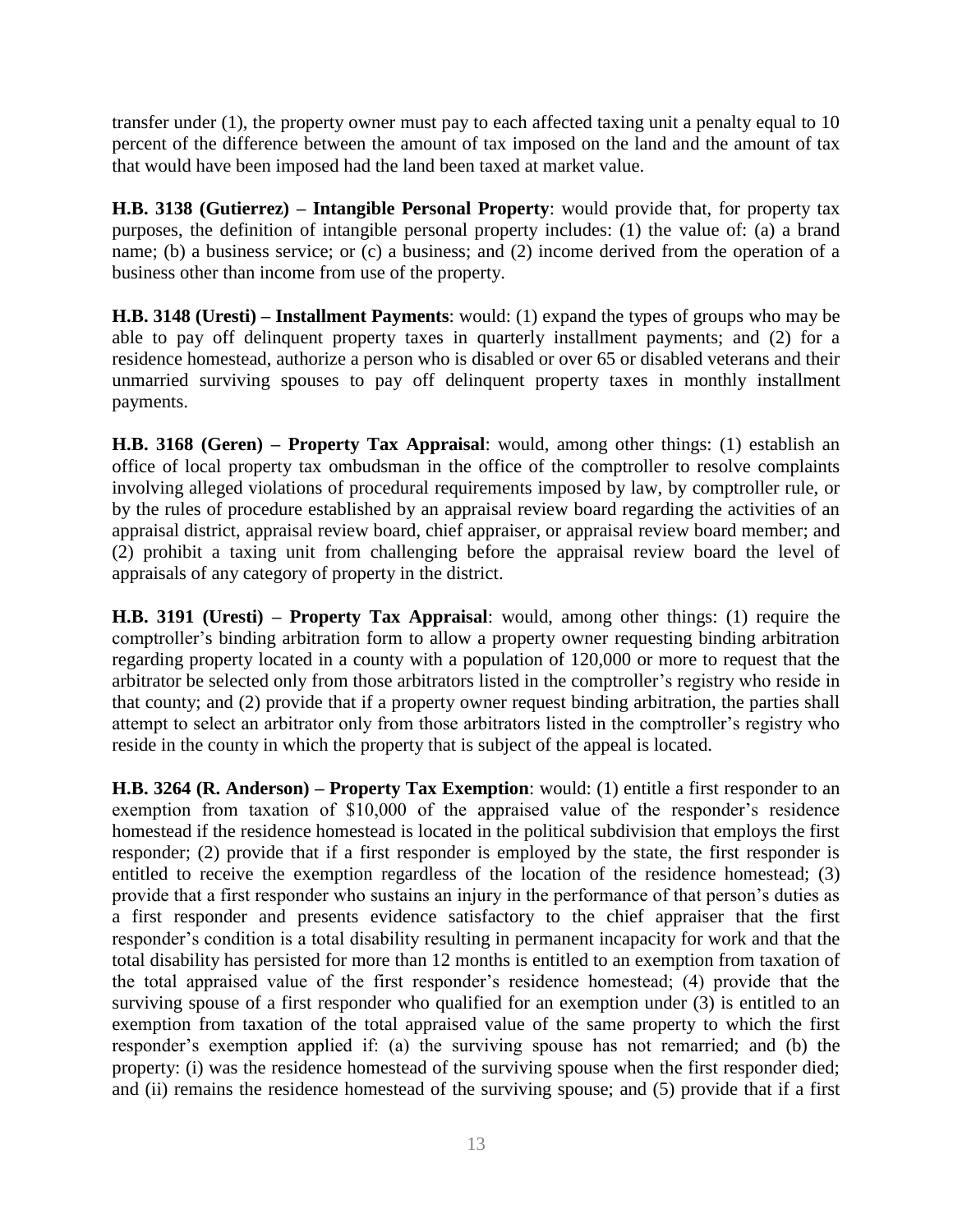transfer under (1), the property owner must pay to each affected taxing unit a penalty equal to 10 percent of the difference between the amount of tax imposed on the land and the amount of tax that would have been imposed had the land been taxed at market value.

**H.B. 3138 (Gutierrez) – Intangible Personal Property**: would provide that, for property tax purposes, the definition of intangible personal property includes: (1) the value of: (a) a brand name; (b) a business service; or (c) a business; and (2) income derived from the operation of a business other than income from use of the property.

**H.B. 3148 (Uresti) – Installment Payments**: would: (1) expand the types of groups who may be able to pay off delinquent property taxes in quarterly installment payments; and (2) for a residence homestead, authorize a person who is disabled or over 65 or disabled veterans and their unmarried surviving spouses to pay off delinquent property taxes in monthly installment payments.

**H.B. 3168 (Geren) – Property Tax Appraisal**: would, among other things: (1) establish an office of local property tax ombudsman in the office of the comptroller to resolve complaints involving alleged violations of procedural requirements imposed by law, by comptroller rule, or by the rules of procedure established by an appraisal review board regarding the activities of an appraisal district, appraisal review board, chief appraiser, or appraisal review board member; and (2) prohibit a taxing unit from challenging before the appraisal review board the level of appraisals of any category of property in the district.

**H.B. 3191 (Uresti) – Property Tax Appraisal**: would, among other things: (1) require the comptroller's binding arbitration form to allow a property owner requesting binding arbitration regarding property located in a county with a population of 120,000 or more to request that the arbitrator be selected only from those arbitrators listed in the comptroller's registry who reside in that county; and (2) provide that if a property owner request binding arbitration, the parties shall attempt to select an arbitrator only from those arbitrators listed in the comptroller's registry who reside in the county in which the property that is subject of the appeal is located.

**H.B. 3264 (R. Anderson) – Property Tax Exemption**: would: (1) entitle a first responder to an exemption from taxation of $10,000 of the appraised value of the responder's residence homestead if the residence homestead is located in the political subdivision that employs the first responder; (2) provide that if a first responder is employed by the state, the first responder is entitled to receive the exemption regardless of the location of the residence homestead; (3) provide that a first responder who sustains an injury in the performance of that person's duties as a first responder and presents evidence satisfactory to the chief appraiser that the first responder's condition is a total disability resulting in permanent incapacity for work and that the total disability has persisted for more than 12 months is entitled to an exemption from taxation of the total appraised value of the first responder's residence homestead; (4) provide that the surviving spouse of a first responder who qualified for an exemption under (3) is entitled to an exemption from taxation of the total appraised value of the same property to which the first responder's exemption applied if: (a) the surviving spouse has not remarried; and (b) the property: (i) was the residence homestead of the surviving spouse when the first responder died; and (ii) remains the residence homestead of the surviving spouse; and (5) provide that if a first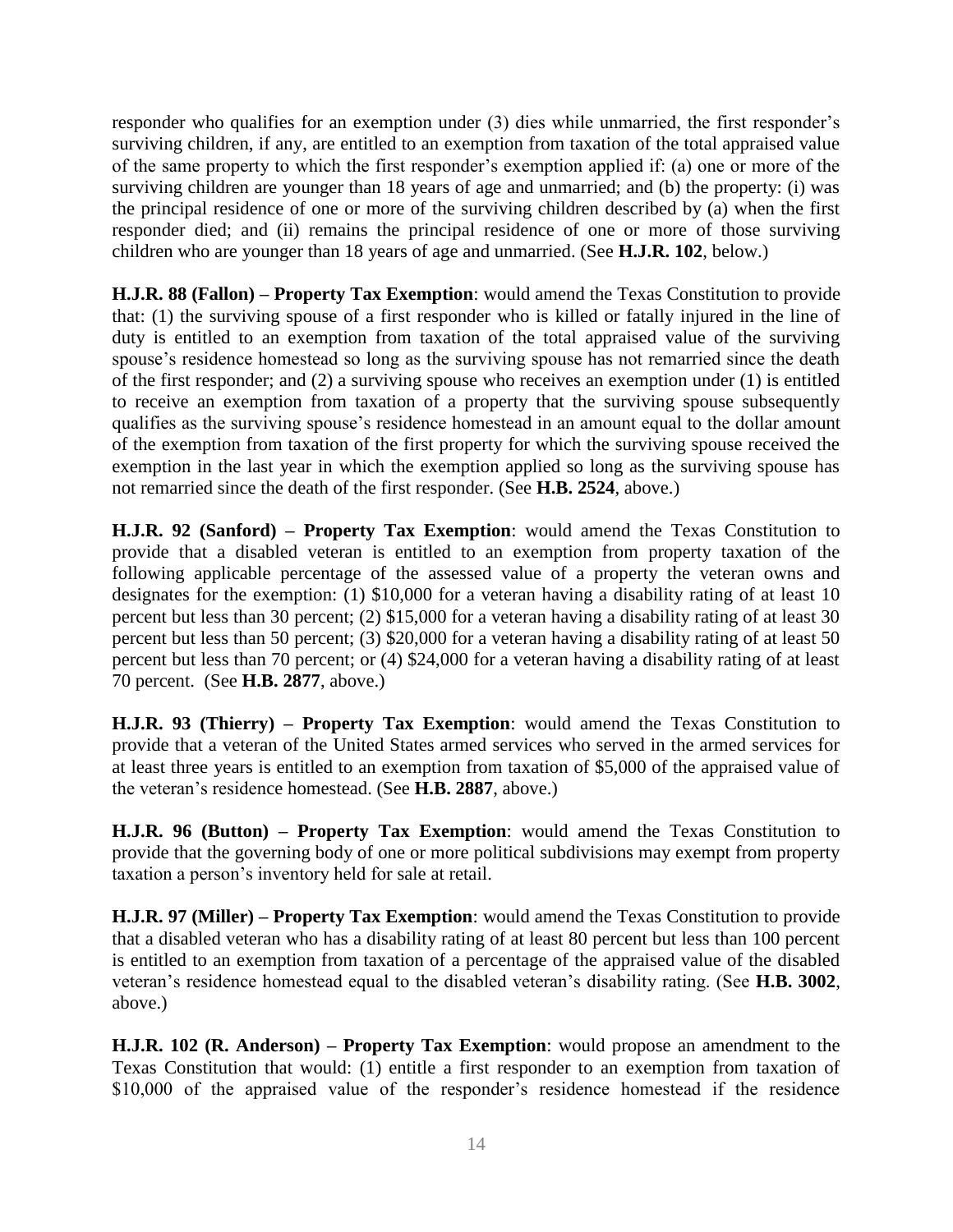responder who qualifies for an exemption under (3) dies while unmarried, the first responder's surviving children, if any, are entitled to an exemption from taxation of the total appraised value of the same property to which the first responder's exemption applied if: (a) one or more of the surviving children are younger than 18 years of age and unmarried; and (b) the property: (i) was the principal residence of one or more of the surviving children described by (a) when the first responder died; and (ii) remains the principal residence of one or more of those surviving children who are younger than 18 years of age and unmarried. (See **H.J.R. 102**, below.)

**H.J.R. 88 (Fallon) – Property Tax Exemption**: would amend the Texas Constitution to provide that: (1) the surviving spouse of a first responder who is killed or fatally injured in the line of duty is entitled to an exemption from taxation of the total appraised value of the surviving spouse's residence homestead so long as the surviving spouse has not remarried since the death of the first responder; and (2) a surviving spouse who receives an exemption under (1) is entitled to receive an exemption from taxation of a property that the surviving spouse subsequently qualifies as the surviving spouse's residence homestead in an amount equal to the dollar amount of the exemption from taxation of the first property for which the surviving spouse received the exemption in the last year in which the exemption applied so long as the surviving spouse has not remarried since the death of the first responder. (See **H.B. 2524**, above.)

**H.J.R. 92 (Sanford) – Property Tax Exemption**: would amend the Texas Constitution to provide that a disabled veteran is entitled to an exemption from property taxation of the following applicable percentage of the assessed value of a property the veteran owns and designates for the exemption: (1) \$10,000 for a veteran having a disability rating of at least 10 percent but less than 30 percent; (2) \$15,000 for a veteran having a disability rating of at least 30 percent but less than 50 percent; (3) \$20,000 for a veteran having a disability rating of at least 50 percent but less than 70 percent; or (4) \$24,000 for a veteran having a disability rating of at least 70 percent. (See **H.B. 2877**, above.)

**H.J.R. 93 (Thierry) – Property Tax Exemption**: would amend the Texas Constitution to provide that a veteran of the United States armed services who served in the armed services for at least three years is entitled to an exemption from taxation of \$5,000 of the appraised value of the veteran's residence homestead. (See **H.B. 2887**, above.)

**H.J.R. 96 (Button) – Property Tax Exemption**: would amend the Texas Constitution to provide that the governing body of one or more political subdivisions may exempt from property taxation a person's inventory held for sale at retail.

**H.J.R. 97 (Miller) – Property Tax Exemption**: would amend the Texas Constitution to provide that a disabled veteran who has a disability rating of at least 80 percent but less than 100 percent is entitled to an exemption from taxation of a percentage of the appraised value of the disabled veteran's residence homestead equal to the disabled veteran's disability rating. (See **H.B. 3002**, above.)

**H.J.R. 102 (R. Anderson) – Property Tax Exemption**: would propose an amendment to the Texas Constitution that would: (1) entitle a first responder to an exemption from taxation of \$10,000 of the appraised value of the responder's residence homestead if the residence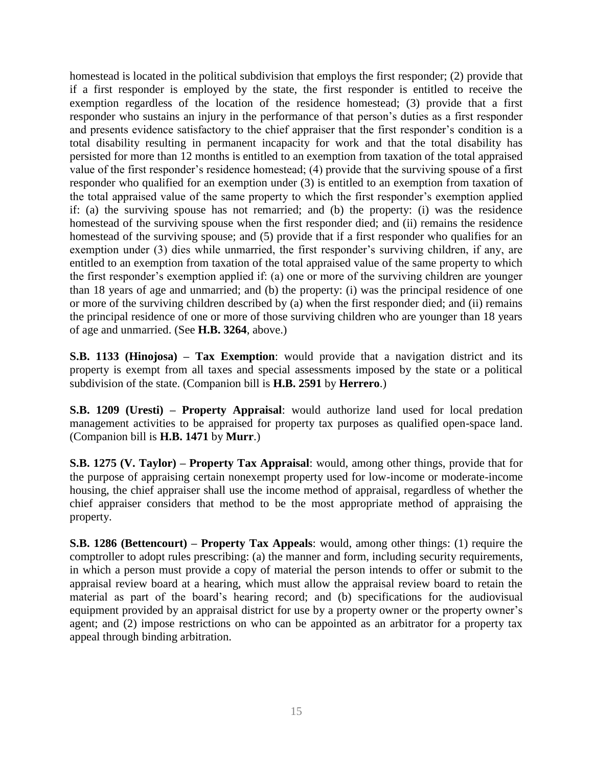homestead is located in the political subdivision that employs the first responder; (2) provide that if a first responder is employed by the state, the first responder is entitled to receive the exemption regardless of the location of the residence homestead; (3) provide that a first responder who sustains an injury in the performance of that person's duties as a first responder and presents evidence satisfactory to the chief appraiser that the first responder's condition is a total disability resulting in permanent incapacity for work and that the total disability has persisted for more than 12 months is entitled to an exemption from taxation of the total appraised value of the first responder's residence homestead; (4) provide that the surviving spouse of a first responder who qualified for an exemption under (3) is entitled to an exemption from taxation of the total appraised value of the same property to which the first responder's exemption applied if: (a) the surviving spouse has not remarried; and (b) the property: (i) was the residence homestead of the surviving spouse when the first responder died; and (ii) remains the residence homestead of the surviving spouse; and (5) provide that if a first responder who qualifies for an exemption under (3) dies while unmarried, the first responder's surviving children, if any, are entitled to an exemption from taxation of the total appraised value of the same property to which the first responder's exemption applied if: (a) one or more of the surviving children are younger than 18 years of age and unmarried; and (b) the property: (i) was the principal residence of one or more of the surviving children described by (a) when the first responder died; and (ii) remains the principal residence of one or more of those surviving children who are younger than 18 years of age and unmarried. (See **H.B. 3264**, above.)

**S.B. 1133 (Hinojosa) – Tax Exemption**: would provide that a navigation district and its property is exempt from all taxes and special assessments imposed by the state or a political subdivision of the state. (Companion bill is **H.B. 2591** by **Herrero**.)

**S.B. 1209 (Uresti) – Property Appraisal**: would authorize land used for local predation management activities to be appraised for property tax purposes as qualified open-space land. (Companion bill is **H.B. 1471** by **Murr**.)

**S.B. 1275 (V. Taylor) – Property Tax Appraisal**: would, among other things, provide that for the purpose of appraising certain nonexempt property used for low-income or moderate-income housing, the chief appraiser shall use the income method of appraisal, regardless of whether the chief appraiser considers that method to be the most appropriate method of appraising the property.

**S.B. 1286 (Bettencourt) – Property Tax Appeals**: would, among other things: (1) require the comptroller to adopt rules prescribing: (a) the manner and form, including security requirements, in which a person must provide a copy of material the person intends to offer or submit to the appraisal review board at a hearing, which must allow the appraisal review board to retain the material as part of the board's hearing record; and (b) specifications for the audiovisual equipment provided by an appraisal district for use by a property owner or the property owner's agent; and (2) impose restrictions on who can be appointed as an arbitrator for a property tax appeal through binding arbitration.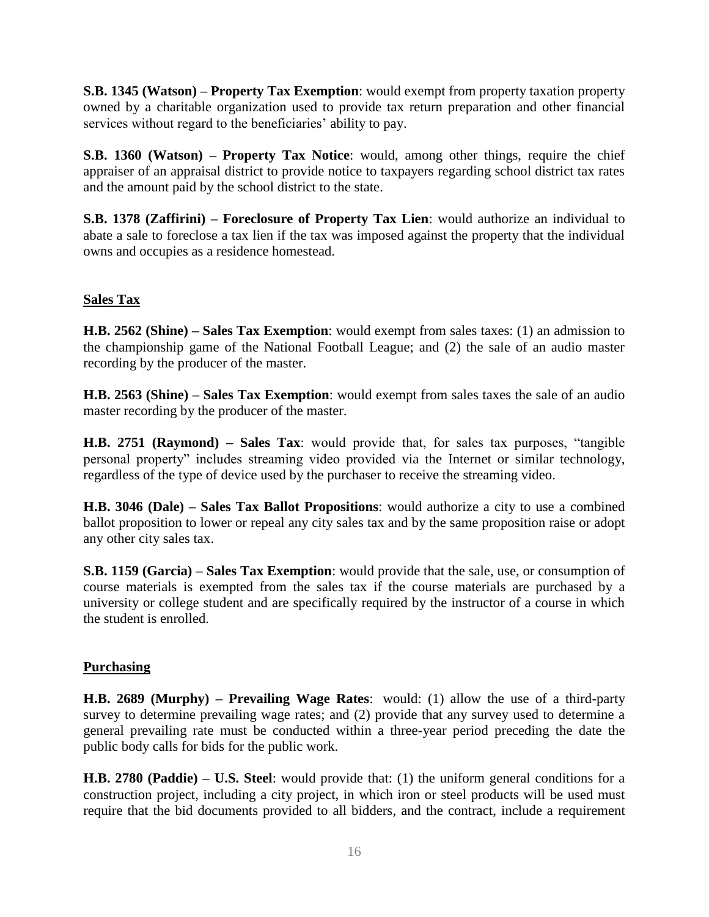**S.B. 1345 (Watson) – Property Tax Exemption**: would exempt from property taxation property owned by a charitable organization used to provide tax return preparation and other financial services without regard to the beneficiaries' ability to pay.

**S.B. 1360 (Watson) – Property Tax Notice**: would, among other things, require the chief appraiser of an appraisal district to provide notice to taxpayers regarding school district tax rates and the amount paid by the school district to the state.

**S.B. 1378 (Zaffirini) – Foreclosure of Property Tax Lien**: would authorize an individual to abate a sale to foreclose a tax lien if the tax was imposed against the property that the individual owns and occupies as a residence homestead.

## Sales Tax

**H.B. 2562 (Shine) – Sales Tax Exemption**: would exempt from sales taxes: (1) an admission to the championship game of the National Football League; and (2) the sale of an audio master recording by the producer of the master.

**H.B. 2563 (Shine) – Sales Tax Exemption**: would exempt from sales taxes the sale of an audio master recording by the producer of the master.

**H.B. 2751 (Raymond) – Sales Tax**: would provide that, for sales tax purposes, "tangible personal property" includes streaming video provided via the Internet or similar technology, regardless of the type of device used by the purchaser to receive the streaming video.

**H.B. 3046 (Dale) – Sales Tax Ballot Propositions**: would authorize a city to use a combined ballot proposition to lower or repeal any city sales tax and by the same proposition raise or adopt any other city sales tax.

**S.B. 1159 (Garcia) – Sales Tax Exemption**: would provide that the sale, use, or consumption of course materials is exempted from the sales tax if the course materials are purchased by a university or college student and are specifically required by the instructor of a course in which the student is enrolled.

## Purchasing

**H.B. 2689 (Murphy) – Prevailing Wage Rates**: would: (1) allow the use of a third-party survey to determine prevailing wage rates; and (2) provide that any survey used to determine a general prevailing rate must be conducted within a three-year period preceding the date the public body calls for bids for the public work.

**H.B. 2780 (Paddie) – U.S. Steel**: would provide that: (1) the uniform general conditions for a construction project, including a city project, in which iron or steel products will be used must require that the bid documents provided to all bidders, and the contract, include a requirement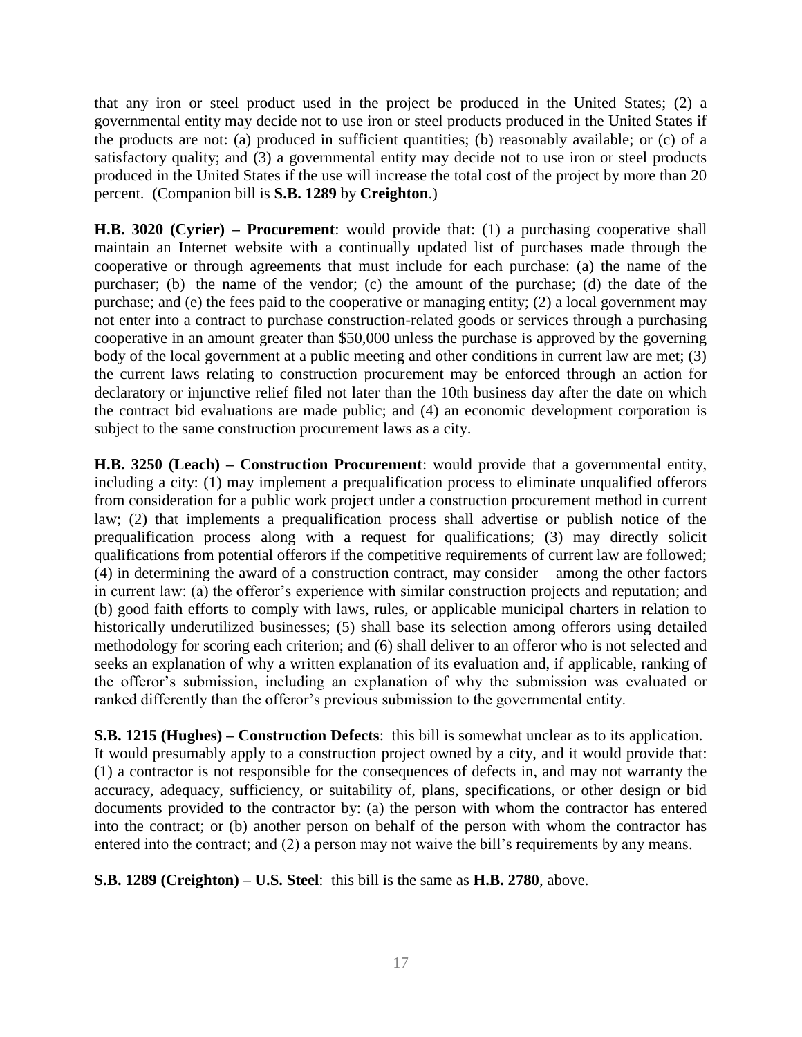that any iron or steel product used in the project be produced in the United States; (2) a governmental entity may decide not to use iron or steel products produced in the United States if the products are not: (a) produced in sufficient quantities; (b) reasonably available; or (c) of a satisfactory quality; and (3) a governmental entity may decide not to use iron or steel products produced in the United States if the use will increase the total cost of the project by more than 20 percent. (Companion bill is **S.B. 1289** by **Creighton**.)

**H.B. 3020 (Cyrier) – Procurement**: would provide that: (1) a purchasing cooperative shall maintain an Internet website with a continually updated list of purchases made through the cooperative or through agreements that must include for each purchase: (a) the name of the purchaser; (b) the name of the vendor; (c) the amount of the purchase; (d) the date of the purchase; and (e) the fees paid to the cooperative or managing entity; (2) a local government may not enter into a contract to purchase construction-related goods or services through a purchasing cooperative in an amount greater than $50,000 unless the purchase is approved by the governing body of the local government at a public meeting and other conditions in current law are met; (3) the current laws relating to construction procurement may be enforced through an action for declaratory or injunctive relief filed not later than the 10th business day after the date on which the contract bid evaluations are made public; and (4) an economic development corporation is subject to the same construction procurement laws as a city.

**H.B. 3250 (Leach) – Construction Procurement**: would provide that a governmental entity, including a city: (1) may implement a prequalification process to eliminate unqualified offerors from consideration for a public work project under a construction procurement method in current law; (2) that implements a prequalification process shall advertise or publish notice of the prequalification process along with a request for qualifications; (3) may directly solicit qualifications from potential offerors if the competitive requirements of current law are followed; (4) in determining the award of a construction contract, may consider – among the other factors in current law: (a) the offeror's experience with similar construction projects and reputation; and (b) good faith efforts to comply with laws, rules, or applicable municipal charters in relation to historically underutilized businesses; (5) shall base its selection among offerors using detailed methodology for scoring each criterion; and (6) shall deliver to an offeror who is not selected and seeks an explanation of why a written explanation of its evaluation and, if applicable, ranking of the offeror's submission, including an explanation of why the submission was evaluated or ranked differently than the offeror's previous submission to the governmental entity.

**S.B. 1215 (Hughes) – Construction Defects**: this bill is somewhat unclear as to its application. It would presumably apply to a construction project owned by a city, and it would provide that: (1) a contractor is not responsible for the consequences of defects in, and may not warranty the accuracy, adequacy, sufficiency, or suitability of, plans, specifications, or other design or bid documents provided to the contractor by: (a) the person with whom the contractor has entered into the contract; or (b) another person on behalf of the person with whom the contractor has entered into the contract; and (2) a person may not waive the bill's requirements by any means.

**S.B. 1289 (Creighton) – U.S. Steel**: this bill is the same as **H.B. 2780**, above.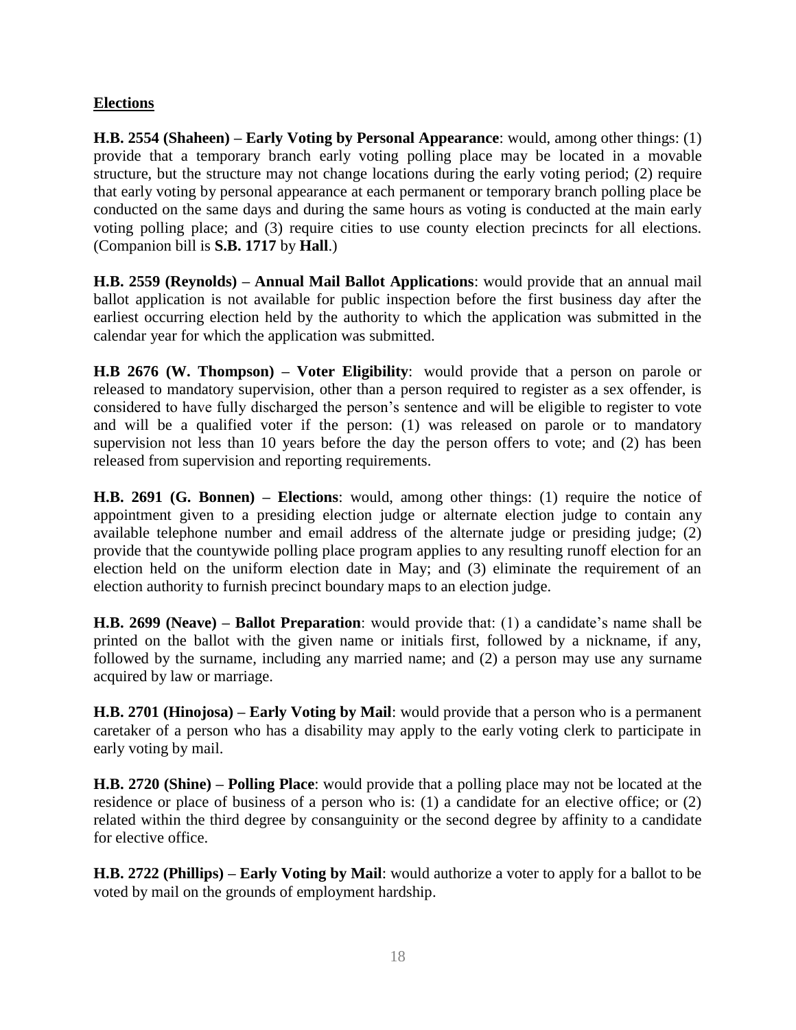**Elections**

**H.B. 2554 (Shaheen) – Early Voting by Personal Appearance**: would, among other things: (1) provide that a temporary branch early voting polling place may be located in a movable structure, but the structure may not change locations during the early voting period; (2) require that early voting by personal appearance at each permanent or temporary branch polling place be conducted on the same days and during the same hours as voting is conducted at the main early voting polling place; and (3) require cities to use county election precincts for all elections. (Companion bill is **S.B. 1717** by **Hall**.)

**H.B. 2559 (Reynolds) – Annual Mail Ballot Applications**: would provide that an annual mail ballot application is not available for public inspection before the first business day after the earliest occurring election held by the authority to which the application was submitted in the calendar year for which the application was submitted.

**H.B 2676 (W. Thompson) – Voter Eligibility**: would provide that a person on parole or released to mandatory supervision, other than a person required to register as a sex offender, is considered to have fully discharged the person's sentence and will be eligible to register to vote and will be a qualified voter if the person: (1) was released on parole or to mandatory supervision not less than 10 years before the day the person offers to vote; and (2) has been released from supervision and reporting requirements.

**H.B. 2691 (G. Bonnen) – Elections**: would, among other things: (1) require the notice of appointment given to a presiding election judge or alternate election judge to contain any available telephone number and email address of the alternate judge or presiding judge; (2) provide that the countywide polling place program applies to any resulting runoff election for an election held on the uniform election date in May; and (3) eliminate the requirement of an election authority to furnish precinct boundary maps to an election judge.

**H.B. 2699 (Neave) – Ballot Preparation**: would provide that: (1) a candidate's name shall be printed on the ballot with the given name or initials first, followed by a nickname, if any, followed by the surname, including any married name; and (2) a person may use any surname acquired by law or marriage.

**H.B. 2701 (Hinojosa) – Early Voting by Mail**: would provide that a person who is a permanent caretaker of a person who has a disability may apply to the early voting clerk to participate in early voting by mail.

**H.B. 2720 (Shine) – Polling Place**: would provide that a polling place may not be located at the residence or place of business of a person who is: (1) a candidate for an elective office; or (2) related within the third degree by consanguinity or the second degree by affinity to a candidate for elective office.

**H.B. 2722 (Phillips) – Early Voting by Mail**: would authorize a voter to apply for a ballot to be voted by mail on the grounds of employment hardship.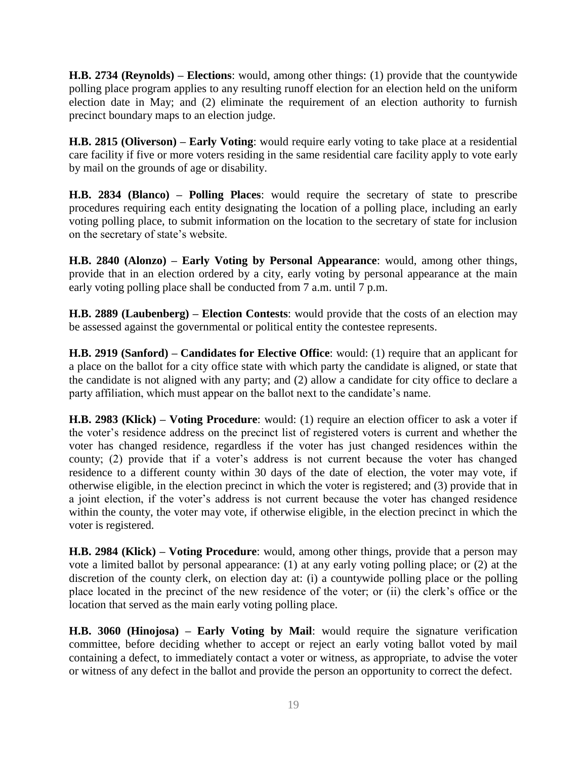**H.B. 2734 (Reynolds) – Elections**: would, among other things: (1) provide that the countywide polling place program applies to any resulting runoff election for an election held on the uniform election date in May; and (2) eliminate the requirement of an election authority to furnish precinct boundary maps to an election judge.

**H.B. 2815 (Oliverson) – Early Voting**: would require early voting to take place at a residential care facility if five or more voters residing in the same residential care facility apply to vote early by mail on the grounds of age or disability.

**H.B. 2834 (Blanco) – Polling Places**: would require the secretary of state to prescribe procedures requiring each entity designating the location of a polling place, including an early voting polling place, to submit information on the location to the secretary of state for inclusion on the secretary of state's website.

**H.B. 2840 (Alonzo) – Early Voting by Personal Appearance**: would, among other things, provide that in an election ordered by a city, early voting by personal appearance at the main early voting polling place shall be conducted from 7 a.m. until 7 p.m.

**H.B. 2889 (Laubenberg) – Election Contests**: would provide that the costs of an election may be assessed against the governmental or political entity the contestee represents.

**H.B. 2919 (Sanford) – Candidates for Elective Office**: would: (1) require that an applicant for a place on the ballot for a city office state with which party the candidate is aligned, or state that the candidate is not aligned with any party; and (2) allow a candidate for city office to declare a party affiliation, which must appear on the ballot next to the candidate's name.

**H.B. 2983 (Klick) – Voting Procedure**: would: (1) require an election officer to ask a voter if the voter's residence address on the precinct list of registered voters is current and whether the voter has changed residence, regardless if the voter has just changed residences within the county; (2) provide that if a voter's address is not current because the voter has changed residence to a different county within 30 days of the date of election, the voter may vote, if otherwise eligible, in the election precinct in which the voter is registered; and (3) provide that in a joint election, if the voter's address is not current because the voter has changed residence within the county, the voter may vote, if otherwise eligible, in the election precinct in which the voter is registered.

**H.B. 2984 (Klick) – Voting Procedure**: would, among other things, provide that a person may vote a limited ballot by personal appearance: (1) at any early voting polling place; or (2) at the discretion of the county clerk, on election day at: (i) a countywide polling place or the polling place located in the precinct of the new residence of the voter; or (ii) the clerk's office or the location that served as the main early voting polling place.

**H.B. 3060 (Hinojosa) – Early Voting by Mail**: would require the signature verification committee, before deciding whether to accept or reject an early voting ballot voted by mail containing a defect, to immediately contact a voter or witness, as appropriate, to advise the voter or witness of any defect in the ballot and provide the person an opportunity to correct the defect.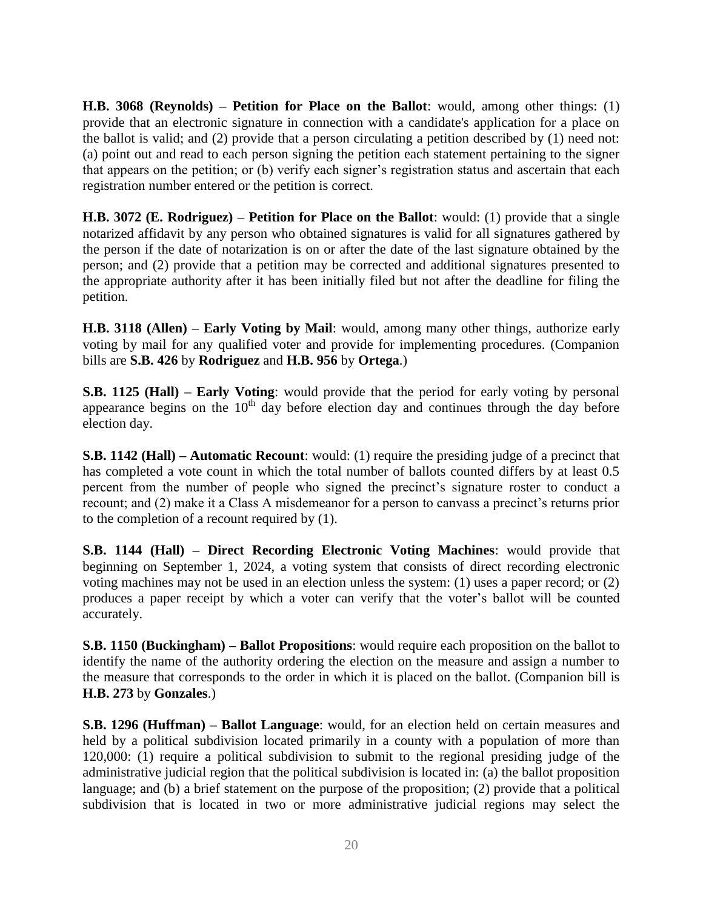**H.B. 3068 (Reynolds) – Petition for Place on the Ballot**: would, among other things: (1) provide that an electronic signature in connection with a candidate's application for a place on the ballot is valid; and (2) provide that a person circulating a petition described by (1) need not: (a) point out and read to each person signing the petition each statement pertaining to the signer that appears on the petition; or (b) verify each signer's registration status and ascertain that each registration number entered or the petition is correct.

**H.B. 3072 (E. Rodriguez) – Petition for Place on the Ballot**: would: (1) provide that a single notarized affidavit by any person who obtained signatures is valid for all signatures gathered by the person if the date of notarization is on or after the date of the last signature obtained by the person; and (2) provide that a petition may be corrected and additional signatures presented to the appropriate authority after it has been initially filed but not after the deadline for filing the petition.

**H.B. 3118 (Allen) – Early Voting by Mail**: would, among many other things, authorize early voting by mail for any qualified voter and provide for implementing procedures. (Companion bills are **S.B. 426** by **Rodriguez** and **H.B. 956** by **Ortega**.)

**S.B. 1125 (Hall) – Early Voting**: would provide that the period for early voting by personal appearance begins on the 10th day before election day and continues through the day before election day.

**S.B. 1142 (Hall) – Automatic Recount**: would: (1) require the presiding judge of a precinct that has completed a vote count in which the total number of ballots counted differs by at least 0.5 percent from the number of people who signed the precinct's signature roster to conduct a recount; and (2) make it a Class A misdemeanor for a person to canvass a precinct's returns prior to the completion of a recount required by (1).

**S.B. 1144 (Hall) – Direct Recording Electronic Voting Machines**: would provide that beginning on September 1, 2024, a voting system that consists of direct recording electronic voting machines may not be used in an election unless the system: (1) uses a paper record; or (2) produces a paper receipt by which a voter can verify that the voter's ballot will be counted accurately.

**S.B. 1150 (Buckingham) – Ballot Propositions**: would require each proposition on the ballot to identify the name of the authority ordering the election on the measure and assign a number to the measure that corresponds to the order in which it is placed on the ballot. (Companion bill is **H.B. 273** by **Gonzales**.)

**S.B. 1296 (Huffman) – Ballot Language**: would, for an election held on certain measures and held by a political subdivision located primarily in a county with a population of more than 120,000: (1) require a political subdivision to submit to the regional presiding judge of the administrative judicial region that the political subdivision is located in: (a) the ballot proposition language; and (b) a brief statement on the purpose of the proposition; (2) provide that a political subdivision that is located in two or more administrative judicial regions may select the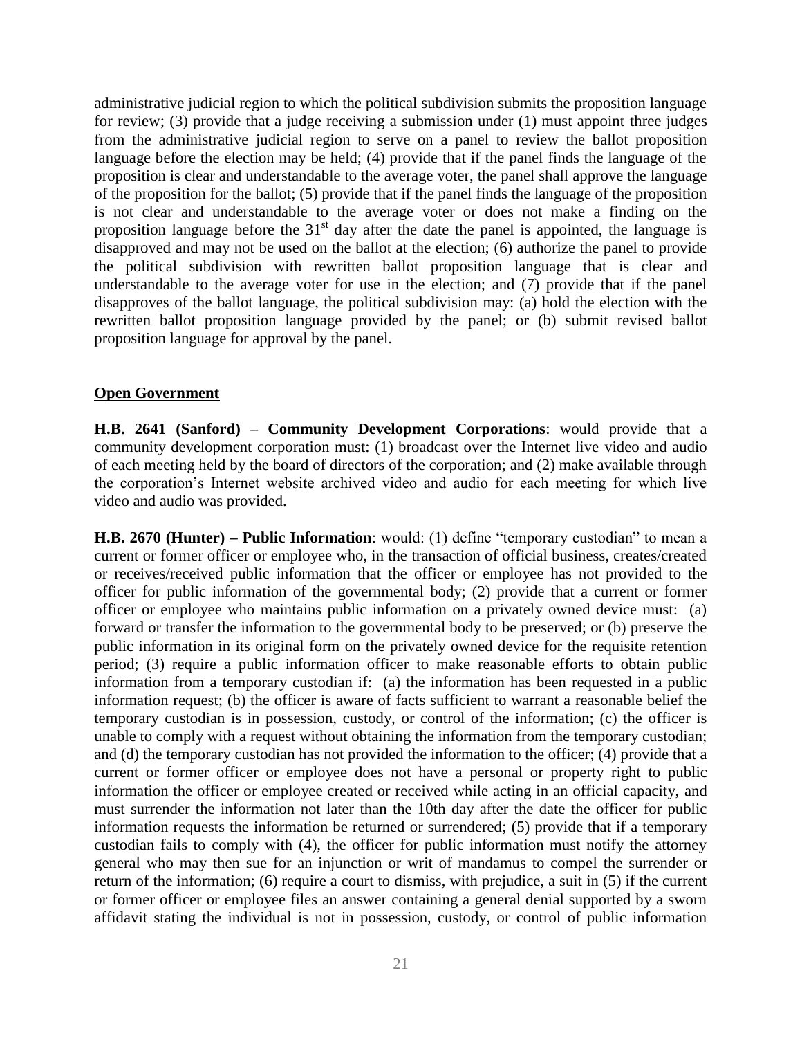administrative judicial region to which the political subdivision submits the proposition language for review; (3) provide that a judge receiving a submission under (1) must appoint three judges from the administrative judicial region to serve on a panel to review the ballot proposition language before the election may be held; (4) provide that if the panel finds the language of the proposition is clear and understandable to the average voter, the panel shall approve the language of the proposition for the ballot; (5) provide that if the panel finds the language of the proposition is not clear and understandable to the average voter or does not make a finding on the proposition language before the 31st day after the date the panel is appointed, the language is disapproved and may not be used on the ballot at the election; (6) authorize the panel to provide the political subdivision with rewritten ballot proposition language that is clear and understandable to the average voter for use in the election; and (7) provide that if the panel disapproves of the ballot language, the political subdivision may: (a) hold the election with the rewritten ballot proposition language provided by the panel; or (b) submit revised ballot proposition language for approval by the panel.

**Open Government**

**H.B. 2641 (Sanford) – Community Development Corporations**: would provide that a community development corporation must: (1) broadcast over the Internet live video and audio of each meeting held by the board of directors of the corporation; and (2) make available through the corporation's Internet website archived video and audio for each meeting for which live video and audio was provided.

**H.B. 2670 (Hunter) – Public Information**: would: (1) define "temporary custodian" to mean a current or former officer or employee who, in the transaction of official business, creates/created or receives/received public information that the officer or employee has not provided to the officer for public information of the governmental body; (2) provide that a current or former officer or employee who maintains public information on a privately owned device must: (a) forward or transfer the information to the governmental body to be preserved; or (b) preserve the public information in its original form on the privately owned device for the requisite retention period; (3) require a public information officer to make reasonable efforts to obtain public information from a temporary custodian if: (a) the information has been requested in a public information request; (b) the officer is aware of facts sufficient to warrant a reasonable belief the temporary custodian is in possession, custody, or control of the information; (c) the officer is unable to comply with a request without obtaining the information from the temporary custodian; and (d) the temporary custodian has not provided the information to the officer; (4) provide that a current or former officer or employee does not have a personal or property right to public information the officer or employee created or received while acting in an official capacity, and must surrender the information not later than the 10th day after the date the officer for public information requests the information be returned or surrendered; (5) provide that if a temporary custodian fails to comply with (4), the officer for public information must notify the attorney general who may then sue for an injunction or writ of mandamus to compel the surrender or return of the information; (6) require a court to dismiss, with prejudice, a suit in (5) if the current or former officer or employee files an answer containing a general denial supported by a sworn affidavit stating the individual is not in possession, custody, or control of public information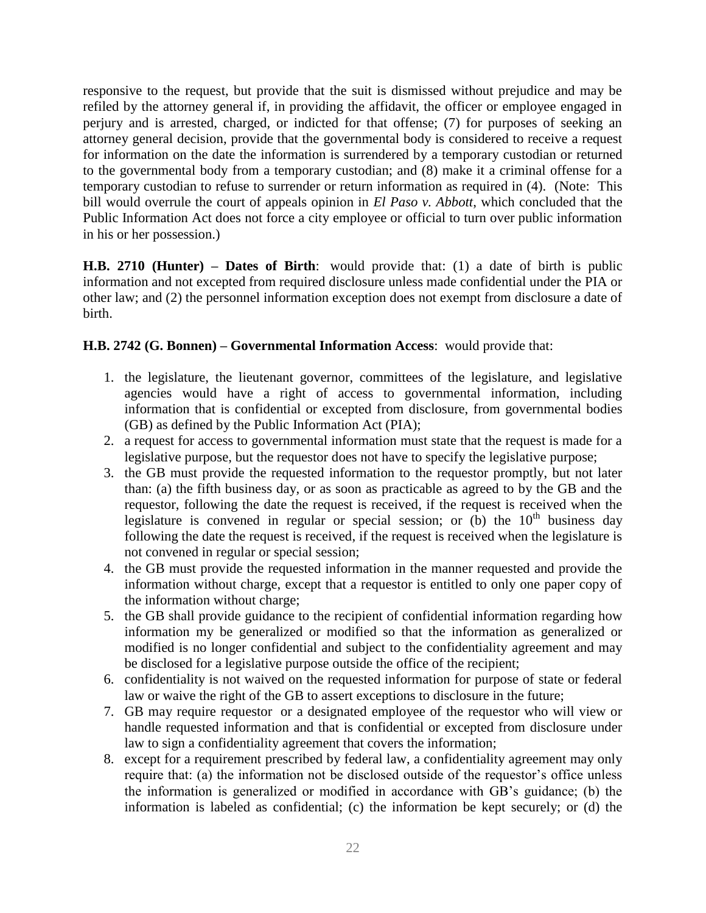responsive to the request, but provide that the suit is dismissed without prejudice and may be refiled by the attorney general if, in providing the affidavit, the officer or employee engaged in perjury and is arrested, charged, or indicted for that offense; (7) for purposes of seeking an attorney general decision, provide that the governmental body is considered to receive a request for information on the date the information is surrendered by a temporary custodian or returned to the governmental body from a temporary custodian; and (8) make it a criminal offense for a temporary custodian to refuse to surrender or return information as required in (4). (Note: This bill would overrule the court of appeals opinion in *El Paso v. Abbott*, which concluded that the Public Information Act does not force a city employee or official to turn over public information in his or her possession.)

**H.B. 2710 (Hunter) – Dates of Birth**: would provide that: (1) a date of birth is public information and not excepted from required disclosure unless made confidential under the PIA or other law; and (2) the personnel information exception does not exempt from disclosure a date of birth.

**H.B. 2742 (G. Bonnen) – Governmental Information Access**: would provide that:

1. the legislature, the lieutenant governor, committees of the legislature, and legislative agencies would have a right of access to governmental information, including information that is confidential or excepted from disclosure, from governmental bodies (GB) as defined by the Public Information Act (PIA);
2. a request for access to governmental information must state that the request is made for a legislative purpose, but the requestor does not have to specify the legislative purpose;
3. the GB must provide the requested information to the requestor promptly, but not later than: (a) the fifth business day, or as soon as practicable as agreed to by the GB and the requestor, following the date the request is received, if the request is received when the legislature is convened in regular or special session; or (b) the 10th business day following the date the request is received, if the request is received when the legislature is not convened in regular or special session;
4. the GB must provide the requested information in the manner requested and provide the information without charge, except that a requestor is entitled to only one paper copy of the information without charge;
5. the GB shall provide guidance to the recipient of confidential information regarding how information my be generalized or modified so that the information as generalized or modified is no longer confidential and subject to the confidentiality agreement and may be disclosed for a legislative purpose outside the office of the recipient;
6. confidentiality is not waived on the requested information for purpose of state or federal law or waive the right of the GB to assert exceptions to disclosure in the future;
7. GB may require requestor or a designated employee of the requestor who will view or handle requested information and that is confidential or excepted from disclosure under law to sign a confidentiality agreement that covers the information;
8. except for a requirement prescribed by federal law, a confidentiality agreement may only require that: (a) the information not be disclosed outside of the requestor's office unless the information is generalized or modified in accordance with GB's guidance; (b) the information is labeled as confidential; (c) the information be kept securely; or (d) the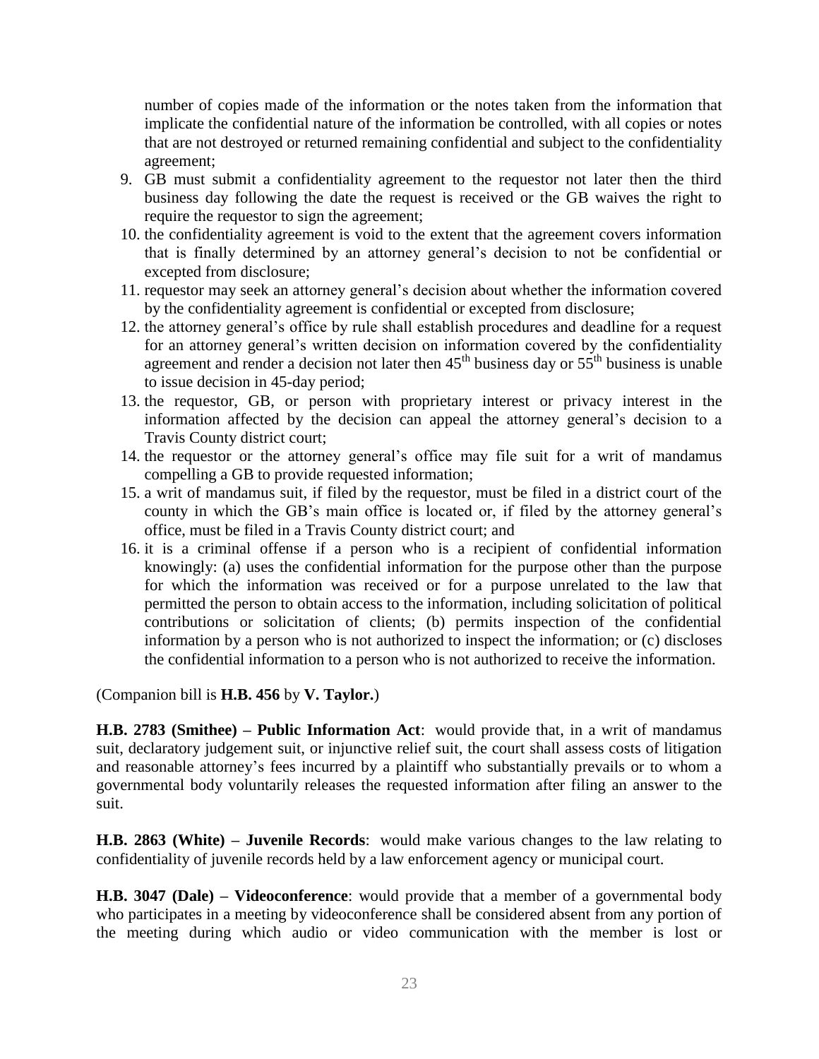number of copies made of the information or the notes taken from the information that implicate the confidential nature of the information be controlled, with all copies or notes that are not destroyed or returned remaining confidential and subject to the confidentiality agreement;

9. GB must submit a confidentiality agreement to the requestor not later then the third business day following the date the request is received or the GB waives the right to require the requestor to sign the agreement;
10. the confidentiality agreement is void to the extent that the agreement covers information that is finally determined by an attorney general's decision to not be confidential or excepted from disclosure;
11. requestor may seek an attorney general's decision about whether the information covered by the confidentiality agreement is confidential or excepted from disclosure;
12. the attorney general's office by rule shall establish procedures and deadline for a request for an attorney general's written decision on information covered by the confidentiality agreement and render a decision not later then 45th business day or 55th business is unable to issue decision in 45-day period;
13. the requestor, GB, or person with proprietary interest or privacy interest in the information affected by the decision can appeal the attorney general's decision to a Travis County district court;
14. the requestor or the attorney general's office may file suit for a writ of mandamus compelling a GB to provide requested information;
15. a writ of mandamus suit, if filed by the requestor, must be filed in a district court of the county in which the GB's main office is located or, if filed by the attorney general's office, must be filed in a Travis County district court; and
16. it is a criminal offense if a person who is a recipient of confidential information knowingly: (a) uses the confidential information for the purpose other than the purpose for which the information was received or for a purpose unrelated to the law that permitted the person to obtain access to the information, including solicitation of political contributions or solicitation of clients; (b) permits inspection of the confidential information by a person who is not authorized to inspect the information; or (c) discloses the confidential information to a person who is not authorized to receive the information.

(Companion bill is **H.B. 456** by **V. Taylor.**)

**H.B. 2783 (Smithee) – Public Information Act**: would provide that, in a writ of mandamus suit, declaratory judgement suit, or injunctive relief suit, the court shall assess costs of litigation and reasonable attorney's fees incurred by a plaintiff who substantially prevails or to whom a governmental body voluntarily releases the requested information after filing an answer to the suit.

**H.B. 2863 (White) – Juvenile Records**: would make various changes to the law relating to confidentiality of juvenile records held by a law enforcement agency or municipal court.

**H.B. 3047 (Dale) – Videoconference**: would provide that a member of a governmental body who participates in a meeting by videoconference shall be considered absent from any portion of the meeting during which audio or video communication with the member is lost or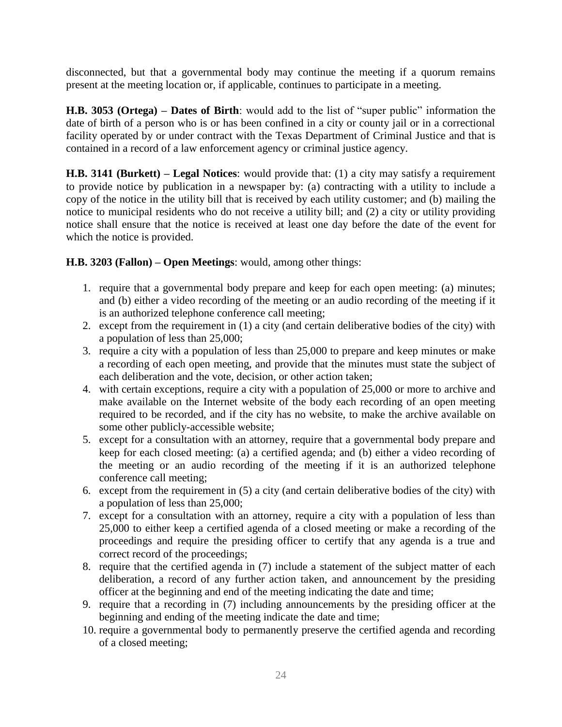disconnected, but that a governmental body may continue the meeting if a quorum remains present at the meeting location or, if applicable, continues to participate in a meeting.

**H.B. 3053 (Ortega) – Dates of Birth**: would add to the list of "super public" information the date of birth of a person who is or has been confined in a city or county jail or in a correctional facility operated by or under contract with the Texas Department of Criminal Justice and that is contained in a record of a law enforcement agency or criminal justice agency.

**H.B. 3141 (Burkett) – Legal Notices**: would provide that: (1) a city may satisfy a requirement to provide notice by publication in a newspaper by: (a) contracting with a utility to include a copy of the notice in the utility bill that is received by each utility customer; and (b) mailing the notice to municipal residents who do not receive a utility bill; and (2) a city or utility providing notice shall ensure that the notice is received at least one day before the date of the event for which the notice is provided.

**H.B. 3203 (Fallon) – Open Meetings**: would, among other things:

1. require that a governmental body prepare and keep for each open meeting: (a) minutes; and (b) either a video recording of the meeting or an audio recording of the meeting if it is an authorized telephone conference call meeting;
2. except from the requirement in (1) a city (and certain deliberative bodies of the city) with a population of less than 25,000;
3. require a city with a population of less than 25,000 to prepare and keep minutes or make a recording of each open meeting, and provide that the minutes must state the subject of each deliberation and the vote, decision, or other action taken;
4. with certain exceptions, require a city with a population of 25,000 or more to archive and make available on the Internet website of the body each recording of an open meeting required to be recorded, and if the city has no website, to make the archive available on some other publicly-accessible website;
5. except for a consultation with an attorney, require that a governmental body prepare and keep for each closed meeting: (a) a certified agenda; and (b) either a video recording of the meeting or an audio recording of the meeting if it is an authorized telephone conference call meeting;
6. except from the requirement in (5) a city (and certain deliberative bodies of the city) with a population of less than 25,000;
7. except for a consultation with an attorney, require a city with a population of less than 25,000 to either keep a certified agenda of a closed meeting or make a recording of the proceedings and require the presiding officer to certify that any agenda is a true and correct record of the proceedings;
8. require that the certified agenda in (7) include a statement of the subject matter of each deliberation, a record of any further action taken, and announcement by the presiding officer at the beginning and end of the meeting indicating the date and time;
9. require that a recording in (7) including announcements by the presiding officer at the beginning and ending of the meeting indicate the date and time;
10. require a governmental body to permanently preserve the certified agenda and recording of a closed meeting;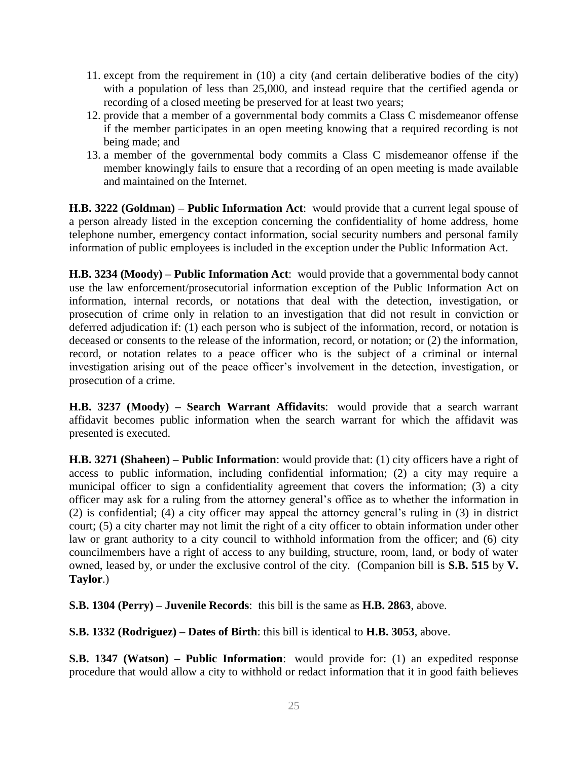11. except from the requirement in (10) a city (and certain deliberative bodies of the city) with a population of less than 25,000, and instead require that the certified agenda or recording of a closed meeting be preserved for at least two years;
12. provide that a member of a governmental body commits a Class C misdemeanor offense if the member participates in an open meeting knowing that a required recording is not being made; and
13. a member of the governmental body commits a Class C misdemeanor offense if the member knowingly fails to ensure that a recording of an open meeting is made available and maintained on the Internet.

**H.B. 3222 (Goldman) – Public Information Act**: would provide that a current legal spouse of a person already listed in the exception concerning the confidentiality of home address, home telephone number, emergency contact information, social security numbers and personal family information of public employees is included in the exception under the Public Information Act.

**H.B. 3234 (Moody) – Public Information Act**: would provide that a governmental body cannot use the law enforcement/prosecutorial information exception of the Public Information Act on information, internal records, or notations that deal with the detection, investigation, or prosecution of crime only in relation to an investigation that did not result in conviction or deferred adjudication if: (1) each person who is subject of the information, record, or notation is deceased or consents to the release of the information, record, or notation; or (2) the information, record, or notation relates to a peace officer who is the subject of a criminal or internal investigation arising out of the peace officer's involvement in the detection, investigation, or prosecution of a crime.

**H.B. 3237 (Moody) – Search Warrant Affidavits**: would provide that a search warrant affidavit becomes public information when the search warrant for which the affidavit was presented is executed.

**H.B. 3271 (Shaheen) – Public Information**: would provide that: (1) city officers have a right of access to public information, including confidential information; (2) a city may require a municipal officer to sign a confidentiality agreement that covers the information; (3) a city officer may ask for a ruling from the attorney general's office as to whether the information in (2) is confidential; (4) a city officer may appeal the attorney general's ruling in (3) in district court; (5) a city charter may not limit the right of a city officer to obtain information under other law or grant authority to a city council to withhold information from the officer; and (6) city councilmembers have a right of access to any building, structure, room, land, or body of water owned, leased by, or under the exclusive control of the city. (Companion bill is **S.B. 515** by **V. Taylor**.)

**S.B. 1304 (Perry) – Juvenile Records**: this bill is the same as **H.B. 2863**, above.

**S.B. 1332 (Rodriguez) – Dates of Birth**: this bill is identical to **H.B. 3053**, above.

**S.B. 1347 (Watson) – Public Information**: would provide for: (1) an expedited response procedure that would allow a city to withhold or redact information that it in good faith believes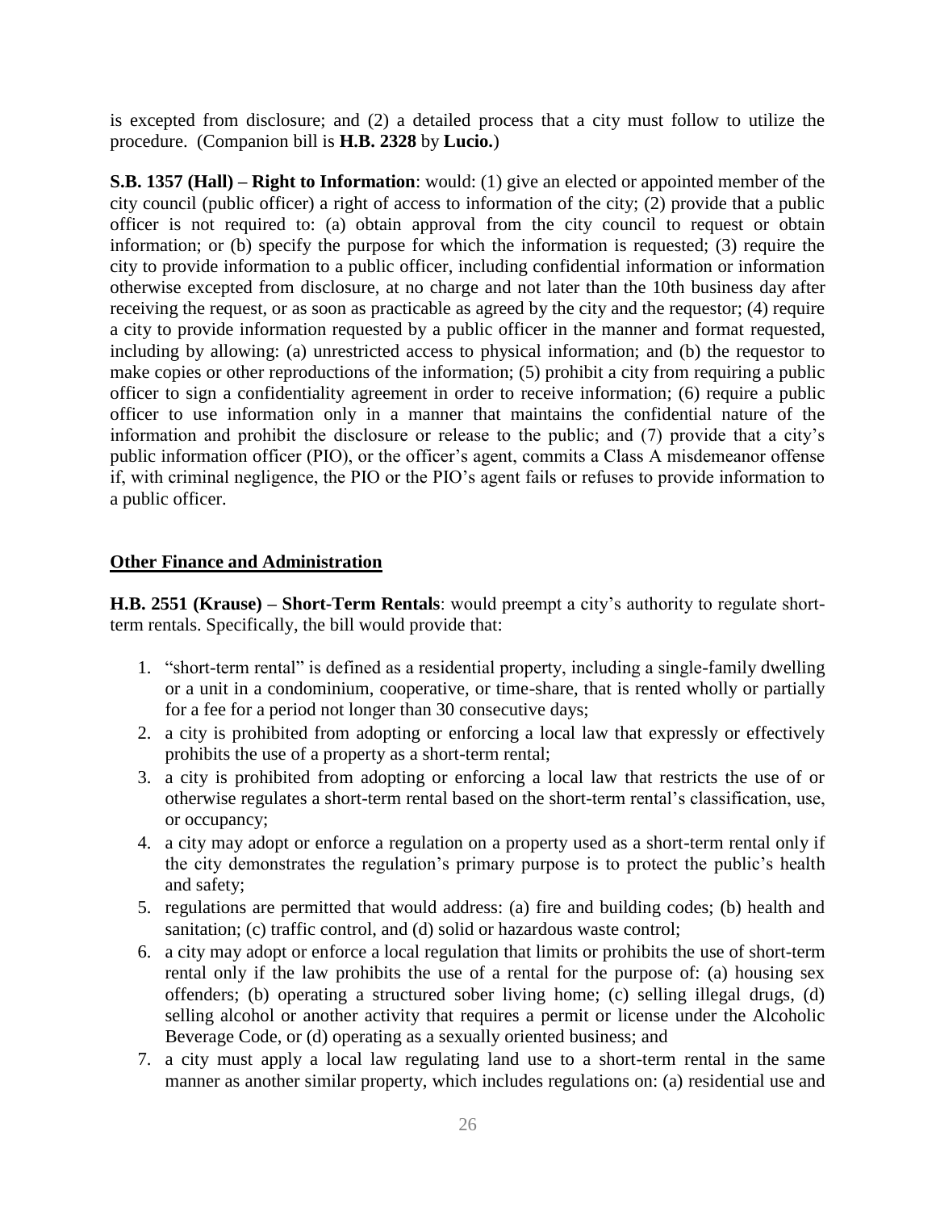is excepted from disclosure; and (2) a detailed process that a city must follow to utilize the procedure. (Companion bill is **H.B. 2328** by **Lucio.**)

**S.B. 1357 (Hall) – Right to Information**: would: (1) give an elected or appointed member of the city council (public officer) a right of access to information of the city; (2) provide that a public officer is not required to: (a) obtain approval from the city council to request or obtain information; or (b) specify the purpose for which the information is requested; (3) require the city to provide information to a public officer, including confidential information or information otherwise excepted from disclosure, at no charge and not later than the 10th business day after receiving the request, or as soon as practicable as agreed by the city and the requestor; (4) require a city to provide information requested by a public officer in the manner and format requested, including by allowing: (a) unrestricted access to physical information; and (b) the requestor to make copies or other reproductions of the information; (5) prohibit a city from requiring a public officer to sign a confidentiality agreement in order to receive information; (6) require a public officer to use information only in a manner that maintains the confidential nature of the information and prohibit the disclosure or release to the public; and (7) provide that a city's public information officer (PIO), or the officer's agent, commits a Class A misdemeanor offense if, with criminal negligence, the PIO or the PIO's agent fails or refuses to provide information to a public officer.

## Other Finance and Administration

**H.B. 2551 (Krause) – Short-Term Rentals**: would preempt a city's authority to regulate short-term rentals. Specifically, the bill would provide that:

1. "short-term rental" is defined as a residential property, including a single-family dwelling or a unit in a condominium, cooperative, or time-share, that is rented wholly or partially for a fee for a period not longer than 30 consecutive days;
2. a city is prohibited from adopting or enforcing a local law that expressly or effectively prohibits the use of a property as a short-term rental;
3. a city is prohibited from adopting or enforcing a local law that restricts the use of or otherwise regulates a short-term rental based on the short-term rental's classification, use, or occupancy;
4. a city may adopt or enforce a regulation on a property used as a short-term rental only if the city demonstrates the regulation's primary purpose is to protect the public's health and safety;
5. regulations are permitted that would address: (a) fire and building codes; (b) health and sanitation; (c) traffic control, and (d) solid or hazardous waste control;
6. a city may adopt or enforce a local regulation that limits or prohibits the use of short-term rental only if the law prohibits the use of a rental for the purpose of: (a) housing sex offenders; (b) operating a structured sober living home; (c) selling illegal drugs, (d) selling alcohol or another activity that requires a permit or license under the Alcoholic Beverage Code, or (d) operating as a sexually oriented business; and
7. a city must apply a local law regulating land use to a short-term rental in the same manner as another similar property, which includes regulations on: (a) residential use and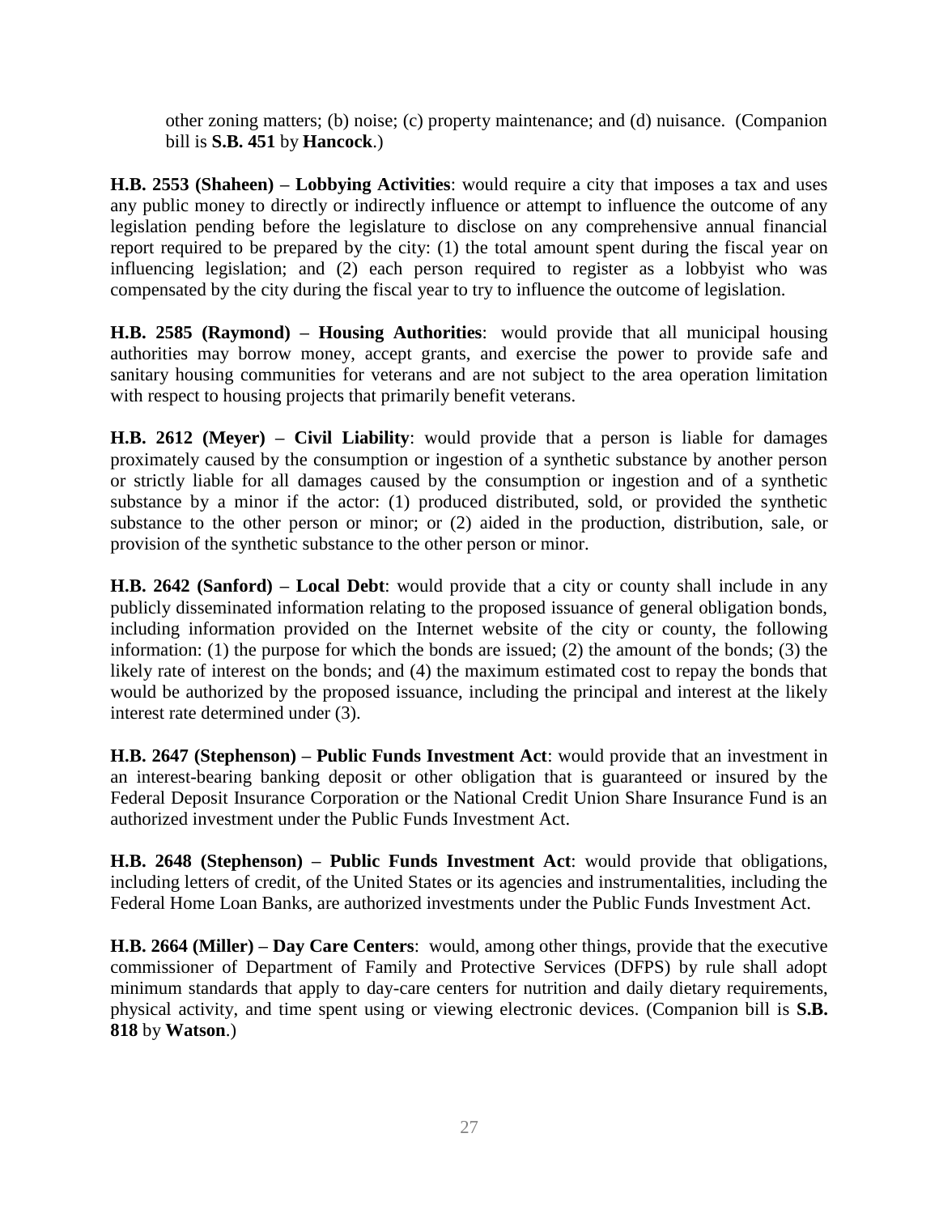other zoning matters; (b) noise; (c) property maintenance; and (d) nuisance. (Companion bill is **S.B. 451** by **Hancock**.)

**H.B. 2553 (Shaheen) – Lobbying Activities**: would require a city that imposes a tax and uses any public money to directly or indirectly influence or attempt to influence the outcome of any legislation pending before the legislature to disclose on any comprehensive annual financial report required to be prepared by the city: (1) the total amount spent during the fiscal year on influencing legislation; and (2) each person required to register as a lobbyist who was compensated by the city during the fiscal year to try to influence the outcome of legislation.

**H.B. 2585 (Raymond) – Housing Authorities**: would provide that all municipal housing authorities may borrow money, accept grants, and exercise the power to provide safe and sanitary housing communities for veterans and are not subject to the area operation limitation with respect to housing projects that primarily benefit veterans.

**H.B. 2612 (Meyer) – Civil Liability**: would provide that a person is liable for damages proximately caused by the consumption or ingestion of a synthetic substance by another person or strictly liable for all damages caused by the consumption or ingestion and of a synthetic substance by a minor if the actor: (1) produced distributed, sold, or provided the synthetic substance to the other person or minor; or (2) aided in the production, distribution, sale, or provision of the synthetic substance to the other person or minor.

**H.B. 2642 (Sanford) – Local Debt**: would provide that a city or county shall include in any publicly disseminated information relating to the proposed issuance of general obligation bonds, including information provided on the Internet website of the city or county, the following information: (1) the purpose for which the bonds are issued; (2) the amount of the bonds; (3) the likely rate of interest on the bonds; and (4) the maximum estimated cost to repay the bonds that would be authorized by the proposed issuance, including the principal and interest at the likely interest rate determined under (3).

**H.B. 2647 (Stephenson) – Public Funds Investment Act**: would provide that an investment in an interest-bearing banking deposit or other obligation that is guaranteed or insured by the Federal Deposit Insurance Corporation or the National Credit Union Share Insurance Fund is an authorized investment under the Public Funds Investment Act.

**H.B. 2648 (Stephenson) – Public Funds Investment Act**: would provide that obligations, including letters of credit, of the United States or its agencies and instrumentalities, including the Federal Home Loan Banks, are authorized investments under the Public Funds Investment Act.

**H.B. 2664 (Miller) – Day Care Centers**: would, among other things, provide that the executive commissioner of Department of Family and Protective Services (DFPS) by rule shall adopt minimum standards that apply to day-care centers for nutrition and daily dietary requirements, physical activity, and time spent using or viewing electronic devices. (Companion bill is **S.B. 818** by **Watson**.)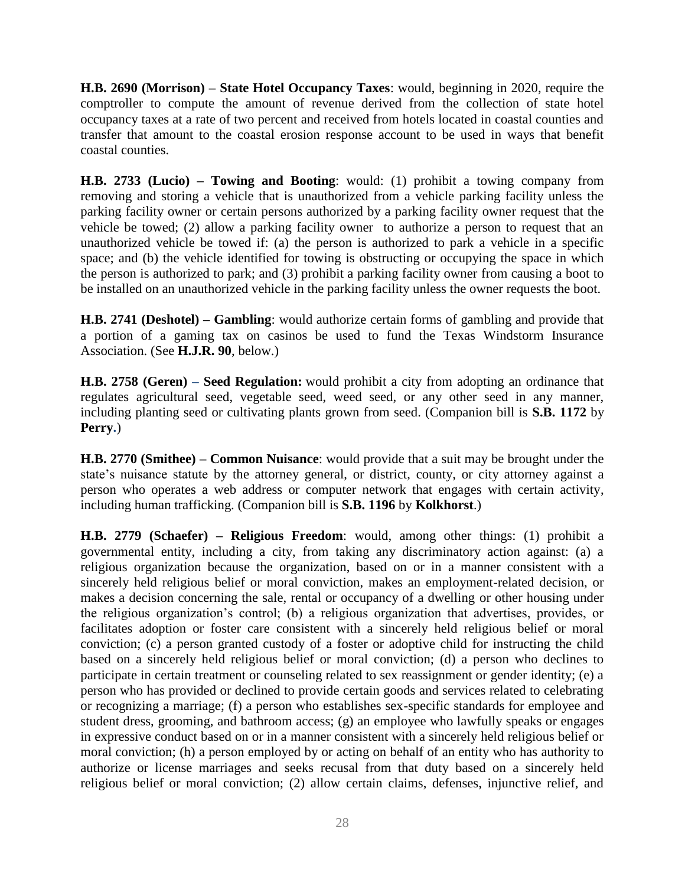**H.B. 2690 (Morrison) – State Hotel Occupancy Taxes**: would, beginning in 2020, require the comptroller to compute the amount of revenue derived from the collection of state hotel occupancy taxes at a rate of two percent and received from hotels located in coastal counties and transfer that amount to the coastal erosion response account to be used in ways that benefit coastal counties.

**H.B. 2733 (Lucio) – Towing and Booting**: would: (1) prohibit a towing company from removing and storing a vehicle that is unauthorized from a vehicle parking facility unless the parking facility owner or certain persons authorized by a parking facility owner request that the vehicle be towed; (2) allow a parking facility owner to authorize a person to request that an unauthorized vehicle be towed if: (a) the person is authorized to park a vehicle in a specific space; and (b) the vehicle identified for towing is obstructing or occupying the space in which the person is authorized to park; and (3) prohibit a parking facility owner from causing a boot to be installed on an unauthorized vehicle in the parking facility unless the owner requests the boot.

**H.B. 2741 (Deshotel) – Gambling**: would authorize certain forms of gambling and provide that a portion of a gaming tax on casinos be used to fund the Texas Windstorm Insurance Association. (See **H.J.R. 90**, below.)

**H.B. 2758 (Geren)** – **Seed Regulation:** would prohibit a city from adopting an ordinance that regulates agricultural seed, vegetable seed, weed seed, or any other seed in any manner, including planting seed or cultivating plants grown from seed. (Companion bill is **S.B. 1172** by **Perry**.)

**H.B. 2770 (Smithee) – Common Nuisance**: would provide that a suit may be brought under the state's nuisance statute by the attorney general, or district, county, or city attorney against a person who operates a web address or computer network that engages with certain activity, including human trafficking. (Companion bill is **S.B. 1196** by **Kolkhorst**.)

**H.B. 2779 (Schaefer) – Religious Freedom**: would, among other things: (1) prohibit a governmental entity, including a city, from taking any discriminatory action against: (a) a religious organization because the organization, based on or in a manner consistent with a sincerely held religious belief or moral conviction, makes an employment-related decision, or makes a decision concerning the sale, rental or occupancy of a dwelling or other housing under the religious organization's control; (b) a religious organization that advertises, provides, or facilitates adoption or foster care consistent with a sincerely held religious belief or moral conviction; (c) a person granted custody of a foster or adoptive child for instructing the child based on a sincerely held religious belief or moral conviction; (d) a person who declines to participate in certain treatment or counseling related to sex reassignment or gender identity; (e) a person who has provided or declined to provide certain goods and services related to celebrating or recognizing a marriage; (f) a person who establishes sex-specific standards for employee and student dress, grooming, and bathroom access; (g) an employee who lawfully speaks or engages in expressive conduct based on or in a manner consistent with a sincerely held religious belief or moral conviction; (h) a person employed by or acting on behalf of an entity who has authority to authorize or license marriages and seeks recusal from that duty based on a sincerely held religious belief or moral conviction; (2) allow certain claims, defenses, injunctive relief, and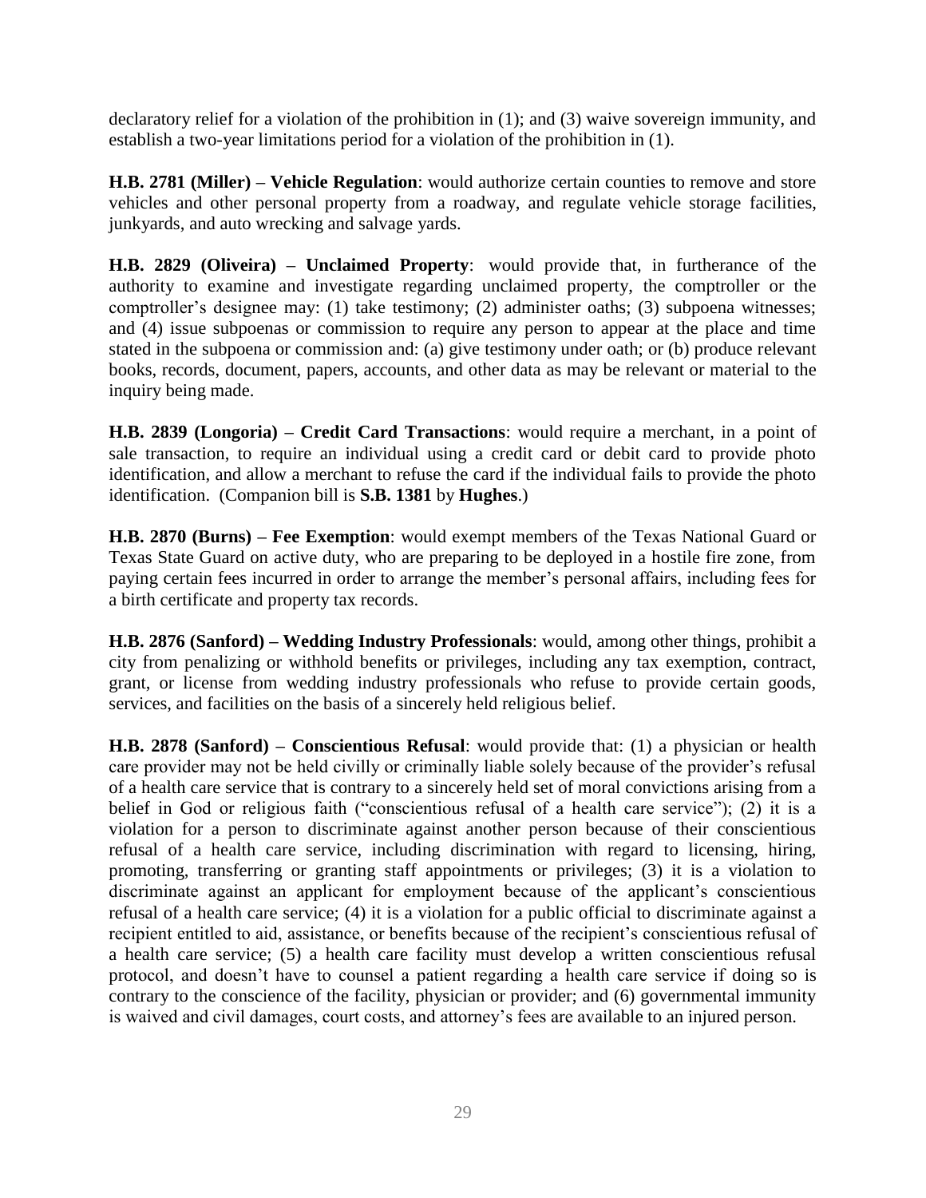declaratory relief for a violation of the prohibition in (1); and (3) waive sovereign immunity, and establish a two-year limitations period for a violation of the prohibition in (1).

**H.B. 2781 (Miller) – Vehicle Regulation**: would authorize certain counties to remove and store vehicles and other personal property from a roadway, and regulate vehicle storage facilities, junkyards, and auto wrecking and salvage yards.

**H.B. 2829 (Oliveira) – Unclaimed Property**: would provide that, in furtherance of the authority to examine and investigate regarding unclaimed property, the comptroller or the comptroller's designee may: (1) take testimony; (2) administer oaths; (3) subpoena witnesses; and (4) issue subpoenas or commission to require any person to appear at the place and time stated in the subpoena or commission and: (a) give testimony under oath; or (b) produce relevant books, records, document, papers, accounts, and other data as may be relevant or material to the inquiry being made.

**H.B. 2839 (Longoria) – Credit Card Transactions**: would require a merchant, in a point of sale transaction, to require an individual using a credit card or debit card to provide photo identification, and allow a merchant to refuse the card if the individual fails to provide the photo identification. (Companion bill is **S.B. 1381** by **Hughes**.)

**H.B. 2870 (Burns) – Fee Exemption**: would exempt members of the Texas National Guard or Texas State Guard on active duty, who are preparing to be deployed in a hostile fire zone, from paying certain fees incurred in order to arrange the member's personal affairs, including fees for a birth certificate and property tax records.

**H.B. 2876 (Sanford) – Wedding Industry Professionals**: would, among other things, prohibit a city from penalizing or withhold benefits or privileges, including any tax exemption, contract, grant, or license from wedding industry professionals who refuse to provide certain goods, services, and facilities on the basis of a sincerely held religious belief.

**H.B. 2878 (Sanford) – Conscientious Refusal**: would provide that: (1) a physician or health care provider may not be held civilly or criminally liable solely because of the provider's refusal of a health care service that is contrary to a sincerely held set of moral convictions arising from a belief in God or religious faith ("conscientious refusal of a health care service"); (2) it is a violation for a person to discriminate against another person because of their conscientious refusal of a health care service, including discrimination with regard to licensing, hiring, promoting, transferring or granting staff appointments or privileges; (3) it is a violation to discriminate against an applicant for employment because of the applicant's conscientious refusal of a health care service; (4) it is a violation for a public official to discriminate against a recipient entitled to aid, assistance, or benefits because of the recipient's conscientious refusal of a health care service; (5) a health care facility must develop a written conscientious refusal protocol, and doesn't have to counsel a patient regarding a health care service if doing so is contrary to the conscience of the facility, physician or provider; and (6) governmental immunity is waived and civil damages, court costs, and attorney's fees are available to an injured person.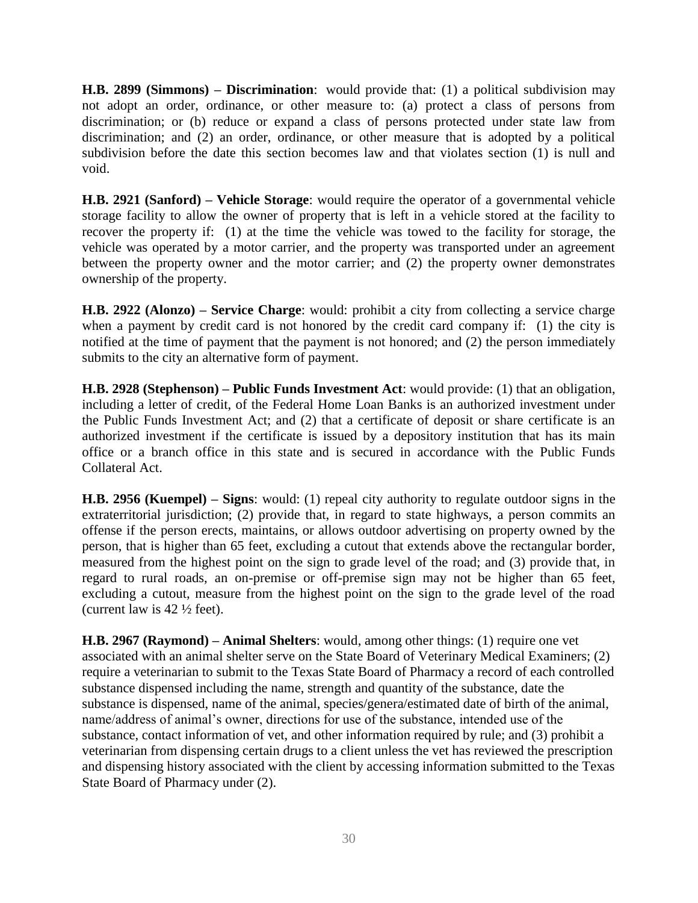**H.B. 2899 (Simmons) – Discrimination**: would provide that: (1) a political subdivision may not adopt an order, ordinance, or other measure to: (a) protect a class of persons from discrimination; or (b) reduce or expand a class of persons protected under state law from discrimination; and (2) an order, ordinance, or other measure that is adopted by a political subdivision before the date this section becomes law and that violates section (1) is null and void.

**H.B. 2921 (Sanford) – Vehicle Storage**: would require the operator of a governmental vehicle storage facility to allow the owner of property that is left in a vehicle stored at the facility to recover the property if: (1) at the time the vehicle was towed to the facility for storage, the vehicle was operated by a motor carrier, and the property was transported under an agreement between the property owner and the motor carrier; and (2) the property owner demonstrates ownership of the property.

**H.B. 2922 (Alonzo) – Service Charge**: would: prohibit a city from collecting a service charge when a payment by credit card is not honored by the credit card company if: (1) the city is notified at the time of payment that the payment is not honored; and (2) the person immediately submits to the city an alternative form of payment.

**H.B. 2928 (Stephenson) – Public Funds Investment Act**: would provide: (1) that an obligation, including a letter of credit, of the Federal Home Loan Banks is an authorized investment under the Public Funds Investment Act; and (2) that a certificate of deposit or share certificate is an authorized investment if the certificate is issued by a depository institution that has its main office or a branch office in this state and is secured in accordance with the Public Funds Collateral Act.

**H.B. 2956 (Kuempel) – Signs**: would: (1) repeal city authority to regulate outdoor signs in the extraterritorial jurisdiction; (2) provide that, in regard to state highways, a person commits an offense if the person erects, maintains, or allows outdoor advertising on property owned by the person, that is higher than 65 feet, excluding a cutout that extends above the rectangular border, measured from the highest point on the sign to grade level of the road; and (3) provide that, in regard to rural roads, an on-premise or off-premise sign may not be higher than 65 feet, excluding a cutout, measure from the highest point on the sign to the grade level of the road (current law is 42 ½ feet).

**H.B. 2967 (Raymond) – Animal Shelters**: would, among other things: (1) require one vet associated with an animal shelter serve on the State Board of Veterinary Medical Examiners; (2) require a veterinarian to submit to the Texas State Board of Pharmacy a record of each controlled substance dispensed including the name, strength and quantity of the substance, date the substance is dispensed, name of the animal, species/genera/estimated date of birth of the animal, name/address of animal's owner, directions for use of the substance, intended use of the substance, contact information of vet, and other information required by rule; and (3) prohibit a veterinarian from dispensing certain drugs to a client unless the vet has reviewed the prescription and dispensing history associated with the client by accessing information submitted to the Texas State Board of Pharmacy under (2).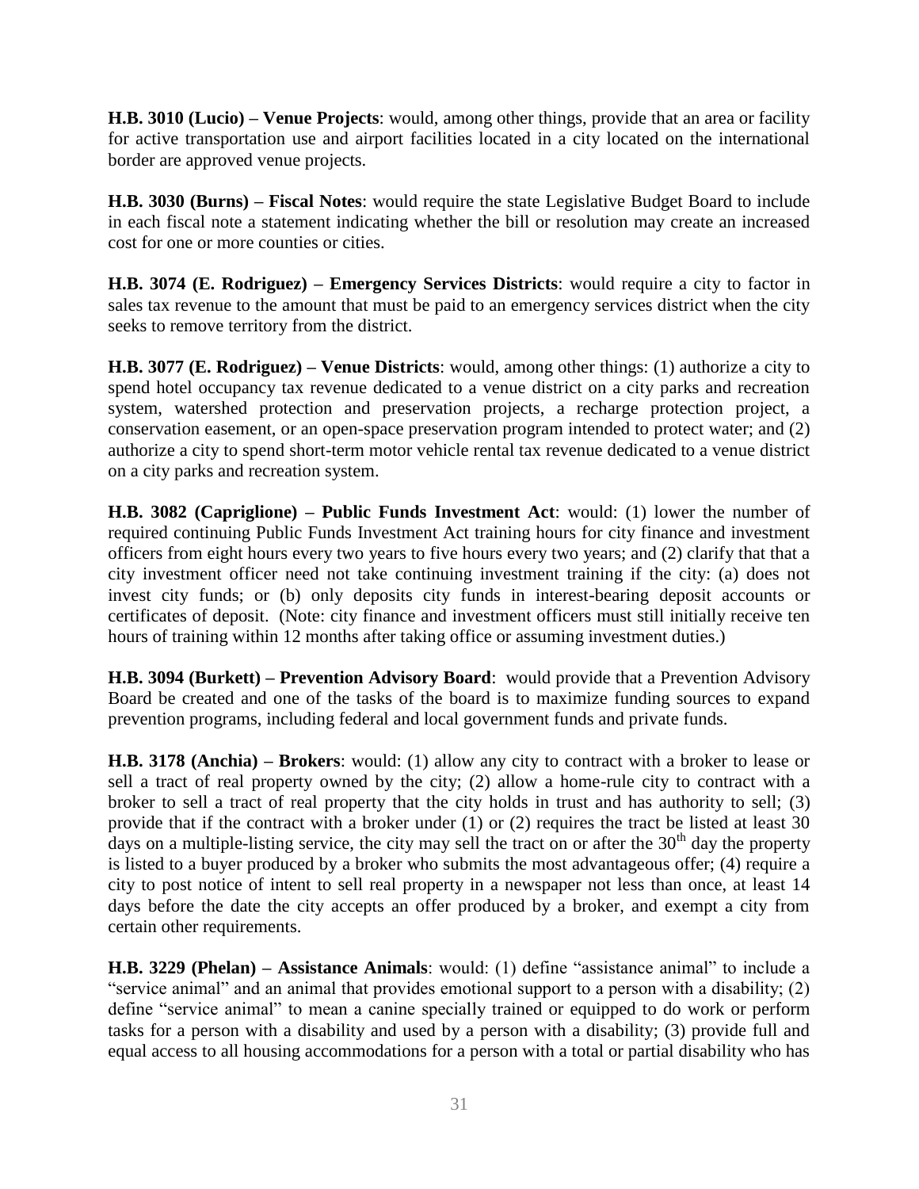**H.B. 3010 (Lucio) – Venue Projects**: would, among other things, provide that an area or facility for active transportation use and airport facilities located in a city located on the international border are approved venue projects.

**H.B. 3030 (Burns) – Fiscal Notes**: would require the state Legislative Budget Board to include in each fiscal note a statement indicating whether the bill or resolution may create an increased cost for one or more counties or cities.

**H.B. 3074 (E. Rodriguez) – Emergency Services Districts**: would require a city to factor in sales tax revenue to the amount that must be paid to an emergency services district when the city seeks to remove territory from the district.

**H.B. 3077 (E. Rodriguez) – Venue Districts**: would, among other things: (1) authorize a city to spend hotel occupancy tax revenue dedicated to a venue district on a city parks and recreation system, watershed protection and preservation projects, a recharge protection project, a conservation easement, or an open-space preservation program intended to protect water; and (2) authorize a city to spend short-term motor vehicle rental tax revenue dedicated to a venue district on a city parks and recreation system.

**H.B. 3082 (Capriglione) – Public Funds Investment Act**: would: (1) lower the number of required continuing Public Funds Investment Act training hours for city finance and investment officers from eight hours every two years to five hours every two years; and (2) clarify that that a city investment officer need not take continuing investment training if the city: (a) does not invest city funds; or (b) only deposits city funds in interest-bearing deposit accounts or certificates of deposit. (Note: city finance and investment officers must still initially receive ten hours of training within 12 months after taking office or assuming investment duties.)

**H.B. 3094 (Burkett) – Prevention Advisory Board**: would provide that a Prevention Advisory Board be created and one of the tasks of the board is to maximize funding sources to expand prevention programs, including federal and local government funds and private funds.

**H.B. 3178 (Anchia) – Brokers**: would: (1) allow any city to contract with a broker to lease or sell a tract of real property owned by the city; (2) allow a home-rule city to contract with a broker to sell a tract of real property that the city holds in trust and has authority to sell; (3) provide that if the contract with a broker under (1) or (2) requires the tract be listed at least 30 days on a multiple-listing service, the city may sell the tract on or after the 30th day the property is listed to a buyer produced by a broker who submits the most advantageous offer; (4) require a city to post notice of intent to sell real property in a newspaper not less than once, at least 14 days before the date the city accepts an offer produced by a broker, and exempt a city from certain other requirements.

**H.B. 3229 (Phelan) – Assistance Animals**: would: (1) define "assistance animal" to include a "service animal" and an animal that provides emotional support to a person with a disability; (2) define "service animal" to mean a canine specially trained or equipped to do work or perform tasks for a person with a disability and used by a person with a disability; (3) provide full and equal access to all housing accommodations for a person with a total or partial disability who has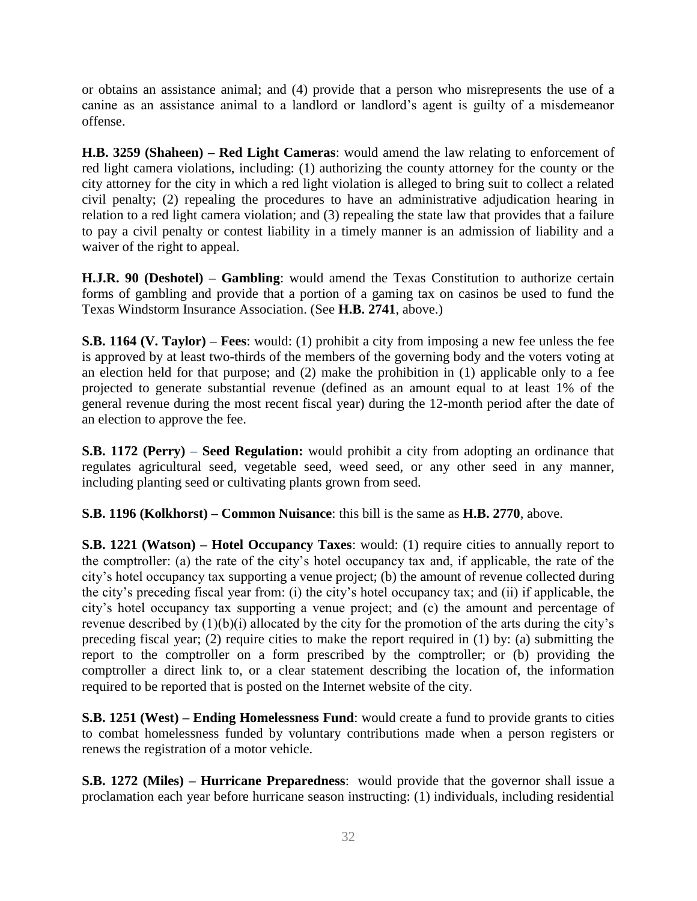or obtains an assistance animal; and (4) provide that a person who misrepresents the use of a canine as an assistance animal to a landlord or landlord's agent is guilty of a misdemeanor offense.

**H.B. 3259 (Shaheen) – Red Light Cameras**: would amend the law relating to enforcement of red light camera violations, including: (1) authorizing the county attorney for the county or the city attorney for the city in which a red light violation is alleged to bring suit to collect a related civil penalty; (2) repealing the procedures to have an administrative adjudication hearing in relation to a red light camera violation; and (3) repealing the state law that provides that a failure to pay a civil penalty or contest liability in a timely manner is an admission of liability and a waiver of the right to appeal.

**H.J.R. 90 (Deshotel) – Gambling**: would amend the Texas Constitution to authorize certain forms of gambling and provide that a portion of a gaming tax on casinos be used to fund the Texas Windstorm Insurance Association. (See **H.B. 2741**, above.)

**S.B. 1164 (V. Taylor) – Fees**: would: (1) prohibit a city from imposing a new fee unless the fee is approved by at least two-thirds of the members of the governing body and the voters voting at an election held for that purpose; and (2) make the prohibition in (1) applicable only to a fee projected to generate substantial revenue (defined as an amount equal to at least 1% of the general revenue during the most recent fiscal year) during the 12-month period after the date of an election to approve the fee.

**S.B. 1172 (Perry) – Seed Regulation:** would prohibit a city from adopting an ordinance that regulates agricultural seed, vegetable seed, weed seed, or any other seed in any manner, including planting seed or cultivating plants grown from seed.

**S.B. 1196 (Kolkhorst) – Common Nuisance**: this bill is the same as **H.B. 2770**, above.

**S.B. 1221 (Watson) – Hotel Occupancy Taxes**: would: (1) require cities to annually report to the comptroller: (a) the rate of the city's hotel occupancy tax and, if applicable, the rate of the city's hotel occupancy tax supporting a venue project; (b) the amount of revenue collected during the city's preceding fiscal year from: (i) the city's hotel occupancy tax; and (ii) if applicable, the city's hotel occupancy tax supporting a venue project; and (c) the amount and percentage of revenue described by (1)(b)(i) allocated by the city for the promotion of the arts during the city's preceding fiscal year; (2) require cities to make the report required in (1) by: (a) submitting the report to the comptroller on a form prescribed by the comptroller; or (b) providing the comptroller a direct link to, or a clear statement describing the location of, the information required to be reported that is posted on the Internet website of the city.

**S.B. 1251 (West) – Ending Homelessness Fund**: would create a fund to provide grants to cities to combat homelessness funded by voluntary contributions made when a person registers or renews the registration of a motor vehicle.

**S.B. 1272 (Miles) – Hurricane Preparedness**: would provide that the governor shall issue a proclamation each year before hurricane season instructing: (1) individuals, including residential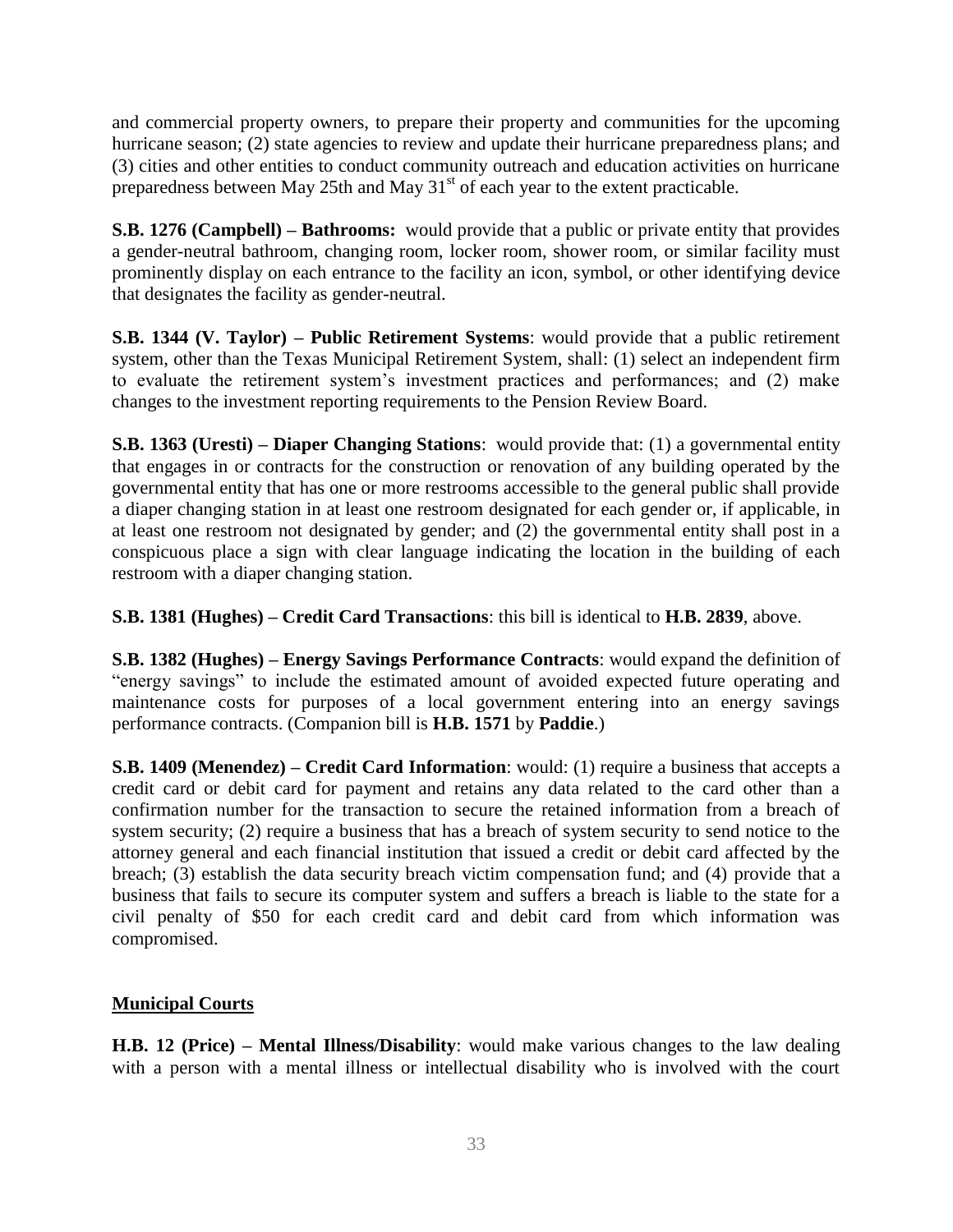and commercial property owners, to prepare their property and communities for the upcoming hurricane season; (2) state agencies to review and update their hurricane preparedness plans; and (3) cities and other entities to conduct community outreach and education activities on hurricane preparedness between May 25th and May 31st of each year to the extent practicable.

**S.B. 1276 (Campbell) – Bathrooms:** would provide that a public or private entity that provides a gender-neutral bathroom, changing room, locker room, shower room, or similar facility must prominently display on each entrance to the facility an icon, symbol, or other identifying device that designates the facility as gender-neutral.

**S.B. 1344 (V. Taylor) – Public Retirement Systems**: would provide that a public retirement system, other than the Texas Municipal Retirement System, shall: (1) select an independent firm to evaluate the retirement system's investment practices and performances; and (2) make changes to the investment reporting requirements to the Pension Review Board.

**S.B. 1363 (Uresti) – Diaper Changing Stations**: would provide that: (1) a governmental entity that engages in or contracts for the construction or renovation of any building operated by the governmental entity that has one or more restrooms accessible to the general public shall provide a diaper changing station in at least one restroom designated for each gender or, if applicable, in at least one restroom not designated by gender; and (2) the governmental entity shall post in a conspicuous place a sign with clear language indicating the location in the building of each restroom with a diaper changing station.

**S.B. 1381 (Hughes) – Credit Card Transactions**: this bill is identical to **H.B. 2839**, above.

**S.B. 1382 (Hughes) – Energy Savings Performance Contracts**: would expand the definition of "energy savings" to include the estimated amount of avoided expected future operating and maintenance costs for purposes of a local government entering into an energy savings performance contracts. (Companion bill is **H.B. 1571** by **Paddie**.)

**S.B. 1409 (Menendez) – Credit Card Information**: would: (1) require a business that accepts a credit card or debit card for payment and retains any data related to the card other than a confirmation number for the transaction to secure the retained information from a breach of system security; (2) require a business that has a breach of system security to send notice to the attorney general and each financial institution that issued a credit or debit card affected by the breach; (3) establish the data security breach victim compensation fund; and (4) provide that a business that fails to secure its computer system and suffers a breach is liable to the state for a civil penalty of $50 for each credit card and debit card from which information was compromised.

## Municipal Courts

**H.B. 12 (Price) – Mental Illness/Disability**: would make various changes to the law dealing with a person with a mental illness or intellectual disability who is involved with the court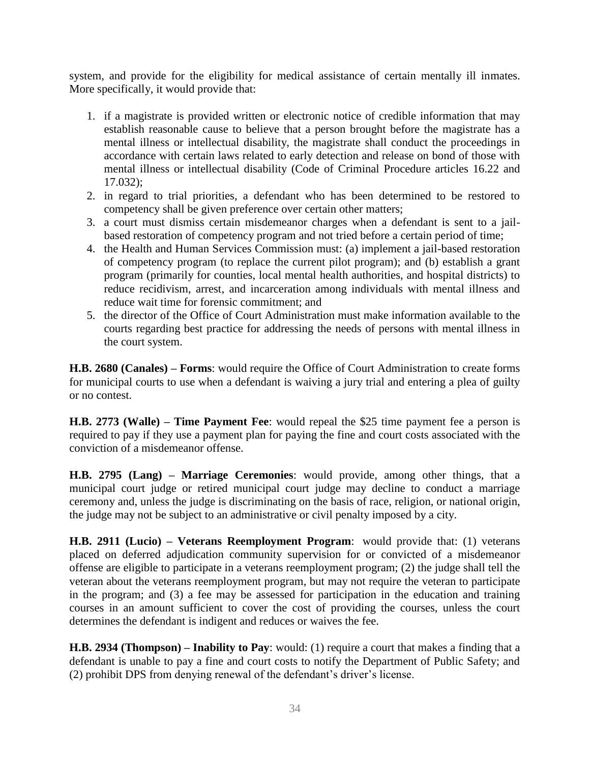system, and provide for the eligibility for medical assistance of certain mentally ill inmates. More specifically, it would provide that:

1. if a magistrate is provided written or electronic notice of credible information that may establish reasonable cause to believe that a person brought before the magistrate has a mental illness or intellectual disability, the magistrate shall conduct the proceedings in accordance with certain laws related to early detection and release on bond of those with mental illness or intellectual disability (Code of Criminal Procedure articles 16.22 and 17.032);
2. in regard to trial priorities, a defendant who has been determined to be restored to competency shall be given preference over certain other matters;
3. a court must dismiss certain misdemeanor charges when a defendant is sent to a jail-based restoration of competency program and not tried before a certain period of time;
4. the Health and Human Services Commission must: (a) implement a jail-based restoration of competency program (to replace the current pilot program); and (b) establish a grant program (primarily for counties, local mental health authorities, and hospital districts) to reduce recidivism, arrest, and incarceration among individuals with mental illness and reduce wait time for forensic commitment; and
5. the director of the Office of Court Administration must make information available to the courts regarding best practice for addressing the needs of persons with mental illness in the court system.

**H.B. 2680 (Canales) – Forms**: would require the Office of Court Administration to create forms for municipal courts to use when a defendant is waiving a jury trial and entering a plea of guilty or no contest.

**H.B. 2773 (Walle) – Time Payment Fee**: would repeal the $25 time payment fee a person is required to pay if they use a payment plan for paying the fine and court costs associated with the conviction of a misdemeanor offense.

**H.B. 2795 (Lang) – Marriage Ceremonies**: would provide, among other things, that a municipal court judge or retired municipal court judge may decline to conduct a marriage ceremony and, unless the judge is discriminating on the basis of race, religion, or national origin, the judge may not be subject to an administrative or civil penalty imposed by a city.

**H.B. 2911 (Lucio) – Veterans Reemployment Program**: would provide that: (1) veterans placed on deferred adjudication community supervision for or convicted of a misdemeanor offense are eligible to participate in a veterans reemployment program; (2) the judge shall tell the veteran about the veterans reemployment program, but may not require the veteran to participate in the program; and (3) a fee may be assessed for participation in the education and training courses in an amount sufficient to cover the cost of providing the courses, unless the court determines the defendant is indigent and reduces or waives the fee.

**H.B. 2934 (Thompson) – Inability to Pay**: would: (1) require a court that makes a finding that a defendant is unable to pay a fine and court costs to notify the Department of Public Safety; and (2) prohibit DPS from denying renewal of the defendant's driver's license.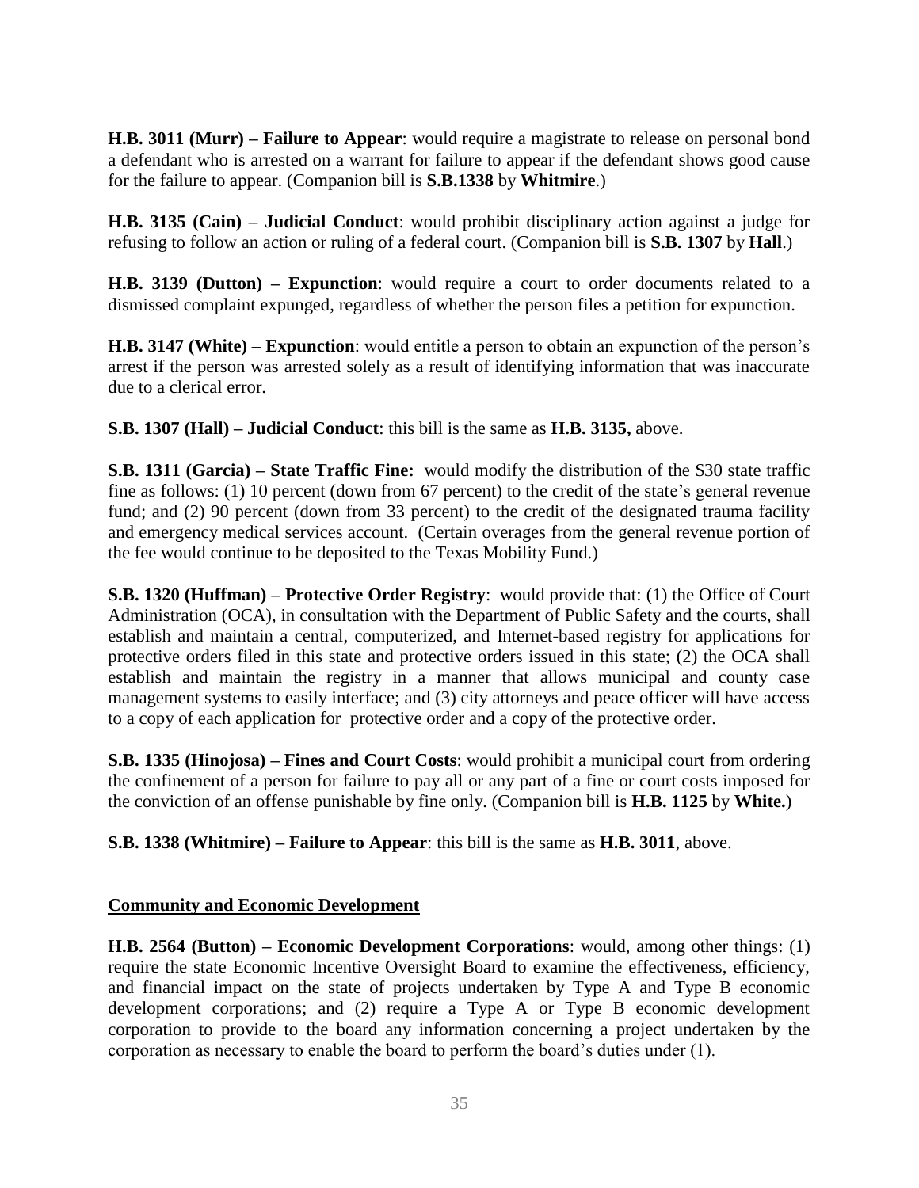**H.B. 3011 (Murr) – Failure to Appear**: would require a magistrate to release on personal bond a defendant who is arrested on a warrant for failure to appear if the defendant shows good cause for the failure to appear. (Companion bill is **S.B.1338** by **Whitmire**.)

**H.B. 3135 (Cain) – Judicial Conduct**: would prohibit disciplinary action against a judge for refusing to follow an action or ruling of a federal court. (Companion bill is **S.B. 1307** by **Hall**.)

**H.B. 3139 (Dutton) – Expunction**: would require a court to order documents related to a dismissed complaint expunged, regardless of whether the person files a petition for expunction.

**H.B. 3147 (White) – Expunction**: would entitle a person to obtain an expunction of the person's arrest if the person was arrested solely as a result of identifying information that was inaccurate due to a clerical error.

**S.B. 1307 (Hall) – Judicial Conduct**: this bill is the same as **H.B. 3135,** above.

**S.B. 1311 (Garcia) – State Traffic Fine:** would modify the distribution of the $30 state traffic fine as follows: (1) 10 percent (down from 67 percent) to the credit of the state's general revenue fund; and (2) 90 percent (down from 33 percent) to the credit of the designated trauma facility and emergency medical services account. (Certain overages from the general revenue portion of the fee would continue to be deposited to the Texas Mobility Fund.)

**S.B. 1320 (Huffman) – Protective Order Registry**: would provide that: (1) the Office of Court Administration (OCA), in consultation with the Department of Public Safety and the courts, shall establish and maintain a central, computerized, and Internet-based registry for applications for protective orders filed in this state and protective orders issued in this state; (2) the OCA shall establish and maintain the registry in a manner that allows municipal and county case management systems to easily interface; and (3) city attorneys and peace officer will have access to a copy of each application for protective order and a copy of the protective order.

**S.B. 1335 (Hinojosa) – Fines and Court Costs**: would prohibit a municipal court from ordering the confinement of a person for failure to pay all or any part of a fine or court costs imposed for the conviction of an offense punishable by fine only. (Companion bill is **H.B. 1125** by **White.**)

**S.B. 1338 (Whitmire) – Failure to Appear**: this bill is the same as **H.B. 3011**, above.

**Community and Economic Development**

**H.B. 2564 (Button) – Economic Development Corporations**: would, among other things: (1) require the state Economic Incentive Oversight Board to examine the effectiveness, efficiency, and financial impact on the state of projects undertaken by Type A and Type B economic development corporations; and (2) require a Type A or Type B economic development corporation to provide to the board any information concerning a project undertaken by the corporation as necessary to enable the board to perform the board's duties under (1).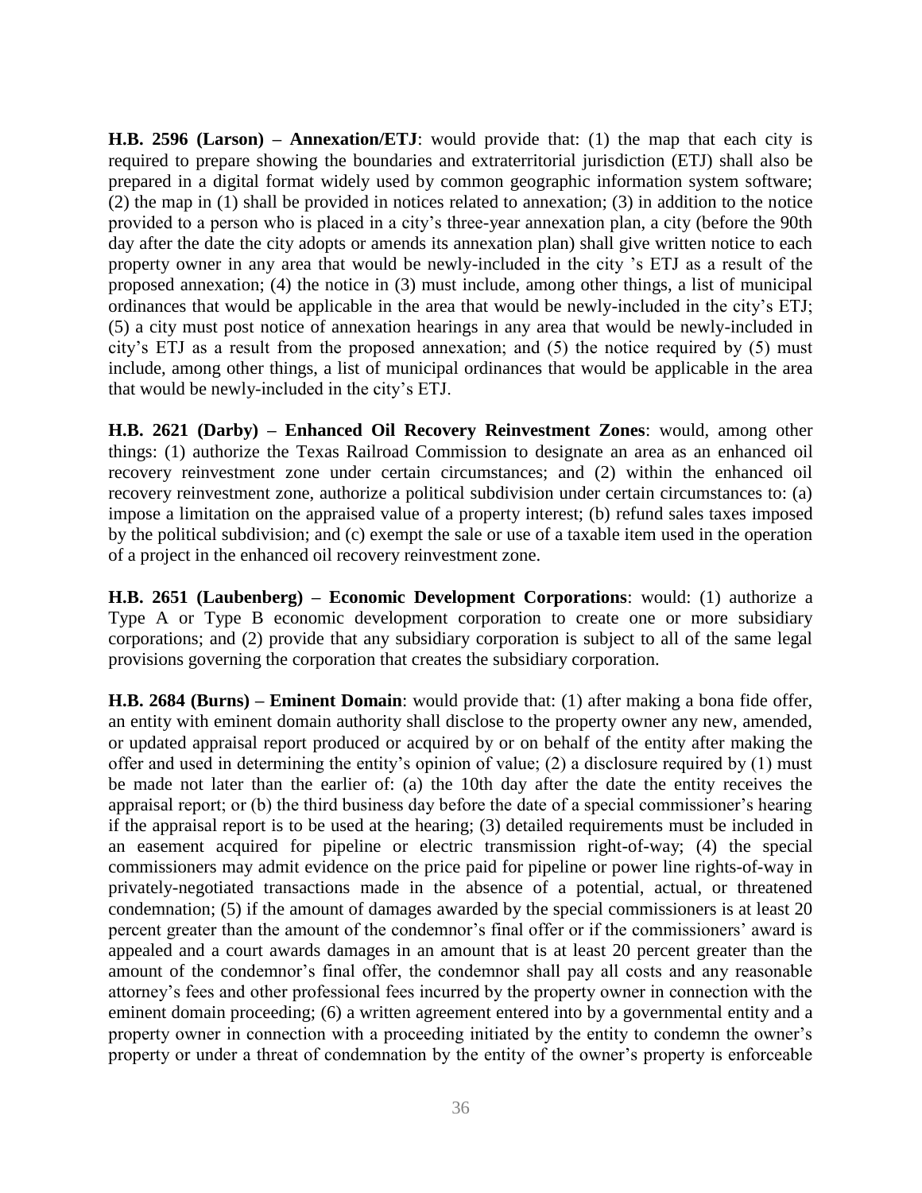**H.B. 2596 (Larson) – Annexation/ETJ**: would provide that: (1) the map that each city is required to prepare showing the boundaries and extraterritorial jurisdiction (ETJ) shall also be prepared in a digital format widely used by common geographic information system software; (2) the map in (1) shall be provided in notices related to annexation; (3) in addition to the notice provided to a person who is placed in a city's three-year annexation plan, a city (before the 90th day after the date the city adopts or amends its annexation plan) shall give written notice to each property owner in any area that would be newly-included in the city 's ETJ as a result of the proposed annexation; (4) the notice in (3) must include, among other things, a list of municipal ordinances that would be applicable in the area that would be newly-included in the city's ETJ; (5) a city must post notice of annexation hearings in any area that would be newly-included in city's ETJ as a result from the proposed annexation; and (5) the notice required by (5) must include, among other things, a list of municipal ordinances that would be applicable in the area that would be newly-included in the city's ETJ.

**H.B. 2621 (Darby) – Enhanced Oil Recovery Reinvestment Zones**: would, among other things: (1) authorize the Texas Railroad Commission to designate an area as an enhanced oil recovery reinvestment zone under certain circumstances; and (2) within the enhanced oil recovery reinvestment zone, authorize a political subdivision under certain circumstances to: (a) impose a limitation on the appraised value of a property interest; (b) refund sales taxes imposed by the political subdivision; and (c) exempt the sale or use of a taxable item used in the operation of a project in the enhanced oil recovery reinvestment zone.

**H.B. 2651 (Laubenberg) – Economic Development Corporations**: would: (1) authorize a Type A or Type B economic development corporation to create one or more subsidiary corporations; and (2) provide that any subsidiary corporation is subject to all of the same legal provisions governing the corporation that creates the subsidiary corporation.

**H.B. 2684 (Burns) – Eminent Domain**: would provide that: (1) after making a bona fide offer, an entity with eminent domain authority shall disclose to the property owner any new, amended, or updated appraisal report produced or acquired by or on behalf of the entity after making the offer and used in determining the entity's opinion of value; (2) a disclosure required by (1) must be made not later than the earlier of: (a) the 10th day after the date the entity receives the appraisal report; or (b) the third business day before the date of a special commissioner's hearing if the appraisal report is to be used at the hearing; (3) detailed requirements must be included in an easement acquired for pipeline or electric transmission right-of-way; (4) the special commissioners may admit evidence on the price paid for pipeline or power line rights-of-way in privately-negotiated transactions made in the absence of a potential, actual, or threatened condemnation; (5) if the amount of damages awarded by the special commissioners is at least 20 percent greater than the amount of the condemnor's final offer or if the commissioners' award is appealed and a court awards damages in an amount that is at least 20 percent greater than the amount of the condemnor's final offer, the condemnor shall pay all costs and any reasonable attorney's fees and other professional fees incurred by the property owner in connection with the eminent domain proceeding; (6) a written agreement entered into by a governmental entity and a property owner in connection with a proceeding initiated by the entity to condemn the owner's property or under a threat of condemnation by the entity of the owner's property is enforceable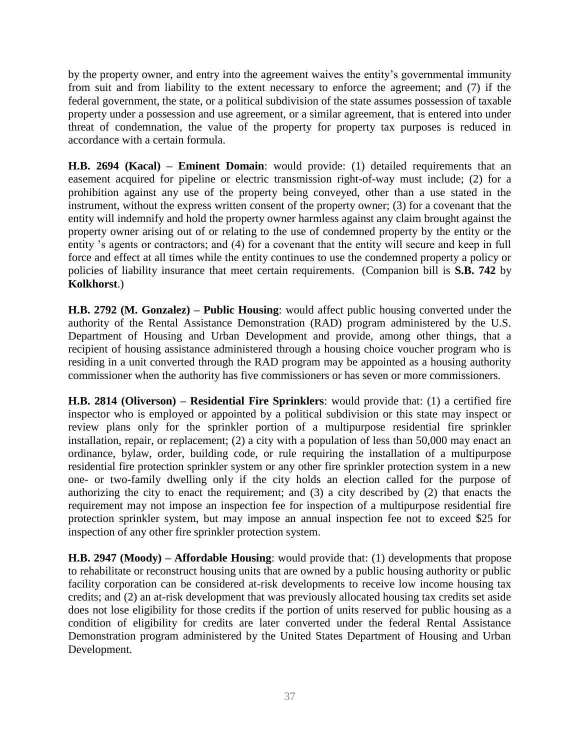by the property owner, and entry into the agreement waives the entity's governmental immunity from suit and from liability to the extent necessary to enforce the agreement; and (7) if the federal government, the state, or a political subdivision of the state assumes possession of taxable property under a possession and use agreement, or a similar agreement, that is entered into under threat of condemnation, the value of the property for property tax purposes is reduced in accordance with a certain formula.

**H.B. 2694 (Kacal) – Eminent Domain**: would provide: (1) detailed requirements that an easement acquired for pipeline or electric transmission right-of-way must include; (2) for a prohibition against any use of the property being conveyed, other than a use stated in the instrument, without the express written consent of the property owner; (3) for a covenant that the entity will indemnify and hold the property owner harmless against any claim brought against the property owner arising out of or relating to the use of condemned property by the entity or the entity 's agents or contractors; and (4) for a covenant that the entity will secure and keep in full force and effect at all times while the entity continues to use the condemned property a policy or policies of liability insurance that meet certain requirements. (Companion bill is **S.B. 742** by **Kolkhorst**.)

**H.B. 2792 (M. Gonzalez) – Public Housing**: would affect public housing converted under the authority of the Rental Assistance Demonstration (RAD) program administered by the U.S. Department of Housing and Urban Development and provide, among other things, that a recipient of housing assistance administered through a housing choice voucher program who is residing in a unit converted through the RAD program may be appointed as a housing authority commissioner when the authority has five commissioners or has seven or more commissioners.

**H.B. 2814 (Oliverson) – Residential Fire Sprinklers**: would provide that: (1) a certified fire inspector who is employed or appointed by a political subdivision or this state may inspect or review plans only for the sprinkler portion of a multipurpose residential fire sprinkler installation, repair, or replacement; (2) a city with a population of less than 50,000 may enact an ordinance, bylaw, order, building code, or rule requiring the installation of a multipurpose residential fire protection sprinkler system or any other fire sprinkler protection system in a new one- or two-family dwelling only if the city holds an election called for the purpose of authorizing the city to enact the requirement; and (3) a city described by (2) that enacts the requirement may not impose an inspection fee for inspection of a multipurpose residential fire protection sprinkler system, but may impose an annual inspection fee not to exceed $25 for inspection of any other fire sprinkler protection system.

**H.B. 2947 (Moody) – Affordable Housing**: would provide that: (1) developments that propose to rehabilitate or reconstruct housing units that are owned by a public housing authority or public facility corporation can be considered at-risk developments to receive low income housing tax credits; and (2) an at-risk development that was previously allocated housing tax credits set aside does not lose eligibility for those credits if the portion of units reserved for public housing as a condition of eligibility for credits are later converted under the federal Rental Assistance Demonstration program administered by the United States Department of Housing and Urban Development.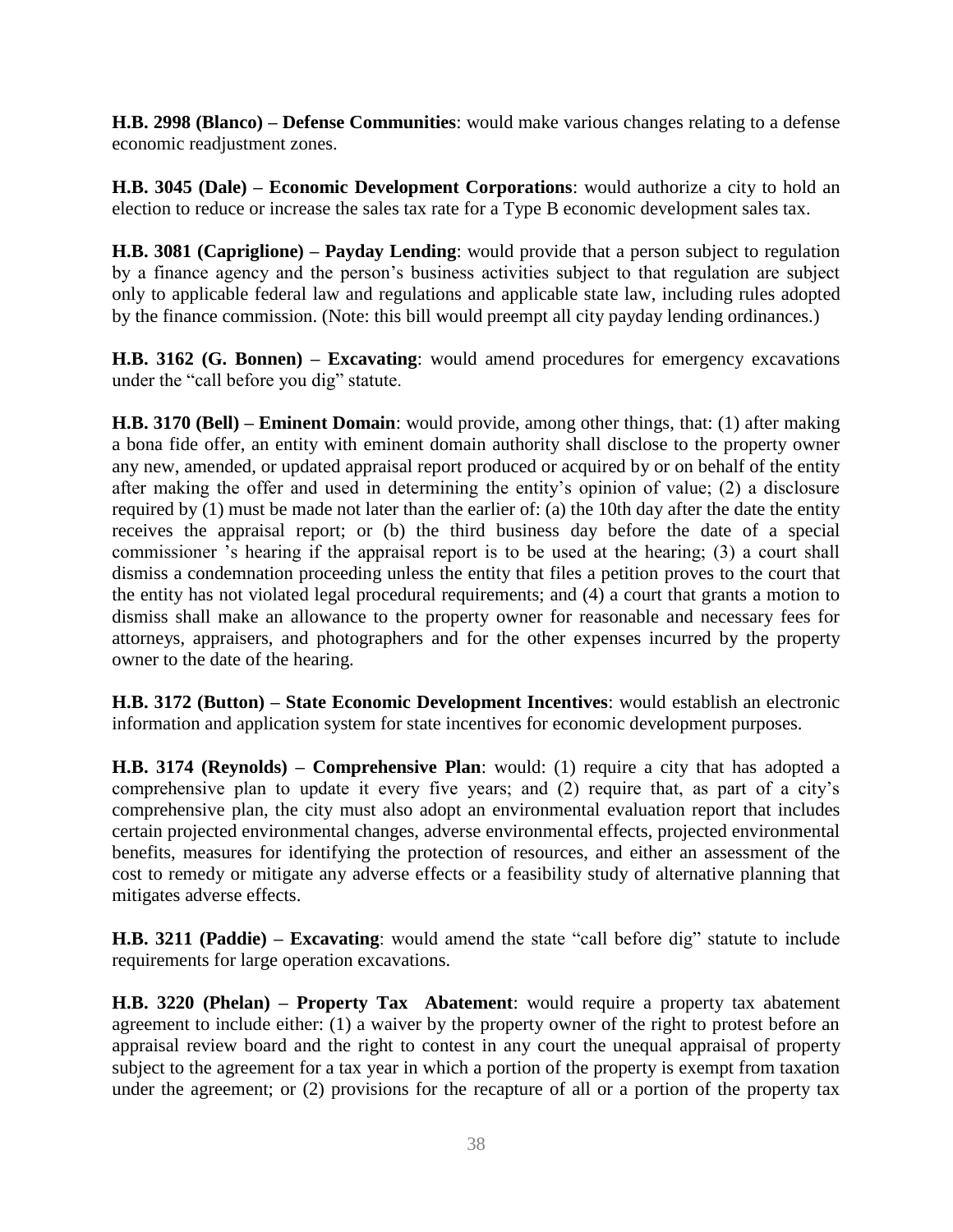**H.B. 2998 (Blanco) – Defense Communities**: would make various changes relating to a defense economic readjustment zones.

**H.B. 3045 (Dale) – Economic Development Corporations**: would authorize a city to hold an election to reduce or increase the sales tax rate for a Type B economic development sales tax.

**H.B. 3081 (Capriglione) – Payday Lending**: would provide that a person subject to regulation by a finance agency and the person's business activities subject to that regulation are subject only to applicable federal law and regulations and applicable state law, including rules adopted by the finance commission. (Note: this bill would preempt all city payday lending ordinances.)

**H.B. 3162 (G. Bonnen) – Excavating**: would amend procedures for emergency excavations under the "call before you dig" statute.

**H.B. 3170 (Bell) – Eminent Domain**: would provide, among other things, that: (1) after making a bona fide offer, an entity with eminent domain authority shall disclose to the property owner any new, amended, or updated appraisal report produced or acquired by or on behalf of the entity after making the offer and used in determining the entity's opinion of value; (2) a disclosure required by (1) must be made not later than the earlier of: (a) the 10th day after the date the entity receives the appraisal report; or (b) the third business day before the date of a special commissioner 's hearing if the appraisal report is to be used at the hearing; (3) a court shall dismiss a condemnation proceeding unless the entity that files a petition proves to the court that the entity has not violated legal procedural requirements; and (4) a court that grants a motion to dismiss shall make an allowance to the property owner for reasonable and necessary fees for attorneys, appraisers, and photographers and for the other expenses incurred by the property owner to the date of the hearing.

**H.B. 3172 (Button) – State Economic Development Incentives**: would establish an electronic information and application system for state incentives for economic development purposes.

**H.B. 3174 (Reynolds) – Comprehensive Plan**: would: (1) require a city that has adopted a comprehensive plan to update it every five years; and (2) require that, as part of a city's comprehensive plan, the city must also adopt an environmental evaluation report that includes certain projected environmental changes, adverse environmental effects, projected environmental benefits, measures for identifying the protection of resources, and either an assessment of the cost to remedy or mitigate any adverse effects or a feasibility study of alternative planning that mitigates adverse effects.

**H.B. 3211 (Paddie) – Excavating**: would amend the state "call before dig" statute to include requirements for large operation excavations.

**H.B. 3220 (Phelan) – Property Tax Abatement**: would require a property tax abatement agreement to include either: (1) a waiver by the property owner of the right to protest before an appraisal review board and the right to contest in any court the unequal appraisal of property subject to the agreement for a tax year in which a portion of the property is exempt from taxation under the agreement; or (2) provisions for the recapture of all or a portion of the property tax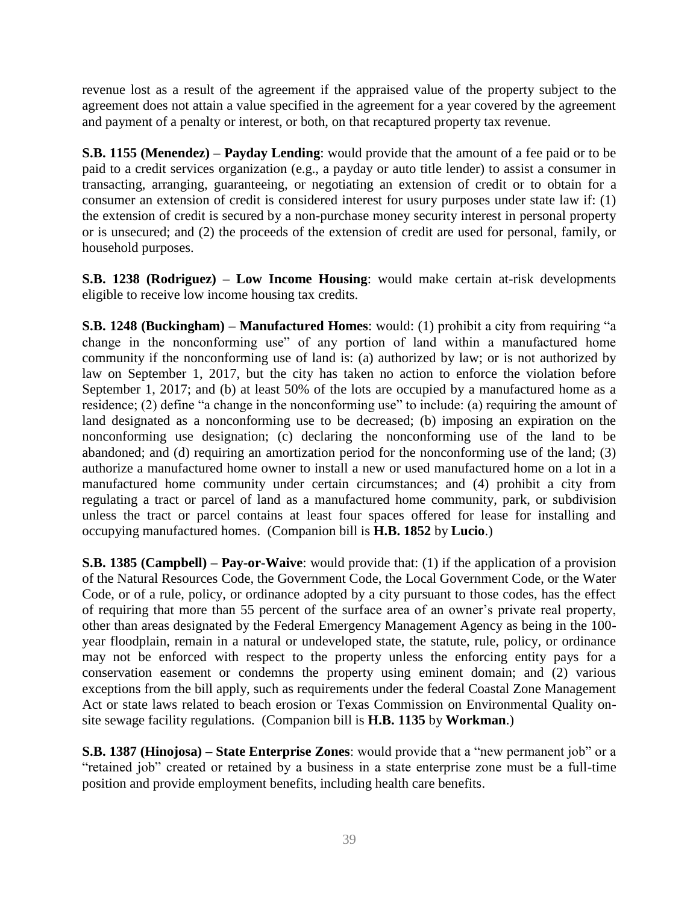revenue lost as a result of the agreement if the appraised value of the property subject to the agreement does not attain a value specified in the agreement for a year covered by the agreement and payment of a penalty or interest, or both, on that recaptured property tax revenue.

**S.B. 1155 (Menendez) – Payday Lending**: would provide that the amount of a fee paid or to be paid to a credit services organization (e.g., a payday or auto title lender) to assist a consumer in transacting, arranging, guaranteeing, or negotiating an extension of credit or to obtain for a consumer an extension of credit is considered interest for usury purposes under state law if: (1) the extension of credit is secured by a non-purchase money security interest in personal property or is unsecured; and (2) the proceeds of the extension of credit are used for personal, family, or household purposes.

**S.B. 1238 (Rodriguez) – Low Income Housing**: would make certain at-risk developments eligible to receive low income housing tax credits.

**S.B. 1248 (Buckingham) – Manufactured Homes**: would: (1) prohibit a city from requiring "a change in the nonconforming use" of any portion of land within a manufactured home community if the nonconforming use of land is: (a) authorized by law; or is not authorized by law on September 1, 2017, but the city has taken no action to enforce the violation before September 1, 2017; and (b) at least 50% of the lots are occupied by a manufactured home as a residence; (2) define "a change in the nonconforming use" to include: (a) requiring the amount of land designated as a nonconforming use to be decreased; (b) imposing an expiration on the nonconforming use designation; (c) declaring the nonconforming use of the land to be abandoned; and (d) requiring an amortization period for the nonconforming use of the land; (3) authorize a manufactured home owner to install a new or used manufactured home on a lot in a manufactured home community under certain circumstances; and (4) prohibit a city from regulating a tract or parcel of land as a manufactured home community, park, or subdivision unless the tract or parcel contains at least four spaces offered for lease for installing and occupying manufactured homes. (Companion bill is **H.B. 1852** by **Lucio**.)

**S.B. 1385 (Campbell) – Pay-or-Waive**: would provide that: (1) if the application of a provision of the Natural Resources Code, the Government Code, the Local Government Code, or the Water Code, or of a rule, policy, or ordinance adopted by a city pursuant to those codes, has the effect of requiring that more than 55 percent of the surface area of an owner's private real property, other than areas designated by the Federal Emergency Management Agency as being in the 100-year floodplain, remain in a natural or undeveloped state, the statute, rule, policy, or ordinance may not be enforced with respect to the property unless the enforcing entity pays for a conservation easement or condemns the property using eminent domain; and (2) various exceptions from the bill apply, such as requirements under the federal Coastal Zone Management Act or state laws related to beach erosion or Texas Commission on Environmental Quality on-site sewage facility regulations. (Companion bill is **H.B. 1135** by **Workman**.)

**S.B. 1387 (Hinojosa) – State Enterprise Zones**: would provide that a "new permanent job" or a "retained job" created or retained by a business in a state enterprise zone must be a full-time position and provide employment benefits, including health care benefits.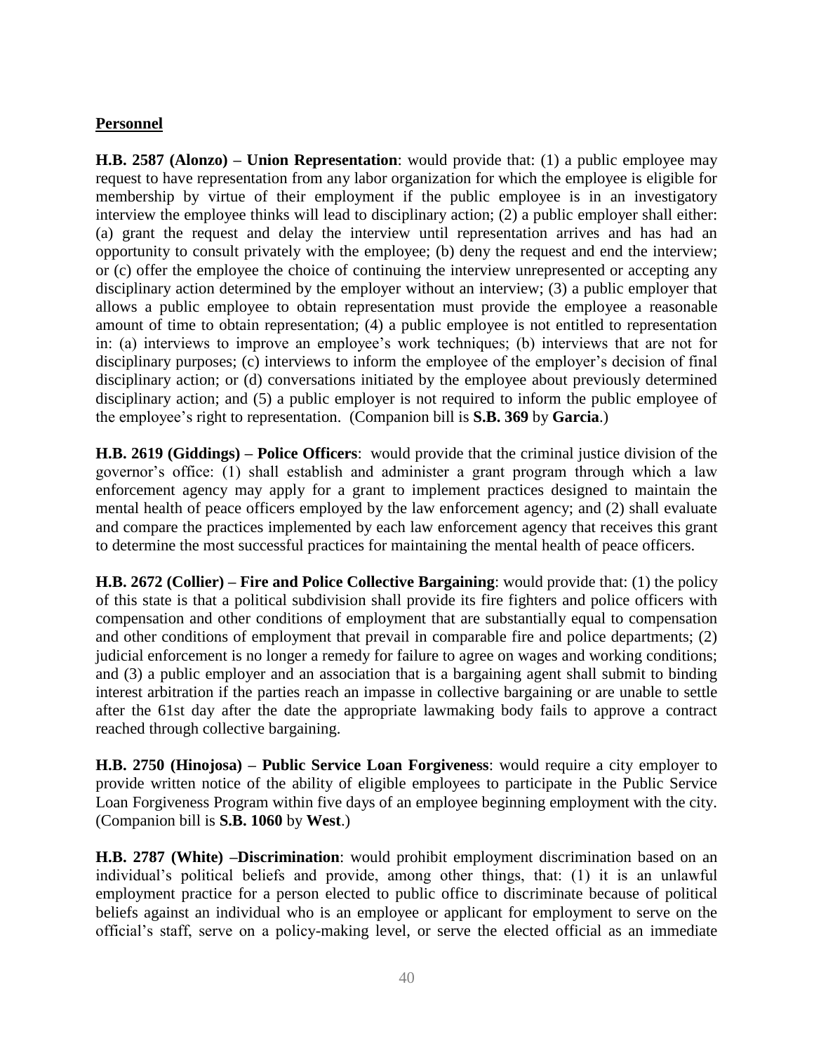## Personnel

**H.B. 2587 (Alonzo) – Union Representation**: would provide that: (1) a public employee may request to have representation from any labor organization for which the employee is eligible for membership by virtue of their employment if the public employee is in an investigatory interview the employee thinks will lead to disciplinary action; (2) a public employer shall either: (a) grant the request and delay the interview until representation arrives and has had an opportunity to consult privately with the employee; (b) deny the request and end the interview; or (c) offer the employee the choice of continuing the interview unrepresented or accepting any disciplinary action determined by the employer without an interview; (3) a public employer that allows a public employee to obtain representation must provide the employee a reasonable amount of time to obtain representation; (4) a public employee is not entitled to representation in: (a) interviews to improve an employee's work techniques; (b) interviews that are not for disciplinary purposes; (c) interviews to inform the employee of the employer's decision of final disciplinary action; or (d) conversations initiated by the employee about previously determined disciplinary action; and (5) a public employer is not required to inform the public employee of the employee's right to representation. (Companion bill is **S.B. 369** by **Garcia**.)

**H.B. 2619 (Giddings) – Police Officers**: would provide that the criminal justice division of the governor's office: (1) shall establish and administer a grant program through which a law enforcement agency may apply for a grant to implement practices designed to maintain the mental health of peace officers employed by the law enforcement agency; and (2) shall evaluate and compare the practices implemented by each law enforcement agency that receives this grant to determine the most successful practices for maintaining the mental health of peace officers.

**H.B. 2672 (Collier) – Fire and Police Collective Bargaining**: would provide that: (1) the policy of this state is that a political subdivision shall provide its fire fighters and police officers with compensation and other conditions of employment that are substantially equal to compensation and other conditions of employment that prevail in comparable fire and police departments; (2) judicial enforcement is no longer a remedy for failure to agree on wages and working conditions; and (3) a public employer and an association that is a bargaining agent shall submit to binding interest arbitration if the parties reach an impasse in collective bargaining or are unable to settle after the 61st day after the date the appropriate lawmaking body fails to approve a contract reached through collective bargaining.

**H.B. 2750 (Hinojosa) – Public Service Loan Forgiveness**: would require a city employer to provide written notice of the ability of eligible employees to participate in the Public Service Loan Forgiveness Program within five days of an employee beginning employment with the city. (Companion bill is **S.B. 1060** by **West**.)

**H.B. 2787 (White) –Discrimination**: would prohibit employment discrimination based on an individual's political beliefs and provide, among other things, that: (1) it is an unlawful employment practice for a person elected to public office to discriminate because of political beliefs against an individual who is an employee or applicant for employment to serve on the official's staff, serve on a policy-making level, or serve the elected official as an immediate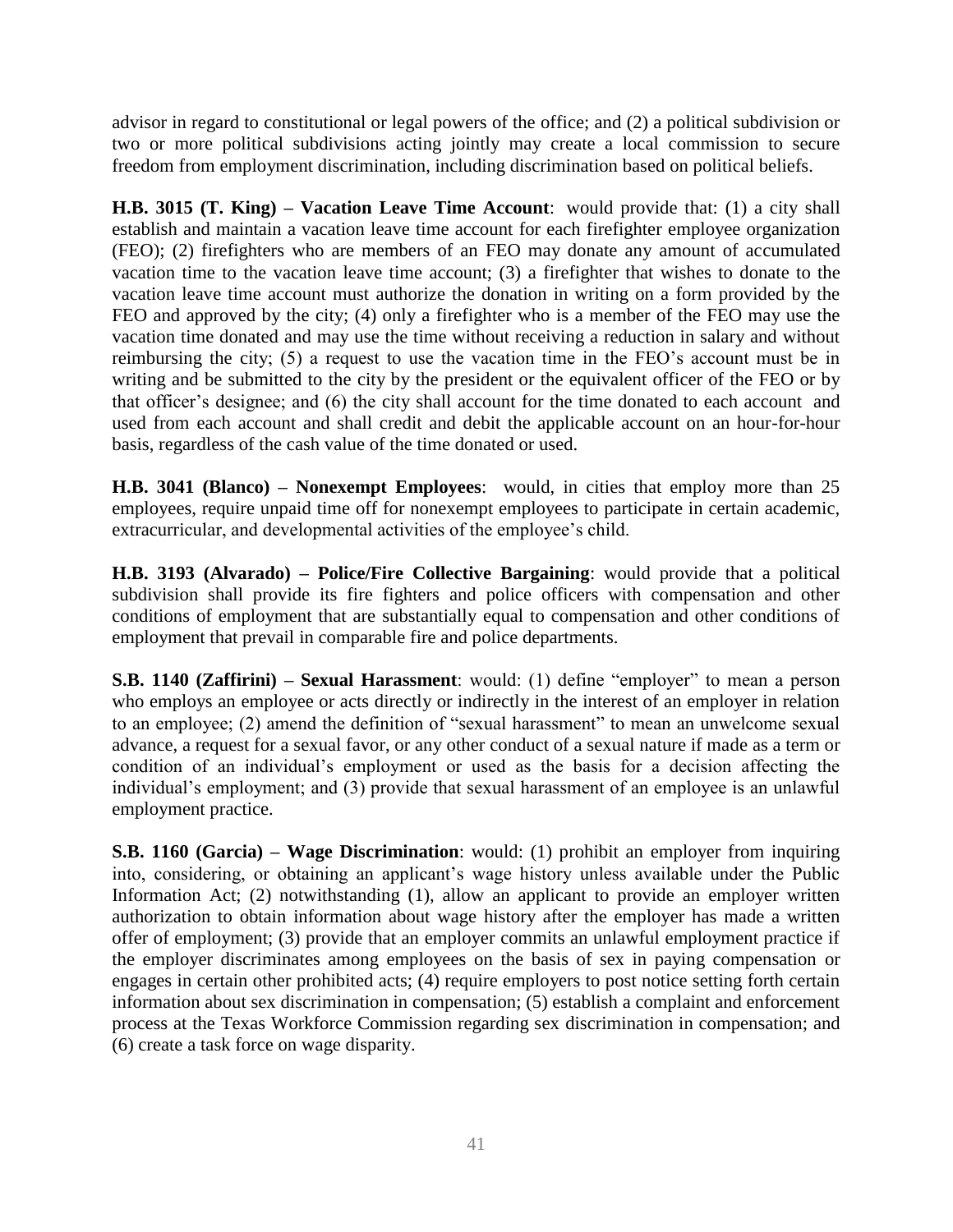advisor in regard to constitutional or legal powers of the office; and (2) a political subdivision or two or more political subdivisions acting jointly may create a local commission to secure freedom from employment discrimination, including discrimination based on political beliefs.

**H.B. 3015 (T. King) – Vacation Leave Time Account**: would provide that: (1) a city shall establish and maintain a vacation leave time account for each firefighter employee organization (FEO); (2) firefighters who are members of an FEO may donate any amount of accumulated vacation time to the vacation leave time account; (3) a firefighter that wishes to donate to the vacation leave time account must authorize the donation in writing on a form provided by the FEO and approved by the city; (4) only a firefighter who is a member of the FEO may use the vacation time donated and may use the time without receiving a reduction in salary and without reimbursing the city; (5) a request to use the vacation time in the FEO's account must be in writing and be submitted to the city by the president or the equivalent officer of the FEO or by that officer's designee; and (6) the city shall account for the time donated to each account and used from each account and shall credit and debit the applicable account on an hour-for-hour basis, regardless of the cash value of the time donated or used.

**H.B. 3041 (Blanco) – Nonexempt Employees**: would, in cities that employ more than 25 employees, require unpaid time off for nonexempt employees to participate in certain academic, extracurricular, and developmental activities of the employee's child.

**H.B. 3193 (Alvarado) – Police/Fire Collective Bargaining**: would provide that a political subdivision shall provide its fire fighters and police officers with compensation and other conditions of employment that are substantially equal to compensation and other conditions of employment that prevail in comparable fire and police departments.

**S.B. 1140 (Zaffirini) – Sexual Harassment**: would: (1) define "employer" to mean a person who employs an employee or acts directly or indirectly in the interest of an employer in relation to an employee; (2) amend the definition of "sexual harassment" to mean an unwelcome sexual advance, a request for a sexual favor, or any other conduct of a sexual nature if made as a term or condition of an individual's employment or used as the basis for a decision affecting the individual's employment; and (3) provide that sexual harassment of an employee is an unlawful employment practice.

**S.B. 1160 (Garcia) – Wage Discrimination**: would: (1) prohibit an employer from inquiring into, considering, or obtaining an applicant's wage history unless available under the Public Information Act; (2) notwithstanding (1), allow an applicant to provide an employer written authorization to obtain information about wage history after the employer has made a written offer of employment; (3) provide that an employer commits an unlawful employment practice if the employer discriminates among employees on the basis of sex in paying compensation or engages in certain other prohibited acts; (4) require employers to post notice setting forth certain information about sex discrimination in compensation; (5) establish a complaint and enforcement process at the Texas Workforce Commission regarding sex discrimination in compensation; and (6) create a task force on wage disparity.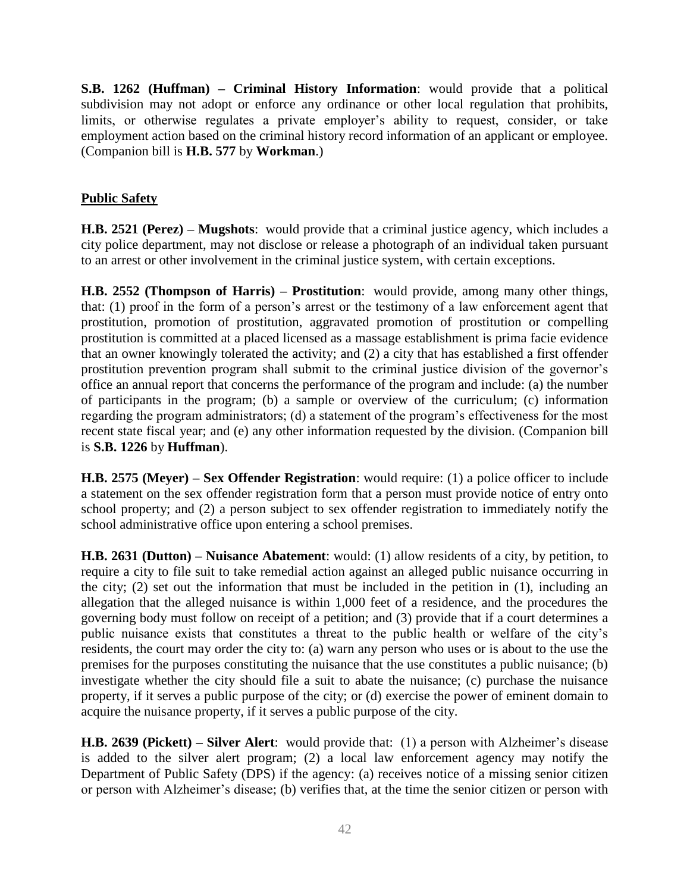**S.B. 1262 (Huffman) – Criminal History Information**: would provide that a political subdivision may not adopt or enforce any ordinance or other local regulation that prohibits, limits, or otherwise regulates a private employer's ability to request, consider, or take employment action based on the criminal history record information of an applicant or employee. (Companion bill is **H.B. 577** by **Workman**.)

## Public Safety

**H.B. 2521 (Perez) – Mugshots**: would provide that a criminal justice agency, which includes a city police department, may not disclose or release a photograph of an individual taken pursuant to an arrest or other involvement in the criminal justice system, with certain exceptions.

**H.B. 2552 (Thompson of Harris) – Prostitution**: would provide, among many other things, that: (1) proof in the form of a person's arrest or the testimony of a law enforcement agent that prostitution, promotion of prostitution, aggravated promotion of prostitution or compelling prostitution is committed at a placed licensed as a massage establishment is prima facie evidence that an owner knowingly tolerated the activity; and (2) a city that has established a first offender prostitution prevention program shall submit to the criminal justice division of the governor's office an annual report that concerns the performance of the program and include: (a) the number of participants in the program; (b) a sample or overview of the curriculum; (c) information regarding the program administrators; (d) a statement of the program's effectiveness for the most recent state fiscal year; and (e) any other information requested by the division. (Companion bill is **S.B. 1226** by **Huffman**).

**H.B. 2575 (Meyer) – Sex Offender Registration**: would require: (1) a police officer to include a statement on the sex offender registration form that a person must provide notice of entry onto school property; and (2) a person subject to sex offender registration to immediately notify the school administrative office upon entering a school premises.

**H.B. 2631 (Dutton) – Nuisance Abatement**: would: (1) allow residents of a city, by petition, to require a city to file suit to take remedial action against an alleged public nuisance occurring in the city; (2) set out the information that must be included in the petition in (1), including an allegation that the alleged nuisance is within 1,000 feet of a residence, and the procedures the governing body must follow on receipt of a petition; and (3) provide that if a court determines a public nuisance exists that constitutes a threat to the public health or welfare of the city's residents, the court may order the city to: (a) warn any person who uses or is about to the use the premises for the purposes constituting the nuisance that the use constitutes a public nuisance; (b) investigate whether the city should file a suit to abate the nuisance; (c) purchase the nuisance property, if it serves a public purpose of the city; or (d) exercise the power of eminent domain to acquire the nuisance property, if it serves a public purpose of the city.

**H.B. 2639 (Pickett) – Silver Alert**: would provide that: (1) a person with Alzheimer's disease is added to the silver alert program; (2) a local law enforcement agency may notify the Department of Public Safety (DPS) if the agency: (a) receives notice of a missing senior citizen or person with Alzheimer's disease; (b) verifies that, at the time the senior citizen or person with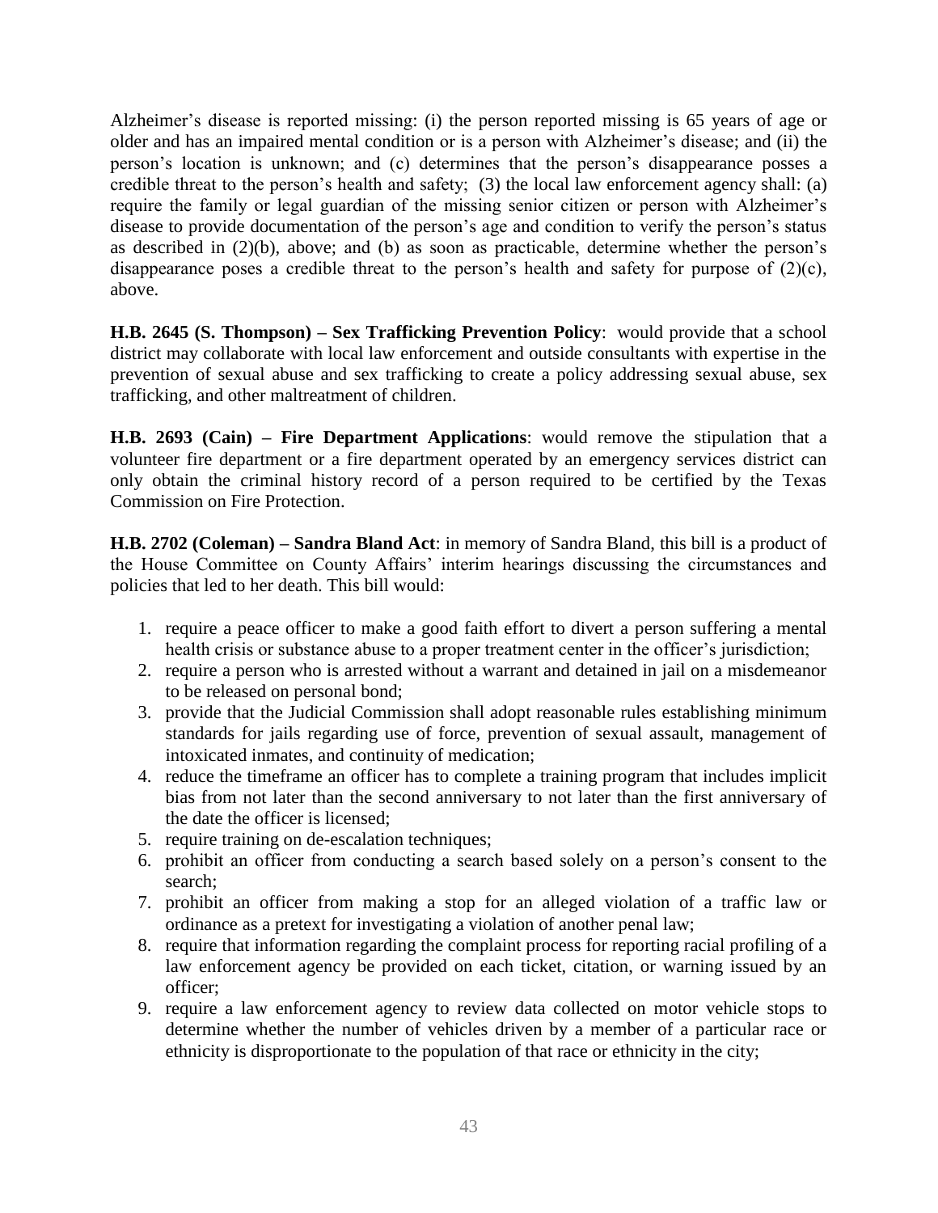Alzheimer's disease is reported missing: (i) the person reported missing is 65 years of age or older and has an impaired mental condition or is a person with Alzheimer's disease; and (ii) the person's location is unknown; and (c) determines that the person's disappearance posses a credible threat to the person's health and safety; (3) the local law enforcement agency shall: (a) require the family or legal guardian of the missing senior citizen or person with Alzheimer's disease to provide documentation of the person's age and condition to verify the person's status as described in (2)(b), above; and (b) as soon as practicable, determine whether the person's disappearance poses a credible threat to the person's health and safety for purpose of (2)(c), above.

**H.B. 2645 (S. Thompson) – Sex Trafficking Prevention Policy**: would provide that a school district may collaborate with local law enforcement and outside consultants with expertise in the prevention of sexual abuse and sex trafficking to create a policy addressing sexual abuse, sex trafficking, and other maltreatment of children.

**H.B. 2693 (Cain) – Fire Department Applications**: would remove the stipulation that a volunteer fire department or a fire department operated by an emergency services district can only obtain the criminal history record of a person required to be certified by the Texas Commission on Fire Protection.

**H.B. 2702 (Coleman) – Sandra Bland Act**: in memory of Sandra Bland, this bill is a product of the House Committee on County Affairs' interim hearings discussing the circumstances and policies that led to her death. This bill would:

1. require a peace officer to make a good faith effort to divert a person suffering a mental health crisis or substance abuse to a proper treatment center in the officer's jurisdiction;
2. require a person who is arrested without a warrant and detained in jail on a misdemeanor to be released on personal bond;
3. provide that the Judicial Commission shall adopt reasonable rules establishing minimum standards for jails regarding use of force, prevention of sexual assault, management of intoxicated inmates, and continuity of medication;
4. reduce the timeframe an officer has to complete a training program that includes implicit bias from not later than the second anniversary to not later than the first anniversary of the date the officer is licensed;
5. require training on de-escalation techniques;
6. prohibit an officer from conducting a search based solely on a person's consent to the search;
7. prohibit an officer from making a stop for an alleged violation of a traffic law or ordinance as a pretext for investigating a violation of another penal law;
8. require that information regarding the complaint process for reporting racial profiling of a law enforcement agency be provided on each ticket, citation, or warning issued by an officer;
9. require a law enforcement agency to review data collected on motor vehicle stops to determine whether the number of vehicles driven by a member of a particular race or ethnicity is disproportionate to the population of that race or ethnicity in the city;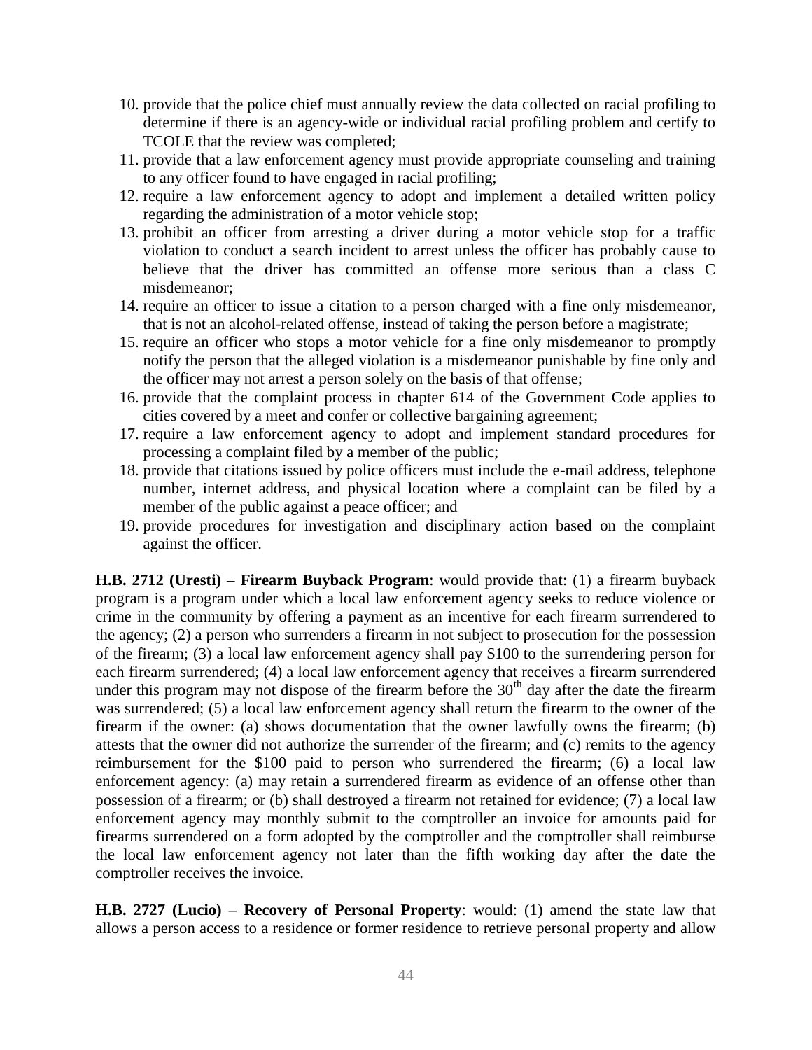10. provide that the police chief must annually review the data collected on racial profiling to determine if there is an agency-wide or individual racial profiling problem and certify to TCOLE that the review was completed;
11. provide that a law enforcement agency must provide appropriate counseling and training to any officer found to have engaged in racial profiling;
12. require a law enforcement agency to adopt and implement a detailed written policy regarding the administration of a motor vehicle stop;
13. prohibit an officer from arresting a driver during a motor vehicle stop for a traffic violation to conduct a search incident to arrest unless the officer has probably cause to believe that the driver has committed an offense more serious than a class C misdemeanor;
14. require an officer to issue a citation to a person charged with a fine only misdemeanor, that is not an alcohol-related offense, instead of taking the person before a magistrate;
15. require an officer who stops a motor vehicle for a fine only misdemeanor to promptly notify the person that the alleged violation is a misdemeanor punishable by fine only and the officer may not arrest a person solely on the basis of that offense;
16. provide that the complaint process in chapter 614 of the Government Code applies to cities covered by a meet and confer or collective bargaining agreement;
17. require a law enforcement agency to adopt and implement standard procedures for processing a complaint filed by a member of the public;
18. provide that citations issued by police officers must include the e-mail address, telephone number, internet address, and physical location where a complaint can be filed by a member of the public against a peace officer; and
19. provide procedures for investigation and disciplinary action based on the complaint against the officer.

**H.B. 2712 (Uresti) – Firearm Buyback Program**: would provide that: (1) a firearm buyback program is a program under which a local law enforcement agency seeks to reduce violence or crime in the community by offering a payment as an incentive for each firearm surrendered to the agency; (2) a person who surrenders a firearm in not subject to prosecution for the possession of the firearm; (3) a local law enforcement agency shall pay $100 to the surrendering person for each firearm surrendered; (4) a local law enforcement agency that receives a firearm surrendered under this program may not dispose of the firearm before the 30th day after the date the firearm was surrendered; (5) a local law enforcement agency shall return the firearm to the owner of the firearm if the owner: (a) shows documentation that the owner lawfully owns the firearm; (b) attests that the owner did not authorize the surrender of the firearm; and (c) remits to the agency reimbursement for the $100 paid to person who surrendered the firearm; (6) a local law enforcement agency: (a) may retain a surrendered firearm as evidence of an offense other than possession of a firearm; or (b) shall destroyed a firearm not retained for evidence; (7) a local law enforcement agency may monthly submit to the comptroller an invoice for amounts paid for firearms surrendered on a form adopted by the comptroller and the comptroller shall reimburse the local law enforcement agency not later than the fifth working day after the date the comptroller receives the invoice.

**H.B. 2727 (Lucio) – Recovery of Personal Property**: would: (1) amend the state law that allows a person access to a residence or former residence to retrieve personal property and allow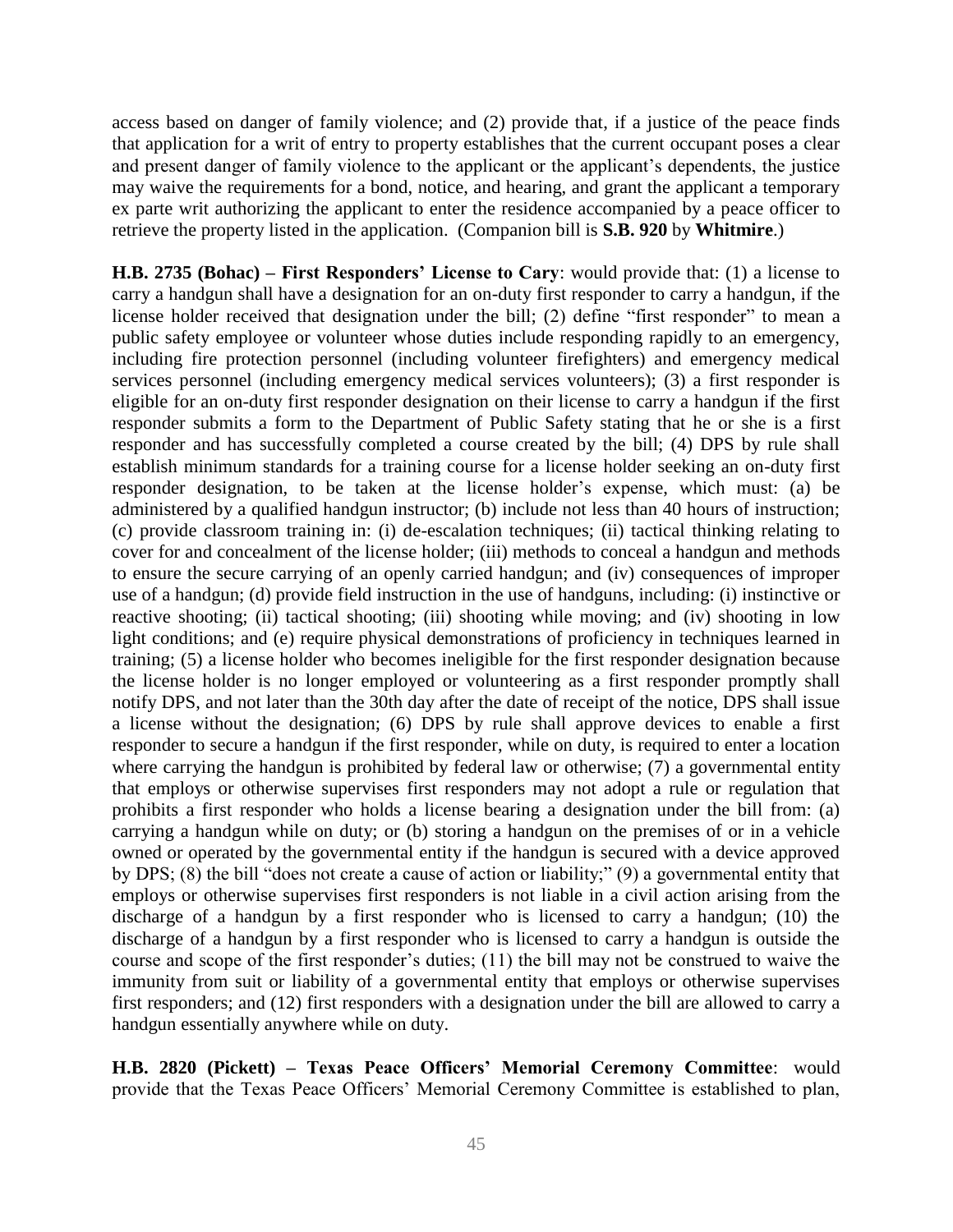access based on danger of family violence; and (2) provide that, if a justice of the peace finds that application for a writ of entry to property establishes that the current occupant poses a clear and present danger of family violence to the applicant or the applicant's dependents, the justice may waive the requirements for a bond, notice, and hearing, and grant the applicant a temporary ex parte writ authorizing the applicant to enter the residence accompanied by a peace officer to retrieve the property listed in the application. (Companion bill is **S.B. 920** by **Whitmire**.)

**H.B. 2735 (Bohac) – First Responders' License to Cary**: would provide that: (1) a license to carry a handgun shall have a designation for an on-duty first responder to carry a handgun, if the license holder received that designation under the bill; (2) define "first responder" to mean a public safety employee or volunteer whose duties include responding rapidly to an emergency, including fire protection personnel (including volunteer firefighters) and emergency medical services personnel (including emergency medical services volunteers); (3) a first responder is eligible for an on-duty first responder designation on their license to carry a handgun if the first responder submits a form to the Department of Public Safety stating that he or she is a first responder and has successfully completed a course created by the bill; (4) DPS by rule shall establish minimum standards for a training course for a license holder seeking an on-duty first responder designation, to be taken at the license holder's expense, which must: (a) be administered by a qualified handgun instructor; (b) include not less than 40 hours of instruction; (c) provide classroom training in: (i) de-escalation techniques; (ii) tactical thinking relating to cover for and concealment of the license holder; (iii) methods to conceal a handgun and methods to ensure the secure carrying of an openly carried handgun; and (iv) consequences of improper use of a handgun; (d) provide field instruction in the use of handguns, including: (i) instinctive or reactive shooting; (ii) tactical shooting; (iii) shooting while moving; and (iv) shooting in low light conditions; and (e) require physical demonstrations of proficiency in techniques learned in training; (5) a license holder who becomes ineligible for the first responder designation because the license holder is no longer employed or volunteering as a first responder promptly shall notify DPS, and not later than the 30th day after the date of receipt of the notice, DPS shall issue a license without the designation; (6) DPS by rule shall approve devices to enable a first responder to secure a handgun if the first responder, while on duty, is required to enter a location where carrying the handgun is prohibited by federal law or otherwise; (7) a governmental entity that employs or otherwise supervises first responders may not adopt a rule or regulation that prohibits a first responder who holds a license bearing a designation under the bill from: (a) carrying a handgun while on duty; or (b) storing a handgun on the premises of or in a vehicle owned or operated by the governmental entity if the handgun is secured with a device approved by DPS; (8) the bill "does not create a cause of action or liability;" (9) a governmental entity that employs or otherwise supervises first responders is not liable in a civil action arising from the discharge of a handgun by a first responder who is licensed to carry a handgun; (10) the discharge of a handgun by a first responder who is licensed to carry a handgun is outside the course and scope of the first responder's duties; (11) the bill may not be construed to waive the immunity from suit or liability of a governmental entity that employs or otherwise supervises first responders; and (12) first responders with a designation under the bill are allowed to carry a handgun essentially anywhere while on duty.

**H.B. 2820 (Pickett) – Texas Peace Officers' Memorial Ceremony Committee**: would provide that the Texas Peace Officers' Memorial Ceremony Committee is established to plan,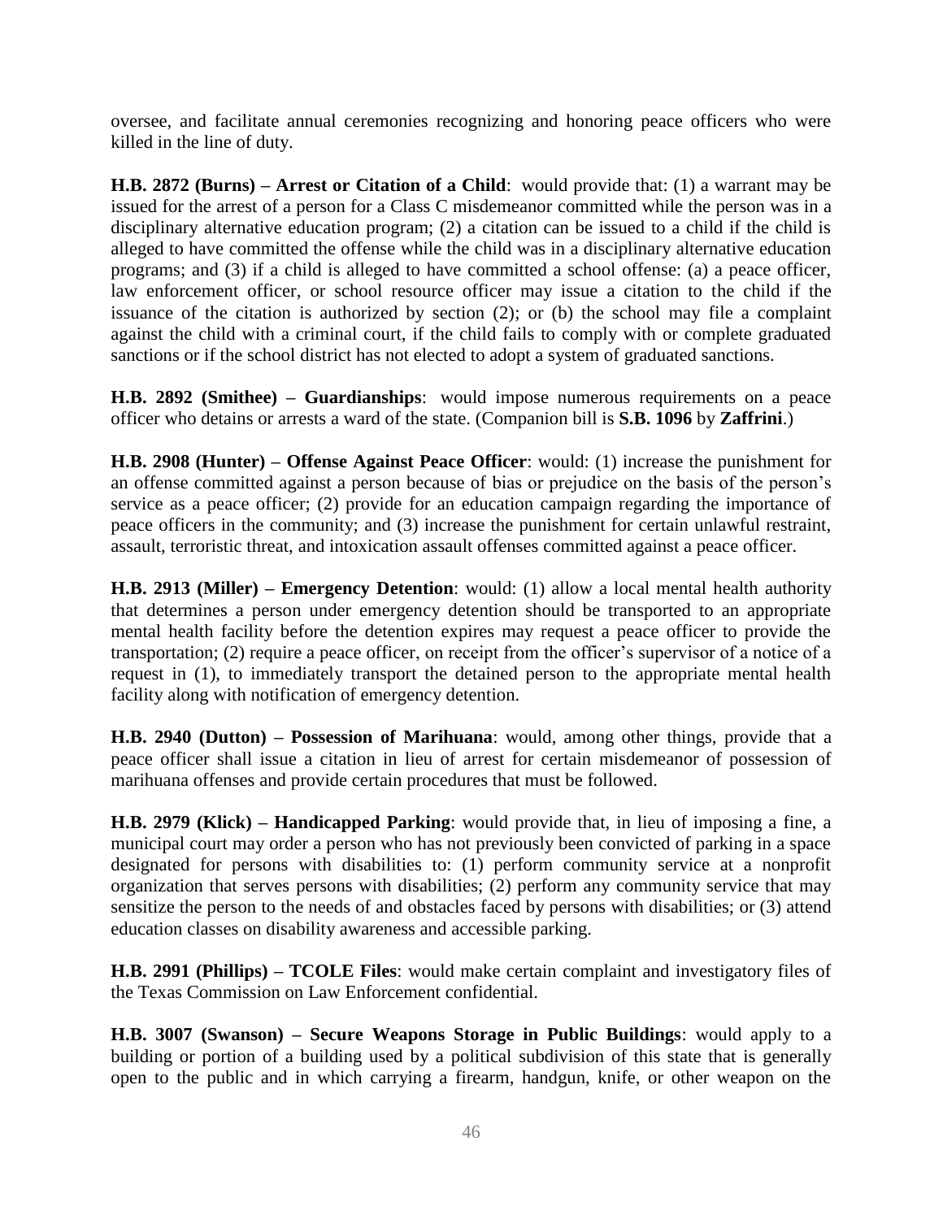oversee, and facilitate annual ceremonies recognizing and honoring peace officers who were killed in the line of duty.

**H.B. 2872 (Burns) – Arrest or Citation of a Child**: would provide that: (1) a warrant may be issued for the arrest of a person for a Class C misdemeanor committed while the person was in a disciplinary alternative education program; (2) a citation can be issued to a child if the child is alleged to have committed the offense while the child was in a disciplinary alternative education programs; and (3) if a child is alleged to have committed a school offense: (a) a peace officer, law enforcement officer, or school resource officer may issue a citation to the child if the issuance of the citation is authorized by section (2); or (b) the school may file a complaint against the child with a criminal court, if the child fails to comply with or complete graduated sanctions or if the school district has not elected to adopt a system of graduated sanctions.

**H.B. 2892 (Smithee) – Guardianships**: would impose numerous requirements on a peace officer who detains or arrests a ward of the state. (Companion bill is **S.B. 1096** by **Zaffrini**.)

**H.B. 2908 (Hunter) – Offense Against Peace Officer**: would: (1) increase the punishment for an offense committed against a person because of bias or prejudice on the basis of the person's service as a peace officer; (2) provide for an education campaign regarding the importance of peace officers in the community; and (3) increase the punishment for certain unlawful restraint, assault, terroristic threat, and intoxication assault offenses committed against a peace officer.

**H.B. 2913 (Miller) – Emergency Detention**: would: (1) allow a local mental health authority that determines a person under emergency detention should be transported to an appropriate mental health facility before the detention expires may request a peace officer to provide the transportation; (2) require a peace officer, on receipt from the officer's supervisor of a notice of a request in (1), to immediately transport the detained person to the appropriate mental health facility along with notification of emergency detention.

**H.B. 2940 (Dutton) – Possession of Marihuana**: would, among other things, provide that a peace officer shall issue a citation in lieu of arrest for certain misdemeanor of possession of marihuana offenses and provide certain procedures that must be followed.

**H.B. 2979 (Klick) – Handicapped Parking**: would provide that, in lieu of imposing a fine, a municipal court may order a person who has not previously been convicted of parking in a space designated for persons with disabilities to: (1) perform community service at a nonprofit organization that serves persons with disabilities; (2) perform any community service that may sensitize the person to the needs of and obstacles faced by persons with disabilities; or (3) attend education classes on disability awareness and accessible parking.

**H.B. 2991 (Phillips) – TCOLE Files**: would make certain complaint and investigatory files of the Texas Commission on Law Enforcement confidential.

**H.B. 3007 (Swanson) – Secure Weapons Storage in Public Buildings**: would apply to a building or portion of a building used by a political subdivision of this state that is generally open to the public and in which carrying a firearm, handgun, knife, or other weapon on the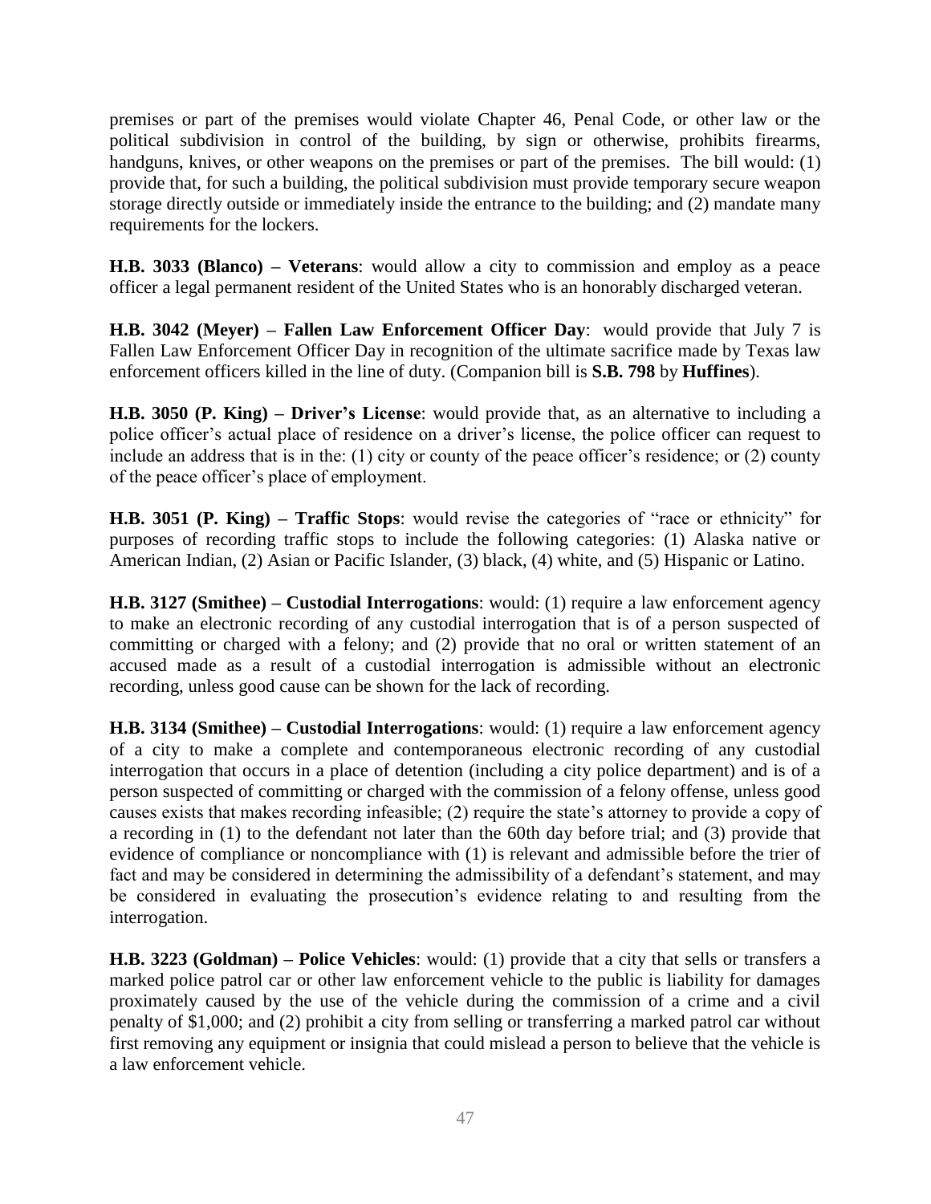premises or part of the premises would violate Chapter 46, Penal Code, or other law or the political subdivision in control of the building, by sign or otherwise, prohibits firearms, handguns, knives, or other weapons on the premises or part of the premises. The bill would: (1) provide that, for such a building, the political subdivision must provide temporary secure weapon storage directly outside or immediately inside the entrance to the building; and (2) mandate many requirements for the lockers.

**H.B. 3033 (Blanco) – Veterans**: would allow a city to commission and employ as a peace officer a legal permanent resident of the United States who is an honorably discharged veteran.

**H.B. 3042 (Meyer) – Fallen Law Enforcement Officer Day**: would provide that July 7 is Fallen Law Enforcement Officer Day in recognition of the ultimate sacrifice made by Texas law enforcement officers killed in the line of duty. (Companion bill is **S.B. 798** by **Huffines**).

**H.B. 3050 (P. King) – Driver's License**: would provide that, as an alternative to including a police officer's actual place of residence on a driver's license, the police officer can request to include an address that is in the: (1) city or county of the peace officer's residence; or (2) county of the peace officer's place of employment.

**H.B. 3051 (P. King) – Traffic Stops**: would revise the categories of "race or ethnicity" for purposes of recording traffic stops to include the following categories: (1) Alaska native or American Indian, (2) Asian or Pacific Islander, (3) black, (4) white, and (5) Hispanic or Latino.

**H.B. 3127 (Smithee) – Custodial Interrogations**: would: (1) require a law enforcement agency to make an electronic recording of any custodial interrogation that is of a person suspected of committing or charged with a felony; and (2) provide that no oral or written statement of an accused made as a result of a custodial interrogation is admissible without an electronic recording, unless good cause can be shown for the lack of recording.

**H.B. 3134 (Smithee) – Custodial Interrogations**: would: (1) require a law enforcement agency of a city to make a complete and contemporaneous electronic recording of any custodial interrogation that occurs in a place of detention (including a city police department) and is of a person suspected of committing or charged with the commission of a felony offense, unless good causes exists that makes recording infeasible; (2) require the state's attorney to provide a copy of a recording in (1) to the defendant not later than the 60th day before trial; and (3) provide that evidence of compliance or noncompliance with (1) is relevant and admissible before the trier of fact and may be considered in determining the admissibility of a defendant's statement, and may be considered in evaluating the prosecution's evidence relating to and resulting from the interrogation.

**H.B. 3223 (Goldman) – Police Vehicles**: would: (1) provide that a city that sells or transfers a marked police patrol car or other law enforcement vehicle to the public is liability for damages proximately caused by the use of the vehicle during the commission of a crime and a civil penalty of $1,000; and (2) prohibit a city from selling or transferring a marked patrol car without first removing any equipment or insignia that could mislead a person to believe that the vehicle is a law enforcement vehicle.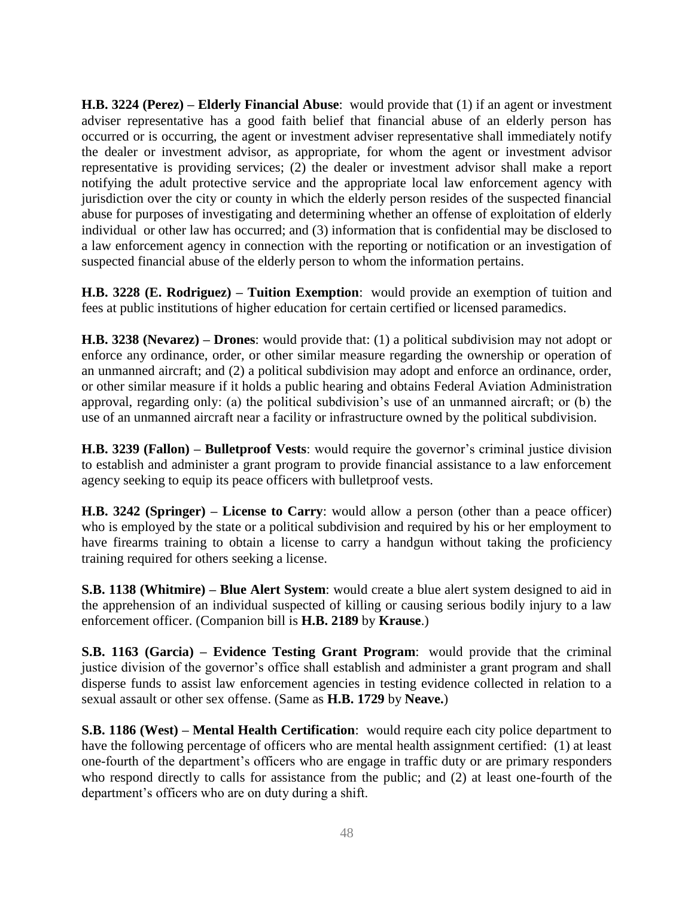**H.B. 3224 (Perez) – Elderly Financial Abuse**: would provide that (1) if an agent or investment adviser representative has a good faith belief that financial abuse of an elderly person has occurred or is occurring, the agent or investment adviser representative shall immediately notify the dealer or investment advisor, as appropriate, for whom the agent or investment advisor representative is providing services; (2) the dealer or investment advisor shall make a report notifying the adult protective service and the appropriate local law enforcement agency with jurisdiction over the city or county in which the elderly person resides of the suspected financial abuse for purposes of investigating and determining whether an offense of exploitation of elderly individual or other law has occurred; and (3) information that is confidential may be disclosed to a law enforcement agency in connection with the reporting or notification or an investigation of suspected financial abuse of the elderly person to whom the information pertains.

**H.B. 3228 (E. Rodriguez) – Tuition Exemption**: would provide an exemption of tuition and fees at public institutions of higher education for certain certified or licensed paramedics.

**H.B. 3238 (Nevarez) – Drones**: would provide that: (1) a political subdivision may not adopt or enforce any ordinance, order, or other similar measure regarding the ownership or operation of an unmanned aircraft; and (2) a political subdivision may adopt and enforce an ordinance, order, or other similar measure if it holds a public hearing and obtains Federal Aviation Administration approval, regarding only: (a) the political subdivision's use of an unmanned aircraft; or (b) the use of an unmanned aircraft near a facility or infrastructure owned by the political subdivision.

**H.B. 3239 (Fallon) – Bulletproof Vests**: would require the governor's criminal justice division to establish and administer a grant program to provide financial assistance to a law enforcement agency seeking to equip its peace officers with bulletproof vests.

**H.B. 3242 (Springer) – License to Carry**: would allow a person (other than a peace officer) who is employed by the state or a political subdivision and required by his or her employment to have firearms training to obtain a license to carry a handgun without taking the proficiency training required for others seeking a license.

**S.B. 1138 (Whitmire) – Blue Alert System**: would create a blue alert system designed to aid in the apprehension of an individual suspected of killing or causing serious bodily injury to a law enforcement officer. (Companion bill is **H.B. 2189** by **Krause**.)

**S.B. 1163 (Garcia) – Evidence Testing Grant Program**: would provide that the criminal justice division of the governor's office shall establish and administer a grant program and shall disperse funds to assist law enforcement agencies in testing evidence collected in relation to a sexual assault or other sex offense. (Same as **H.B. 1729** by **Neave.**)

**S.B. 1186 (West) – Mental Health Certification**: would require each city police department to have the following percentage of officers who are mental health assignment certified: (1) at least one-fourth of the department's officers who are engage in traffic duty or are primary responders who respond directly to calls for assistance from the public; and (2) at least one-fourth of the department's officers who are on duty during a shift.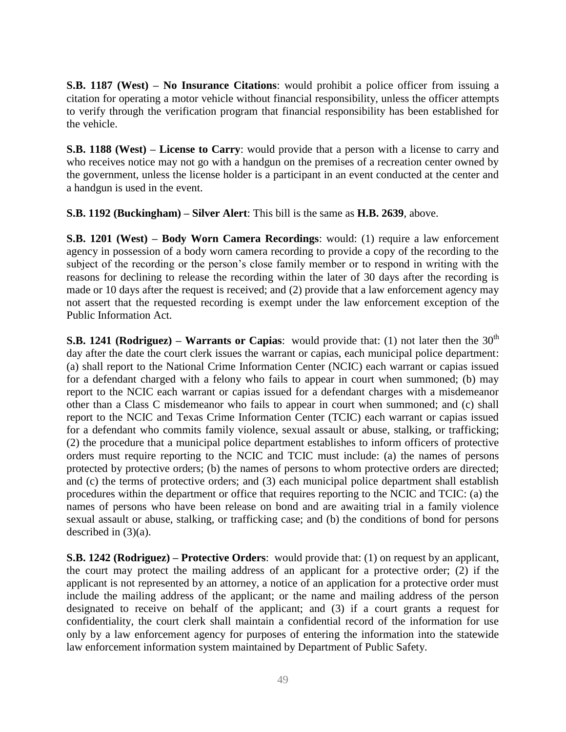**S.B. 1187 (West) – No Insurance Citations**: would prohibit a police officer from issuing a citation for operating a motor vehicle without financial responsibility, unless the officer attempts to verify through the verification program that financial responsibility has been established for the vehicle.

**S.B. 1188 (West) – License to Carry**: would provide that a person with a license to carry and who receives notice may not go with a handgun on the premises of a recreation center owned by the government, unless the license holder is a participant in an event conducted at the center and a handgun is used in the event.

**S.B. 1192 (Buckingham) – Silver Alert**: This bill is the same as **H.B. 2639**, above.

**S.B. 1201 (West) – Body Worn Camera Recordings**: would: (1) require a law enforcement agency in possession of a body worn camera recording to provide a copy of the recording to the subject of the recording or the person's close family member or to respond in writing with the reasons for declining to release the recording within the later of 30 days after the recording is made or 10 days after the request is received; and (2) provide that a law enforcement agency may not assert that the requested recording is exempt under the law enforcement exception of the Public Information Act.

**S.B. 1241 (Rodriguez) – Warrants or Capias**: would provide that: (1) not later then the 30th day after the date the court clerk issues the warrant or capias, each municipal police department: (a) shall report to the National Crime Information Center (NCIC) each warrant or capias issued for a defendant charged with a felony who fails to appear in court when summoned; (b) may report to the NCIC each warrant or capias issued for a defendant charges with a misdemeanor other than a Class C misdemeanor who fails to appear in court when summoned; and (c) shall report to the NCIC and Texas Crime Information Center (TCIC) each warrant or capias issued for a defendant who commits family violence, sexual assault or abuse, stalking, or trafficking; (2) the procedure that a municipal police department establishes to inform officers of protective orders must require reporting to the NCIC and TCIC must include: (a) the names of persons protected by protective orders; (b) the names of persons to whom protective orders are directed; and (c) the terms of protective orders; and (3) each municipal police department shall establish procedures within the department or office that requires reporting to the NCIC and TCIC: (a) the names of persons who have been release on bond and are awaiting trial in a family violence sexual assault or abuse, stalking, or trafficking case; and (b) the conditions of bond for persons described in (3)(a).

**S.B. 1242 (Rodriguez) – Protective Orders**: would provide that: (1) on request by an applicant, the court may protect the mailing address of an applicant for a protective order; (2) if the applicant is not represented by an attorney, a notice of an application for a protective order must include the mailing address of the applicant; or the name and mailing address of the person designated to receive on behalf of the applicant; and (3) if a court grants a request for confidentiality, the court clerk shall maintain a confidential record of the information for use only by a law enforcement agency for purposes of entering the information into the statewide law enforcement information system maintained by Department of Public Safety.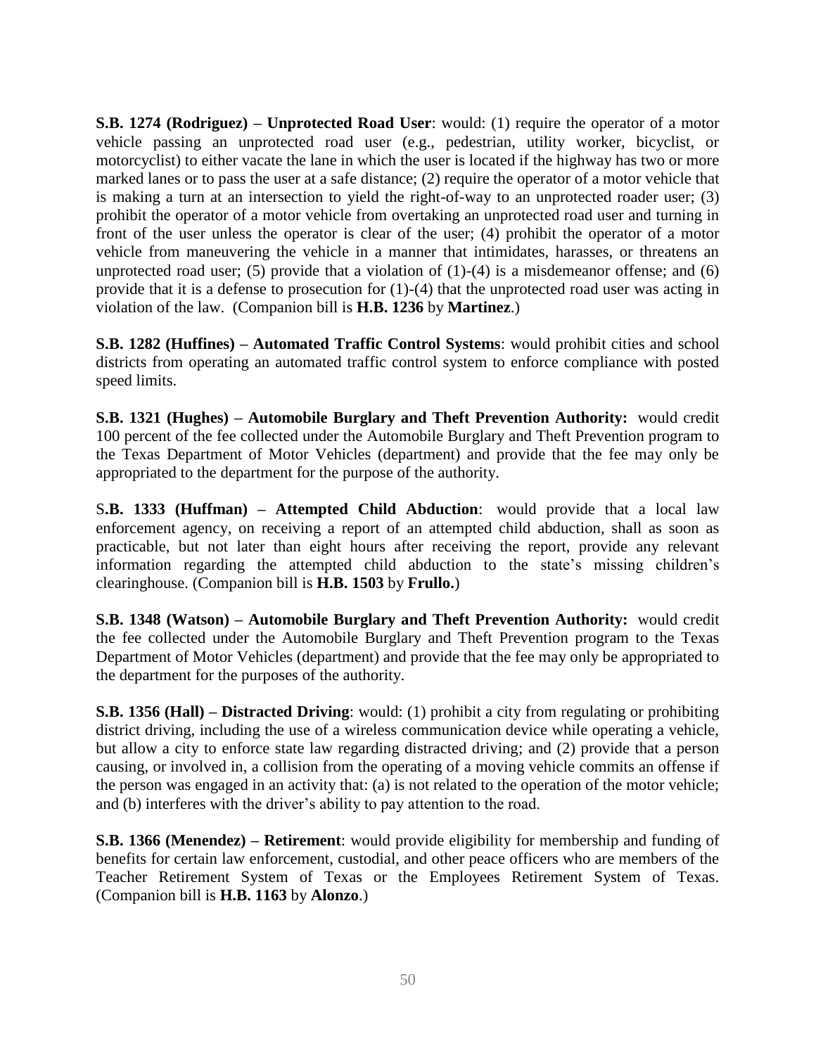**S.B. 1274 (Rodriguez) – Unprotected Road User**: would: (1) require the operator of a motor vehicle passing an unprotected road user (e.g., pedestrian, utility worker, bicyclist, or motorcyclist) to either vacate the lane in which the user is located if the highway has two or more marked lanes or to pass the user at a safe distance; (2) require the operator of a motor vehicle that is making a turn at an intersection to yield the right-of-way to an unprotected roader user; (3) prohibit the operator of a motor vehicle from overtaking an unprotected road user and turning in front of the user unless the operator is clear of the user; (4) prohibit the operator of a motor vehicle from maneuvering the vehicle in a manner that intimidates, harasses, or threatens an unprotected road user; (5) provide that a violation of (1)-(4) is a misdemeanor offense; and (6) provide that it is a defense to prosecution for (1)-(4) that the unprotected road user was acting in violation of the law. (Companion bill is **H.B. 1236** by **Martinez**.)

**S.B. 1282 (Huffines) – Automated Traffic Control Systems**: would prohibit cities and school districts from operating an automated traffic control system to enforce compliance with posted speed limits.

**S.B. 1321 (Hughes) – Automobile Burglary and Theft Prevention Authority:** would credit 100 percent of the fee collected under the Automobile Burglary and Theft Prevention program to the Texas Department of Motor Vehicles (department) and provide that the fee may only be appropriated to the department for the purpose of the authority.

S**.B. 1333 (Huffman) – Attempted Child Abduction**: would provide that a local law enforcement agency, on receiving a report of an attempted child abduction, shall as soon as practicable, but not later than eight hours after receiving the report, provide any relevant information regarding the attempted child abduction to the state's missing children's clearinghouse. (Companion bill is **H.B. 1503** by **Frullo.**)

**S.B. 1348 (Watson) – Automobile Burglary and Theft Prevention Authority:** would credit the fee collected under the Automobile Burglary and Theft Prevention program to the Texas Department of Motor Vehicles (department) and provide that the fee may only be appropriated to the department for the purposes of the authority.

**S.B. 1356 (Hall) – Distracted Driving**: would: (1) prohibit a city from regulating or prohibiting district driving, including the use of a wireless communication device while operating a vehicle, but allow a city to enforce state law regarding distracted driving; and (2) provide that a person causing, or involved in, a collision from the operating of a moving vehicle commits an offense if the person was engaged in an activity that: (a) is not related to the operation of the motor vehicle; and (b) interferes with the driver's ability to pay attention to the road.

**S.B. 1366 (Menendez) – Retirement**: would provide eligibility for membership and funding of benefits for certain law enforcement, custodial, and other peace officers who are members of the Teacher Retirement System of Texas or the Employees Retirement System of Texas. (Companion bill is **H.B. 1163** by **Alonzo**.)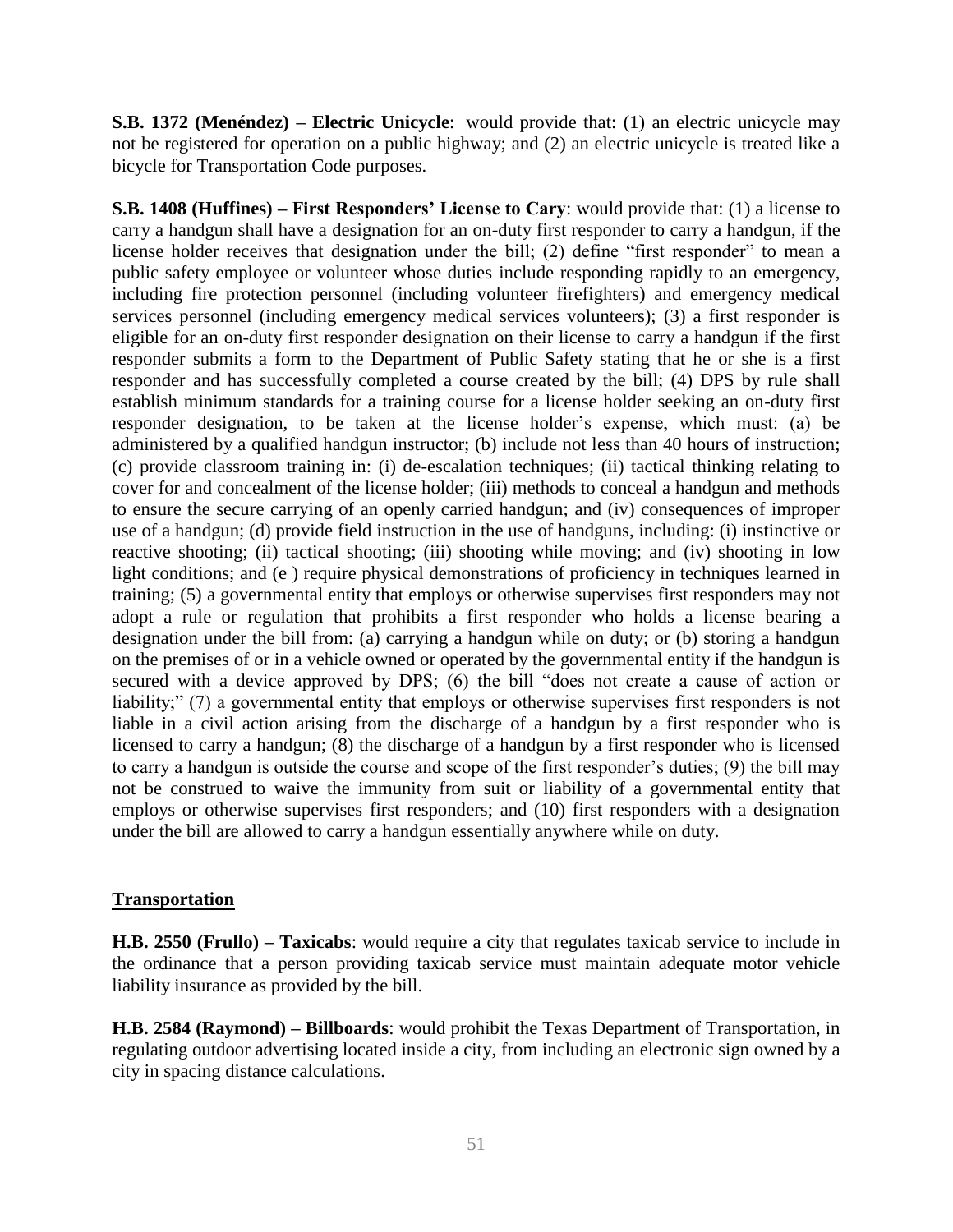**S.B. 1372 (Menéndez) – Electric Unicycle**: would provide that: (1) an electric unicycle may not be registered for operation on a public highway; and (2) an electric unicycle is treated like a bicycle for Transportation Code purposes.

**S.B. 1408 (Huffines) – First Responders' License to Cary**: would provide that: (1) a license to carry a handgun shall have a designation for an on-duty first responder to carry a handgun, if the license holder receives that designation under the bill; (2) define "first responder" to mean a public safety employee or volunteer whose duties include responding rapidly to an emergency, including fire protection personnel (including volunteer firefighters) and emergency medical services personnel (including emergency medical services volunteers); (3) a first responder is eligible for an on-duty first responder designation on their license to carry a handgun if the first responder submits a form to the Department of Public Safety stating that he or she is a first responder and has successfully completed a course created by the bill; (4) DPS by rule shall establish minimum standards for a training course for a license holder seeking an on-duty first responder designation, to be taken at the license holder's expense, which must: (a) be administered by a qualified handgun instructor; (b) include not less than 40 hours of instruction; (c) provide classroom training in: (i) de-escalation techniques; (ii) tactical thinking relating to cover for and concealment of the license holder; (iii) methods to conceal a handgun and methods to ensure the secure carrying of an openly carried handgun; and (iv) consequences of improper use of a handgun; (d) provide field instruction in the use of handguns, including: (i) instinctive or reactive shooting; (ii) tactical shooting; (iii) shooting while moving; and (iv) shooting in low light conditions; and (e ) require physical demonstrations of proficiency in techniques learned in training; (5) a governmental entity that employs or otherwise supervises first responders may not adopt a rule or regulation that prohibits a first responder who holds a license bearing a designation under the bill from: (a) carrying a handgun while on duty; or (b) storing a handgun on the premises of or in a vehicle owned or operated by the governmental entity if the handgun is secured with a device approved by DPS; (6) the bill "does not create a cause of action or liability;" (7) a governmental entity that employs or otherwise supervises first responders is not liable in a civil action arising from the discharge of a handgun by a first responder who is licensed to carry a handgun; (8) the discharge of a handgun by a first responder who is licensed to carry a handgun is outside the course and scope of the first responder's duties; (9) the bill may not be construed to waive the immunity from suit or liability of a governmental entity that employs or otherwise supervises first responders; and (10) first responders with a designation under the bill are allowed to carry a handgun essentially anywhere while on duty.

## Transportation

**H.B. 2550 (Frullo) – Taxicabs**: would require a city that regulates taxicab service to include in the ordinance that a person providing taxicab service must maintain adequate motor vehicle liability insurance as provided by the bill.

**H.B. 2584 (Raymond) – Billboards**: would prohibit the Texas Department of Transportation, in regulating outdoor advertising located inside a city, from including an electronic sign owned by a city in spacing distance calculations.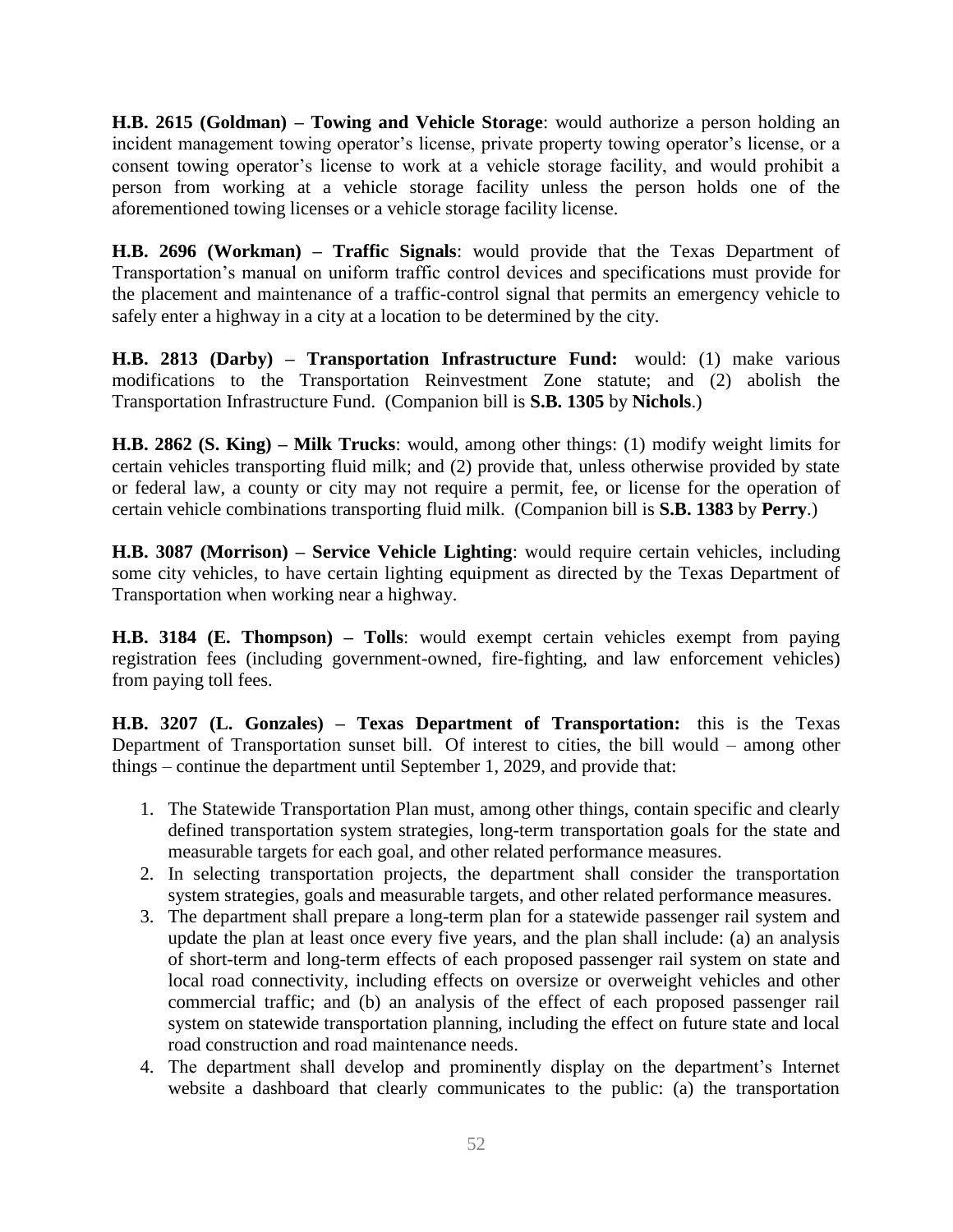**H.B. 2615 (Goldman) – Towing and Vehicle Storage**: would authorize a person holding an incident management towing operator's license, private property towing operator's license, or a consent towing operator's license to work at a vehicle storage facility, and would prohibit a person from working at a vehicle storage facility unless the person holds one of the aforementioned towing licenses or a vehicle storage facility license.

**H.B. 2696 (Workman) – Traffic Signals**: would provide that the Texas Department of Transportation's manual on uniform traffic control devices and specifications must provide for the placement and maintenance of a traffic-control signal that permits an emergency vehicle to safely enter a highway in a city at a location to be determined by the city.

**H.B. 2813 (Darby) – Transportation Infrastructure Fund:** would: (1) make various modifications to the Transportation Reinvestment Zone statute; and (2) abolish the Transportation Infrastructure Fund. (Companion bill is **S.B. 1305** by **Nichols**.)

**H.B. 2862 (S. King) – Milk Trucks**: would, among other things: (1) modify weight limits for certain vehicles transporting fluid milk; and (2) provide that, unless otherwise provided by state or federal law, a county or city may not require a permit, fee, or license for the operation of certain vehicle combinations transporting fluid milk. (Companion bill is **S.B. 1383** by **Perry**.)

**H.B. 3087 (Morrison) – Service Vehicle Lighting**: would require certain vehicles, including some city vehicles, to have certain lighting equipment as directed by the Texas Department of Transportation when working near a highway.

**H.B. 3184 (E. Thompson) – Tolls**: would exempt certain vehicles exempt from paying registration fees (including government-owned, fire-fighting, and law enforcement vehicles) from paying toll fees.

**H.B. 3207 (L. Gonzales) – Texas Department of Transportation:** this is the Texas Department of Transportation sunset bill. Of interest to cities, the bill would – among other things – continue the department until September 1, 2029, and provide that:

1. The Statewide Transportation Plan must, among other things, contain specific and clearly defined transportation system strategies, long-term transportation goals for the state and measurable targets for each goal, and other related performance measures.
2. In selecting transportation projects, the department shall consider the transportation system strategies, goals and measurable targets, and other related performance measures.
3. The department shall prepare a long-term plan for a statewide passenger rail system and update the plan at least once every five years, and the plan shall include: (a) an analysis of short-term and long-term effects of each proposed passenger rail system on state and local road connectivity, including effects on oversize or overweight vehicles and other commercial traffic; and (b) an analysis of the effect of each proposed passenger rail system on statewide transportation planning, including the effect on future state and local road construction and road maintenance needs.
4. The department shall develop and prominently display on the department's Internet website a dashboard that clearly communicates to the public: (a) the transportation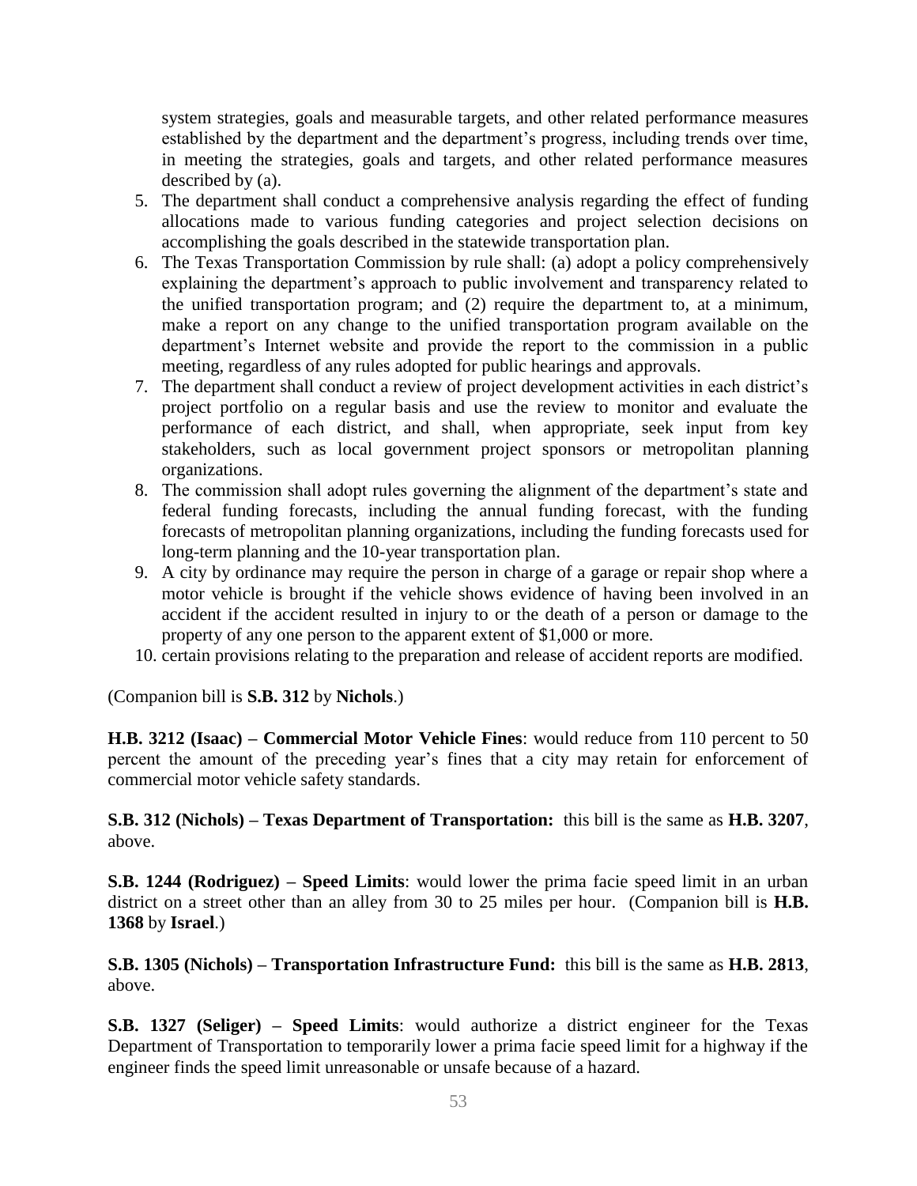system strategies, goals and measurable targets, and other related performance measures established by the department and the department's progress, including trends over time, in meeting the strategies, goals and targets, and other related performance measures described by (a).

5. The department shall conduct a comprehensive analysis regarding the effect of funding allocations made to various funding categories and project selection decisions on accomplishing the goals described in the statewide transportation plan.
6. The Texas Transportation Commission by rule shall: (a) adopt a policy comprehensively explaining the department's approach to public involvement and transparency related to the unified transportation program; and (2) require the department to, at a minimum, make a report on any change to the unified transportation program available on the department's Internet website and provide the report to the commission in a public meeting, regardless of any rules adopted for public hearings and approvals.
7. The department shall conduct a review of project development activities in each district's project portfolio on a regular basis and use the review to monitor and evaluate the performance of each district, and shall, when appropriate, seek input from key stakeholders, such as local government project sponsors or metropolitan planning organizations.
8. The commission shall adopt rules governing the alignment of the department's state and federal funding forecasts, including the annual funding forecast, with the funding forecasts of metropolitan planning organizations, including the funding forecasts used for long-term planning and the 10-year transportation plan.
9. A city by ordinance may require the person in charge of a garage or repair shop where a motor vehicle is brought if the vehicle shows evidence of having been involved in an accident if the accident resulted in injury to or the death of a person or damage to the property of any one person to the apparent extent of $1,000 or more.
10. certain provisions relating to the preparation and release of accident reports are modified.

(Companion bill is **S.B. 312** by **Nichols**.)

**H.B. 3212 (Isaac) – Commercial Motor Vehicle Fines**: would reduce from 110 percent to 50 percent the amount of the preceding year's fines that a city may retain for enforcement of commercial motor vehicle safety standards.

**S.B. 312 (Nichols) – Texas Department of Transportation:** this bill is the same as **H.B. 3207**, above.

**S.B. 1244 (Rodriguez) – Speed Limits**: would lower the prima facie speed limit in an urban district on a street other than an alley from 30 to 25 miles per hour. (Companion bill is **H.B. 1368** by **Israel**.)

**S.B. 1305 (Nichols) – Transportation Infrastructure Fund:** this bill is the same as **H.B. 2813**, above.

**S.B. 1327 (Seliger) – Speed Limits**: would authorize a district engineer for the Texas Department of Transportation to temporarily lower a prima facie speed limit for a highway if the engineer finds the speed limit unreasonable or unsafe because of a hazard.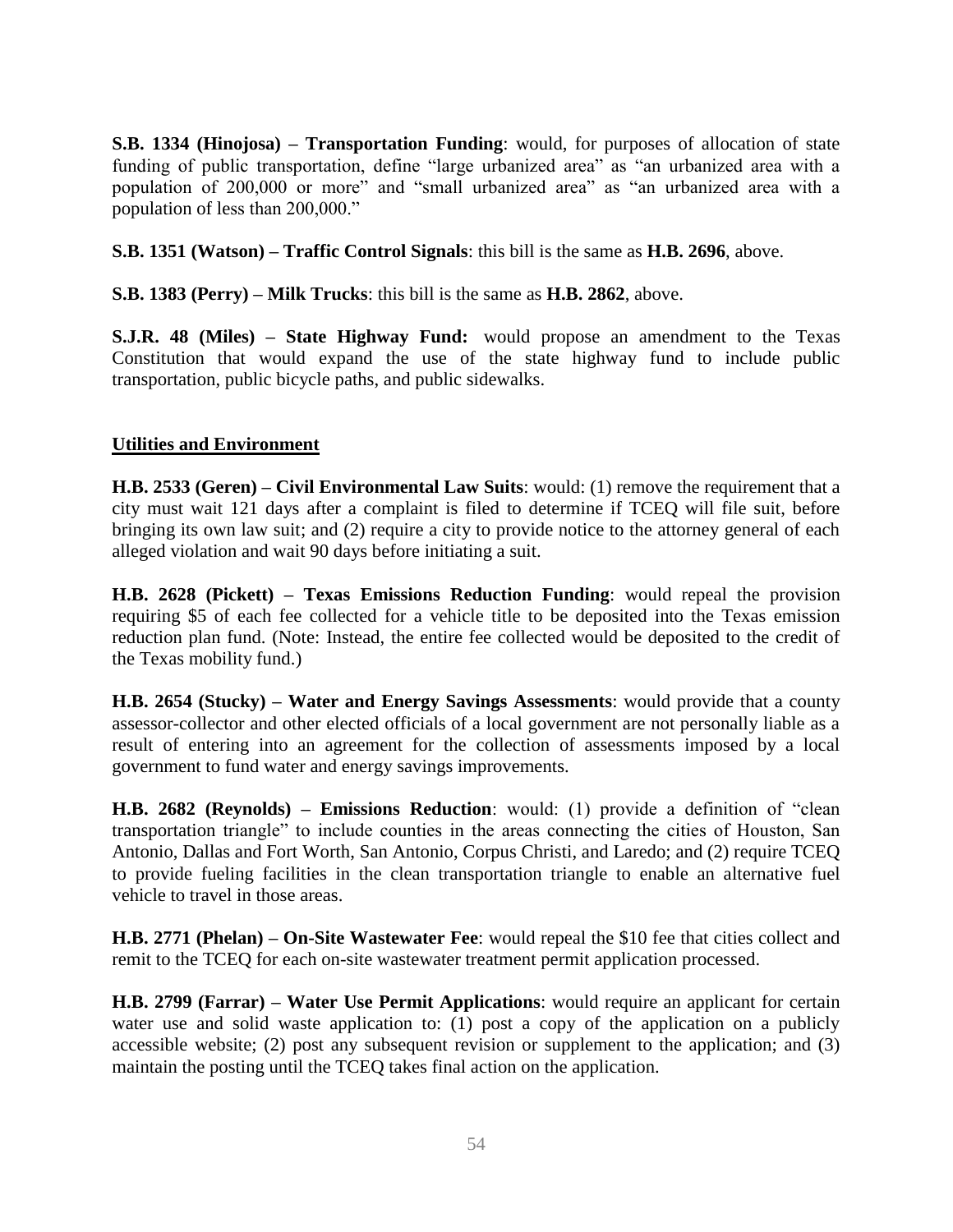**S.B. 1334 (Hinojosa) – Transportation Funding**: would, for purposes of allocation of state funding of public transportation, define "large urbanized area" as "an urbanized area with a population of 200,000 or more" and "small urbanized area" as "an urbanized area with a population of less than 200,000."

**S.B. 1351 (Watson) – Traffic Control Signals**: this bill is the same as **H.B. 2696**, above.

**S.B. 1383 (Perry) – Milk Trucks**: this bill is the same as **H.B. 2862**, above.

**S.J.R. 48 (Miles) – State Highway Fund:** would propose an amendment to the Texas Constitution that would expand the use of the state highway fund to include public transportation, public bicycle paths, and public sidewalks.

## Utilities and Environment

**H.B. 2533 (Geren) – Civil Environmental Law Suits**: would: (1) remove the requirement that a city must wait 121 days after a complaint is filed to determine if TCEQ will file suit, before bringing its own law suit; and (2) require a city to provide notice to the attorney general of each alleged violation and wait 90 days before initiating a suit.

**H.B. 2628 (Pickett) – Texas Emissions Reduction Funding**: would repeal the provision requiring $5 of each fee collected for a vehicle title to be deposited into the Texas emission reduction plan fund. (Note: Instead, the entire fee collected would be deposited to the credit of the Texas mobility fund.)

**H.B. 2654 (Stucky) – Water and Energy Savings Assessments**: would provide that a county assessor-collector and other elected officials of a local government are not personally liable as a result of entering into an agreement for the collection of assessments imposed by a local government to fund water and energy savings improvements.

**H.B. 2682 (Reynolds) – Emissions Reduction**: would: (1) provide a definition of "clean transportation triangle" to include counties in the areas connecting the cities of Houston, San Antonio, Dallas and Fort Worth, San Antonio, Corpus Christi, and Laredo; and (2) require TCEQ to provide fueling facilities in the clean transportation triangle to enable an alternative fuel vehicle to travel in those areas.

**H.B. 2771 (Phelan) – On-Site Wastewater Fee**: would repeal the $10 fee that cities collect and remit to the TCEQ for each on-site wastewater treatment permit application processed.

**H.B. 2799 (Farrar) – Water Use Permit Applications**: would require an applicant for certain water use and solid waste application to: (1) post a copy of the application on a publicly accessible website; (2) post any subsequent revision or supplement to the application; and (3) maintain the posting until the TCEQ takes final action on the application.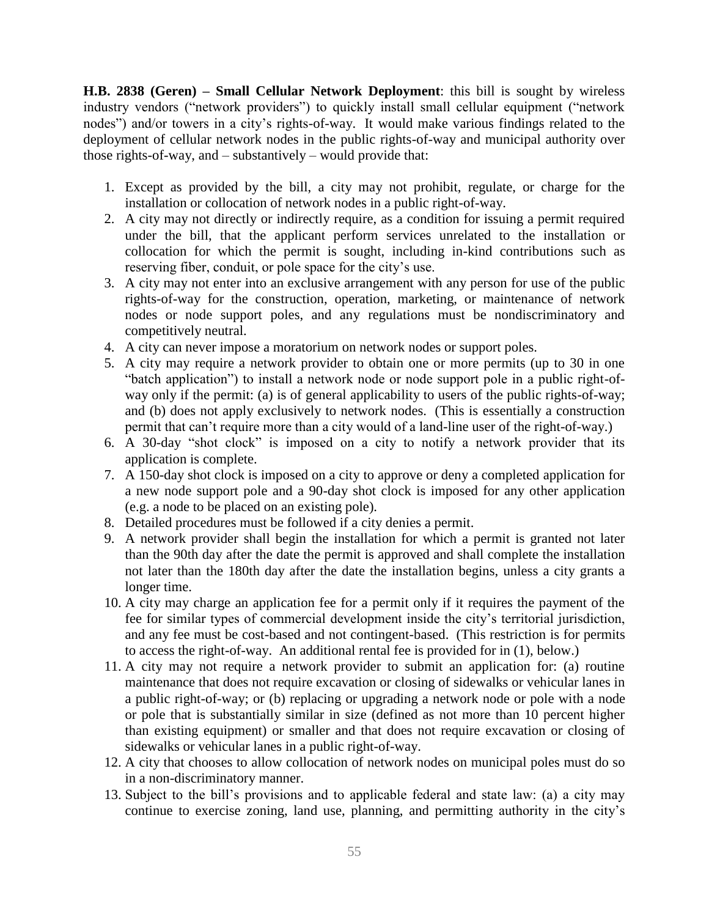**H.B. 2838 (Geren) – Small Cellular Network Deployment**: this bill is sought by wireless industry vendors ("network providers") to quickly install small cellular equipment ("network nodes") and/or towers in a city's rights-of-way. It would make various findings related to the deployment of cellular network nodes in the public rights-of-way and municipal authority over those rights-of-way, and – substantively – would provide that:

1. Except as provided by the bill, a city may not prohibit, regulate, or charge for the installation or collocation of network nodes in a public right-of-way.
2. A city may not directly or indirectly require, as a condition for issuing a permit required under the bill, that the applicant perform services unrelated to the installation or collocation for which the permit is sought, including in-kind contributions such as reserving fiber, conduit, or pole space for the city's use.
3. A city may not enter into an exclusive arrangement with any person for use of the public rights-of-way for the construction, operation, marketing, or maintenance of network nodes or node support poles, and any regulations must be nondiscriminatory and competitively neutral.
4. A city can never impose a moratorium on network nodes or support poles.
5. A city may require a network provider to obtain one or more permits (up to 30 in one "batch application") to install a network node or node support pole in a public right-of-way only if the permit: (a) is of general applicability to users of the public rights-of-way; and (b) does not apply exclusively to network nodes. (This is essentially a construction permit that can't require more than a city would of a land-line user of the right-of-way.)
6. A 30-day "shot clock" is imposed on a city to notify a network provider that its application is complete.
7. A 150-day shot clock is imposed on a city to approve or deny a completed application for a new node support pole and a 90-day shot clock is imposed for any other application (e.g. a node to be placed on an existing pole).
8. Detailed procedures must be followed if a city denies a permit.
9. A network provider shall begin the installation for which a permit is granted not later than the 90th day after the date the permit is approved and shall complete the installation not later than the 180th day after the date the installation begins, unless a city grants a longer time.
10. A city may charge an application fee for a permit only if it requires the payment of the fee for similar types of commercial development inside the city's territorial jurisdiction, and any fee must be cost-based and not contingent-based. (This restriction is for permits to access the right-of-way. An additional rental fee is provided for in (1), below.)
11. A city may not require a network provider to submit an application for: (a) routine maintenance that does not require excavation or closing of sidewalks or vehicular lanes in a public right-of-way; or (b) replacing or upgrading a network node or pole with a node or pole that is substantially similar in size (defined as not more than 10 percent higher than existing equipment) or smaller and that does not require excavation or closing of sidewalks or vehicular lanes in a public right-of-way.
12. A city that chooses to allow collocation of network nodes on municipal poles must do so in a non-discriminatory manner.
13. Subject to the bill's provisions and to applicable federal and state law: (a) a city may continue to exercise zoning, land use, planning, and permitting authority in the city's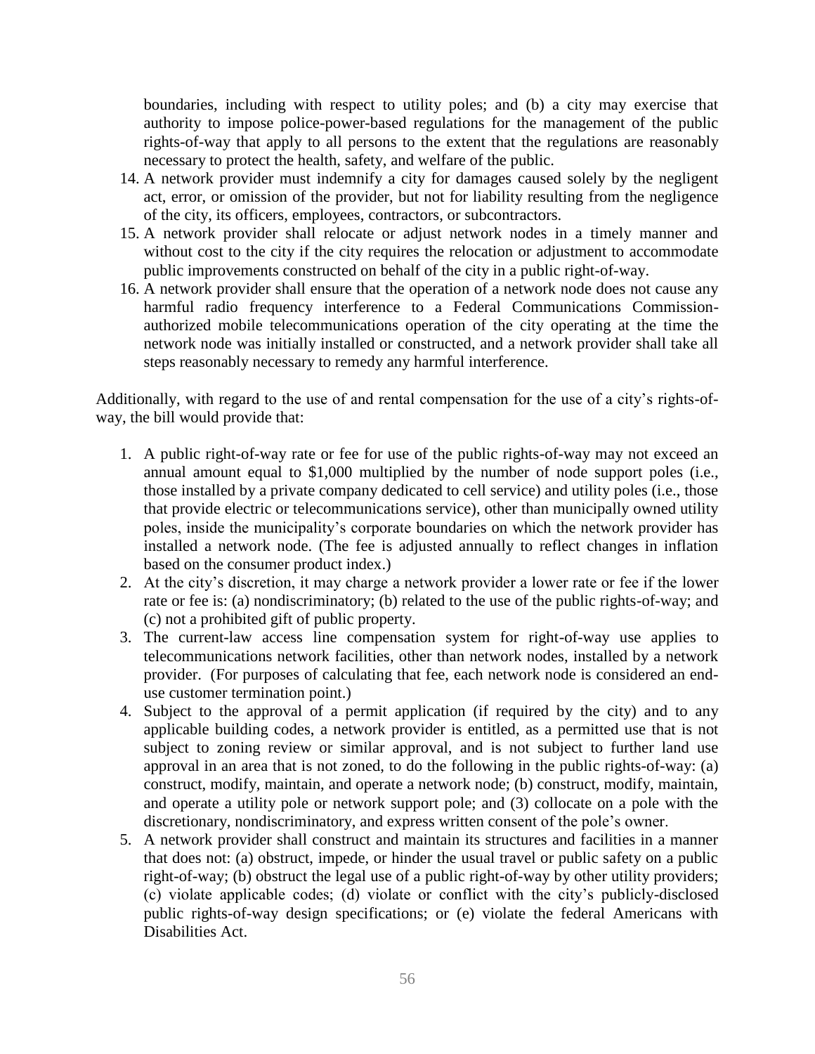boundaries, including with respect to utility poles; and (b) a city may exercise that authority to impose police-power-based regulations for the management of the public rights-of-way that apply to all persons to the extent that the regulations are reasonably necessary to protect the health, safety, and welfare of the public.

14. A network provider must indemnify a city for damages caused solely by the negligent act, error, or omission of the provider, but not for liability resulting from the negligence of the city, its officers, employees, contractors, or subcontractors.
15. A network provider shall relocate or adjust network nodes in a timely manner and without cost to the city if the city requires the relocation or adjustment to accommodate public improvements constructed on behalf of the city in a public right-of-way.
16. A network provider shall ensure that the operation of a network node does not cause any harmful radio frequency interference to a Federal Communications Commission-authorized mobile telecommunications operation of the city operating at the time the network node was initially installed or constructed, and a network provider shall take all steps reasonably necessary to remedy any harmful interference.

Additionally, with regard to the use of and rental compensation for the use of a city's rights-of-way, the bill would provide that:

1. A public right-of-way rate or fee for use of the public rights-of-way may not exceed an annual amount equal to $1,000 multiplied by the number of node support poles (i.e., those installed by a private company dedicated to cell service) and utility poles (i.e., those that provide electric or telecommunications service), other than municipally owned utility poles, inside the municipality's corporate boundaries on which the network provider has installed a network node. (The fee is adjusted annually to reflect changes in inflation based on the consumer product index.)
2. At the city's discretion, it may charge a network provider a lower rate or fee if the lower rate or fee is: (a) nondiscriminatory; (b) related to the use of the public rights-of-way; and (c) not a prohibited gift of public property.
3. The current-law access line compensation system for right-of-way use applies to telecommunications network facilities, other than network nodes, installed by a network provider. (For purposes of calculating that fee, each network node is considered an end-use customer termination point.)
4. Subject to the approval of a permit application (if required by the city) and to any applicable building codes, a network provider is entitled, as a permitted use that is not subject to zoning review or similar approval, and is not subject to further land use approval in an area that is not zoned, to do the following in the public rights-of-way: (a) construct, modify, maintain, and operate a network node; (b) construct, modify, maintain, and operate a utility pole or network support pole; and (3) collocate on a pole with the discretionary, nondiscriminatory, and express written consent of the pole's owner.
5. A network provider shall construct and maintain its structures and facilities in a manner that does not: (a) obstruct, impede, or hinder the usual travel or public safety on a public right-of-way; (b) obstruct the legal use of a public right-of-way by other utility providers; (c) violate applicable codes; (d) violate or conflict with the city's publicly-disclosed public rights-of-way design specifications; or (e) violate the federal Americans with Disabilities Act.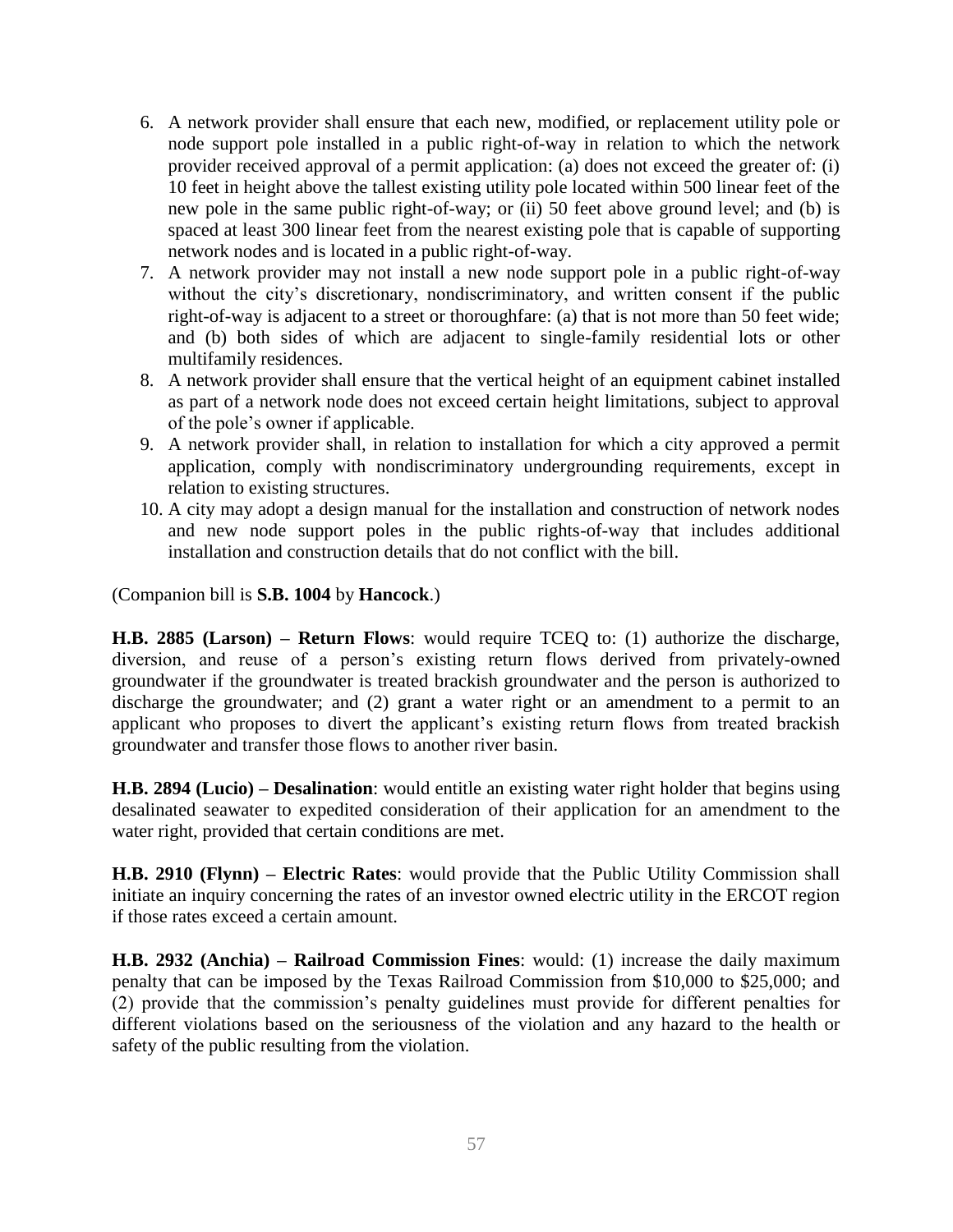6. A network provider shall ensure that each new, modified, or replacement utility pole or node support pole installed in a public right-of-way in relation to which the network provider received approval of a permit application: (a) does not exceed the greater of: (i) 10 feet in height above the tallest existing utility pole located within 500 linear feet of the new pole in the same public right-of-way; or (ii) 50 feet above ground level; and (b) is spaced at least 300 linear feet from the nearest existing pole that is capable of supporting network nodes and is located in a public right-of-way.
7. A network provider may not install a new node support pole in a public right-of-way without the city's discretionary, nondiscriminatory, and written consent if the public right-of-way is adjacent to a street or thoroughfare: (a) that is not more than 50 feet wide; and (b) both sides of which are adjacent to single-family residential lots or other multifamily residences.
8. A network provider shall ensure that the vertical height of an equipment cabinet installed as part of a network node does not exceed certain height limitations, subject to approval of the pole's owner if applicable.
9. A network provider shall, in relation to installation for which a city approved a permit application, comply with nondiscriminatory undergrounding requirements, except in relation to existing structures.
10. A city may adopt a design manual for the installation and construction of network nodes and new node support poles in the public rights-of-way that includes additional installation and construction details that do not conflict with the bill.

(Companion bill is **S.B. 1004** by **Hancock**.)

**H.B. 2885 (Larson) – Return Flows**: would require TCEQ to: (1) authorize the discharge, diversion, and reuse of a person's existing return flows derived from privately-owned groundwater if the groundwater is treated brackish groundwater and the person is authorized to discharge the groundwater; and (2) grant a water right or an amendment to a permit to an applicant who proposes to divert the applicant's existing return flows from treated brackish groundwater and transfer those flows to another river basin.

**H.B. 2894 (Lucio) – Desalination**: would entitle an existing water right holder that begins using desalinated seawater to expedited consideration of their application for an amendment to the water right, provided that certain conditions are met.

**H.B. 2910 (Flynn) – Electric Rates**: would provide that the Public Utility Commission shall initiate an inquiry concerning the rates of an investor owned electric utility in the ERCOT region if those rates exceed a certain amount.

**H.B. 2932 (Anchia) – Railroad Commission Fines**: would: (1) increase the daily maximum penalty that can be imposed by the Texas Railroad Commission from $10,000 to $25,000; and (2) provide that the commission's penalty guidelines must provide for different penalties for different violations based on the seriousness of the violation and any hazard to the health or safety of the public resulting from the violation.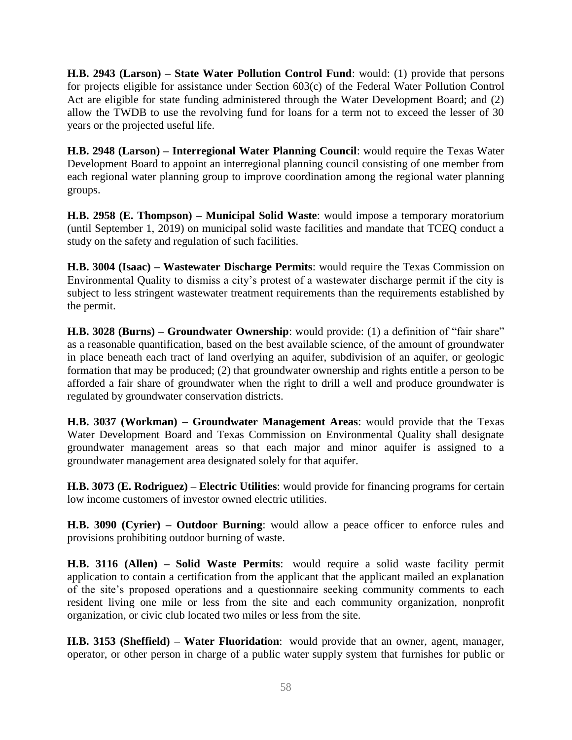**H.B. 2943 (Larson) – State Water Pollution Control Fund**: would: (1) provide that persons for projects eligible for assistance under Section 603(c) of the Federal Water Pollution Control Act are eligible for state funding administered through the Water Development Board; and (2) allow the TWDB to use the revolving fund for loans for a term not to exceed the lesser of 30 years or the projected useful life.

**H.B. 2948 (Larson) – Interregional Water Planning Council**: would require the Texas Water Development Board to appoint an interregional planning council consisting of one member from each regional water planning group to improve coordination among the regional water planning groups.

**H.B. 2958 (E. Thompson) – Municipal Solid Waste**: would impose a temporary moratorium (until September 1, 2019) on municipal solid waste facilities and mandate that TCEQ conduct a study on the safety and regulation of such facilities.

**H.B. 3004 (Isaac) – Wastewater Discharge Permits**: would require the Texas Commission on Environmental Quality to dismiss a city's protest of a wastewater discharge permit if the city is subject to less stringent wastewater treatment requirements than the requirements established by the permit.

**H.B. 3028 (Burns) – Groundwater Ownership**: would provide: (1) a definition of "fair share" as a reasonable quantification, based on the best available science, of the amount of groundwater in place beneath each tract of land overlying an aquifer, subdivision of an aquifer, or geologic formation that may be produced; (2) that groundwater ownership and rights entitle a person to be afforded a fair share of groundwater when the right to drill a well and produce groundwater is regulated by groundwater conservation districts.

**H.B. 3037 (Workman) – Groundwater Management Areas**: would provide that the Texas Water Development Board and Texas Commission on Environmental Quality shall designate groundwater management areas so that each major and minor aquifer is assigned to a groundwater management area designated solely for that aquifer.

**H.B. 3073 (E. Rodriguez) – Electric Utilities**: would provide for financing programs for certain low income customers of investor owned electric utilities.

**H.B. 3090 (Cyrier) – Outdoor Burning**: would allow a peace officer to enforce rules and provisions prohibiting outdoor burning of waste.

**H.B. 3116 (Allen) – Solid Waste Permits**: would require a solid waste facility permit application to contain a certification from the applicant that the applicant mailed an explanation of the site's proposed operations and a questionnaire seeking community comments to each resident living one mile or less from the site and each community organization, nonprofit organization, or civic club located two miles or less from the site.

**H.B. 3153 (Sheffield) – Water Fluoridation**: would provide that an owner, agent, manager, operator, or other person in charge of a public water supply system that furnishes for public or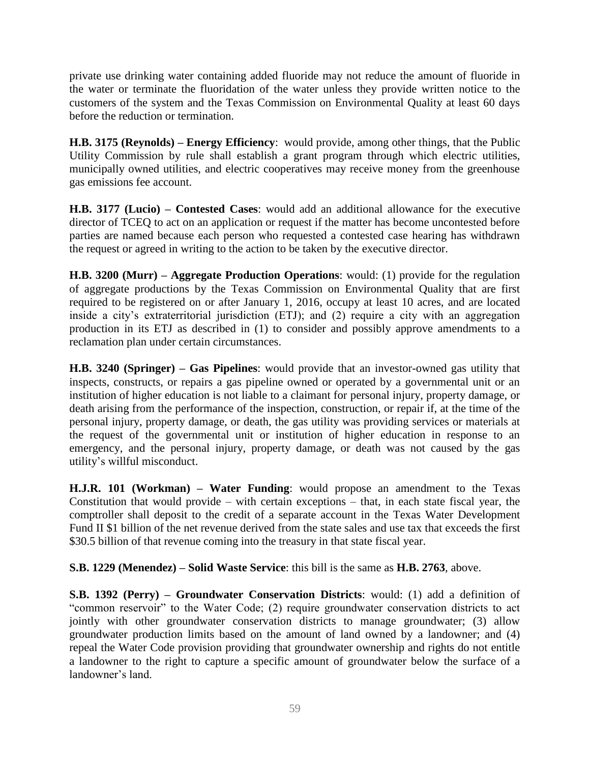private use drinking water containing added fluoride may not reduce the amount of fluoride in the water or terminate the fluoridation of the water unless they provide written notice to the customers of the system and the Texas Commission on Environmental Quality at least 60 days before the reduction or termination.

**H.B. 3175 (Reynolds) – Energy Efficiency**: would provide, among other things, that the Public Utility Commission by rule shall establish a grant program through which electric utilities, municipally owned utilities, and electric cooperatives may receive money from the greenhouse gas emissions fee account.

**H.B. 3177 (Lucio) – Contested Cases**: would add an additional allowance for the executive director of TCEQ to act on an application or request if the matter has become uncontested before parties are named because each person who requested a contested case hearing has withdrawn the request or agreed in writing to the action to be taken by the executive director.

**H.B. 3200 (Murr) – Aggregate Production Operations**: would: (1) provide for the regulation of aggregate productions by the Texas Commission on Environmental Quality that are first required to be registered on or after January 1, 2016, occupy at least 10 acres, and are located inside a city's extraterritorial jurisdiction (ETJ); and (2) require a city with an aggregation production in its ETJ as described in (1) to consider and possibly approve amendments to a reclamation plan under certain circumstances.

**H.B. 3240 (Springer) – Gas Pipelines**: would provide that an investor-owned gas utility that inspects, constructs, or repairs a gas pipeline owned or operated by a governmental unit or an institution of higher education is not liable to a claimant for personal injury, property damage, or death arising from the performance of the inspection, construction, or repair if, at the time of the personal injury, property damage, or death, the gas utility was providing services or materials at the request of the governmental unit or institution of higher education in response to an emergency, and the personal injury, property damage, or death was not caused by the gas utility's willful misconduct.

**H.J.R. 101 (Workman) – Water Funding**: would propose an amendment to the Texas Constitution that would provide – with certain exceptions – that, in each state fiscal year, the comptroller shall deposit to the credit of a separate account in the Texas Water Development Fund II $1 billion of the net revenue derived from the state sales and use tax that exceeds the first $30.5 billion of that revenue coming into the treasury in that state fiscal year.

**S.B. 1229 (Menendez) – Solid Waste Service**: this bill is the same as **H.B. 2763**, above.

**S.B. 1392 (Perry) – Groundwater Conservation Districts**: would: (1) add a definition of "common reservoir" to the Water Code; (2) require groundwater conservation districts to act jointly with other groundwater conservation districts to manage groundwater; (3) allow groundwater production limits based on the amount of land owned by a landowner; and (4) repeal the Water Code provision providing that groundwater ownership and rights do not entitle a landowner to the right to capture a specific amount of groundwater below the surface of a landowner's land.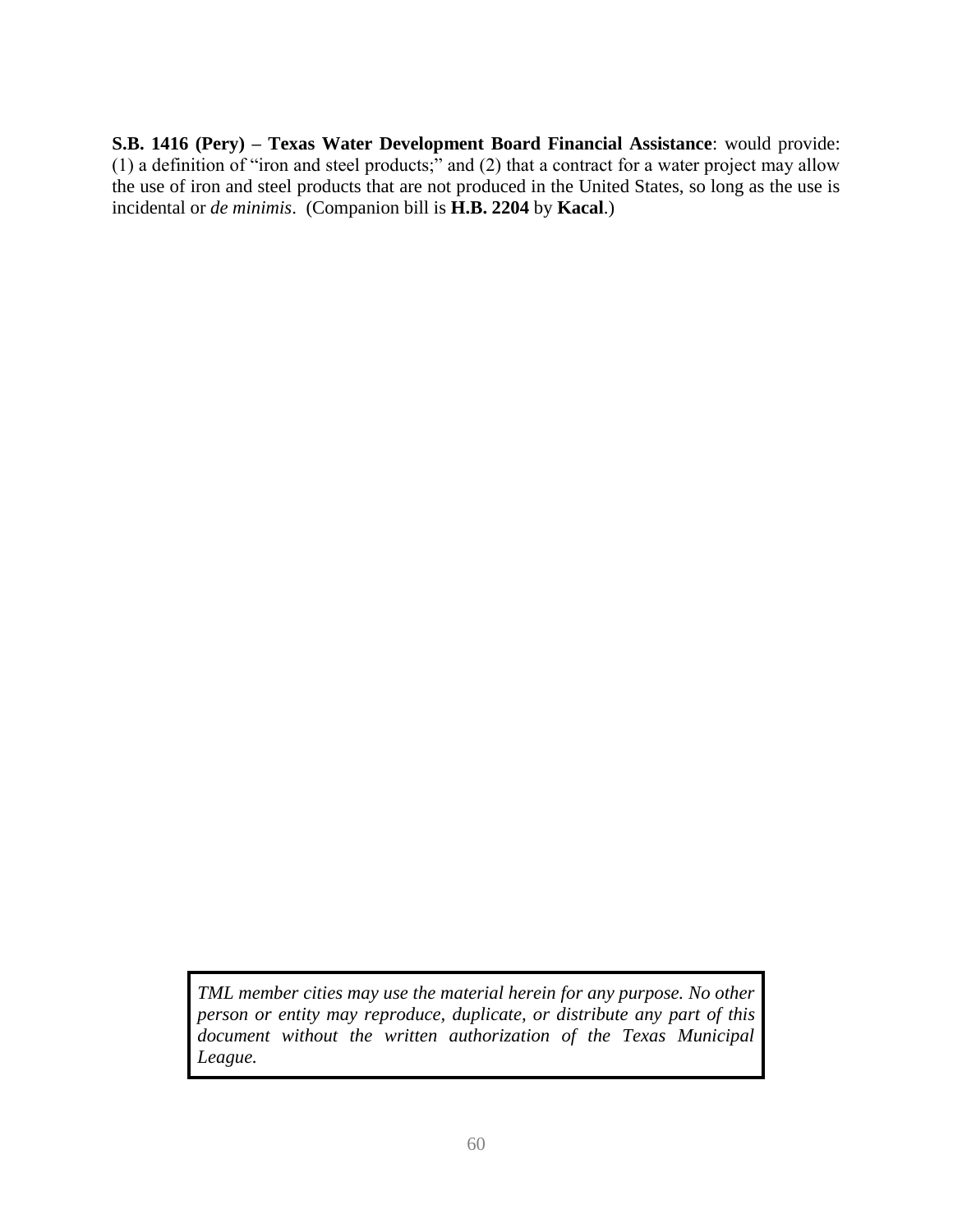**S.B. 1416 (Pery) – Texas Water Development Board Financial Assistance**: would provide: (1) a definition of "iron and steel products;" and (2) that a contract for a water project may allow the use of iron and steel products that are not produced in the United States, so long as the use is incidental or *de minimis*. (Companion bill is **H.B. 2204** by **Kacal**.)

*TML member cities may use the material herein for any purpose. No other person or entity may reproduce, duplicate, or distribute any part of this document without the written authorization of the Texas Municipal League.*